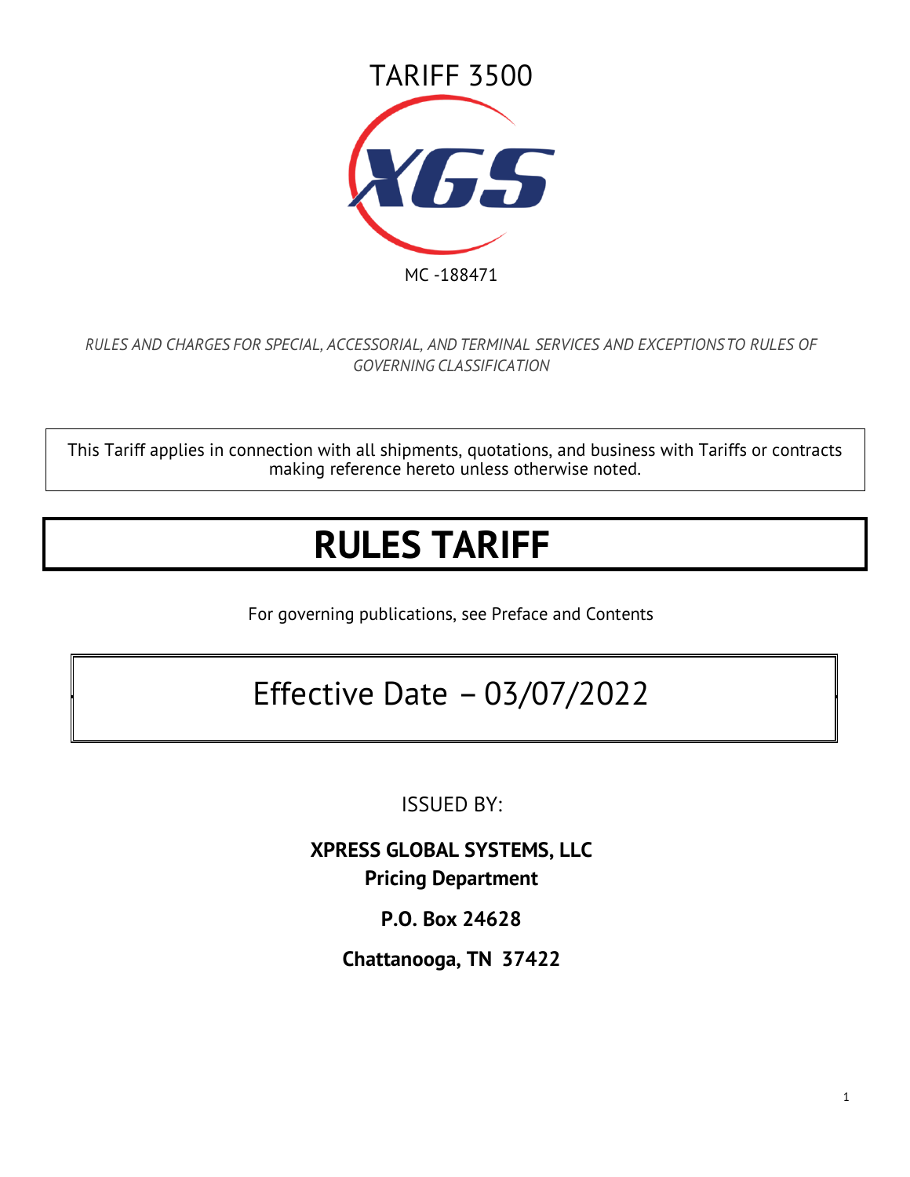# TARIFF 3500

XGS

MC -188471

*RULES AND CHARGES FOR SPECIAL, ACCESSORIAL, AND TERMINAL SERVICES AND EXCEPTIONS TO RULES OF GOVERNING CLASSIFICATION*

This Tariff applies in connection with all shipments, quotations, and business with Tariffs or contracts making reference hereto unless otherwise noted.

# RULES TARIFF

For governing publications, see Preface and Contents

## Effective Date – 03/07/2022

ISSUED BY:

**XPRESS GLOBAL SYSTEMS, LLC**
**Pricing Department**

**P.O. Box 24628**

**Chattanooga, TN 37422**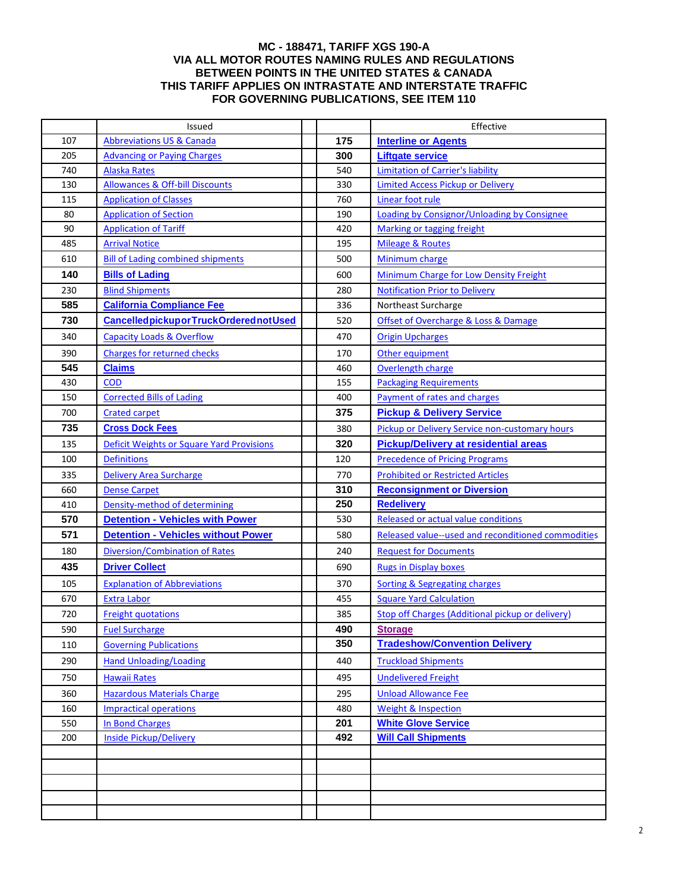**MC - 188471, TARIFF XGS 190-A**
**VIA ALL MOTOR ROUTES NAMING RULES AND REGULATIONS**
**BETWEEN POINTS IN THE UNITED STATES & CANADA**
**THIS TARIFF APPLIES ON INTRASTATE AND INTERSTATE TRAFFIC**
**FOR GOVERNING PUBLICATIONS, SEE ITEM 110**

| | Issued | | | Effective |
|---|---|---|---|---|
| 107 | Abbreviations US & Canada | | **175** | **Interline or Agents** |
| 205 | Advancing or Paying Charges | | **300** | **Liftgate service** |
| 740 | Alaska Rates | | 540 | Limitation of Carrier's liability |
| 130 | Allowances & Off-bill Discounts | | 330 | Limited Access Pickup or Delivery |
| 115 | Application of Classes | | 760 | Linear foot rule |
| 80 | Application of Section | | 190 | Loading by Consignor/Unloading by Consignee |
| 90 | Application of Tariff | | 420 | Marking or tagging freight |
| 485 | Arrival Notice | | 195 | Mileage & Routes |
| 610 | Bill of Lading combined shipments | | 500 | Minimum charge |
| **140** | **Bills of Lading** | | 600 | Minimum Charge for Low Density Freight |
| 230 | Blind Shipments | | 280 | Notification Prior to Delivery |
| **585** | **California Compliance Fee** | | 336 | Northeast Surcharge |
| **730** | **Cancelled pickup or Truck Ordered not Used** | | 520 | Offset of Overcharge & Loss & Damage |
| 340 | Capacity Loads & Overflow | | 470 | Origin Upcharges |
| 390 | Charges for returned checks | | 170 | Other equipment |
| **545** | **Claims** | | 460 | Overlength charge |
| 430 | COD | | 155 | Packaging Requirements |
| 150 | Corrected Bills of Lading | | 400 | Payment of rates and charges |
| 700 | Crated carpet | | **375** | **Pickup & Delivery Service** |
| **735** | **Cross Dock Fees** | | 380 | Pickup or Delivery Service non-customary hours |
| 135 | Deficit Weights or Square Yard Provisions | | **320** | **Pickup/Delivery at residential areas** |
| 100 | Definitions | | 120 | Precedence of Pricing Programs |
| 335 | Delivery Area Surcharge | | 770 | Prohibited or Restricted Articles |
| 660 | Dense Carpet | | **310** | **Reconsignment or Diversion** |
| 410 | Density-method of determining | | **250** | **Redelivery** |
| **570** | **Detention - Vehicles with Power** | | 530 | Released or actual value conditions |
| **571** | **Detention - Vehicles without Power** | | 580 | Released value--used and reconditioned commodities |
| 180 | Diversion/Combination of Rates | | 240 | Request for Documents |
| **435** | **Driver Collect** | | 690 | Rugs in Display boxes |
| 105 | Explanation of Abbreviations | | 370 | Sorting & Segregating charges |
| 670 | Extra Labor | | 455 | Square Yard Calculation |
| 720 | Freight quotations | | 385 | Stop off Charges (Additional pickup or delivery) |
| 590 | Fuel Surcharge | | **490** | **Storage** |
| 110 | Governing Publications | | **350** | **Tradeshow/Convention Delivery** |
| 290 | Hand Unloading/Loading | | 440 | Truckload Shipments |
| 750 | Hawaii Rates | | 495 | Undelivered Freight |
| 360 | Hazardous Materials Charge | | 295 | Unload Allowance Fee |
| 160 | Impractical operations | | 480 | Weight & Inspection |
| 550 | In Bond Charges | | **201** | **White Glove Service** |
| 200 | Inside Pickup/Delivery | | **492** | **Will Call Shipments** |
| | | | | |
| | | | | |
| | | | | |
| | | | | |
| | | | | |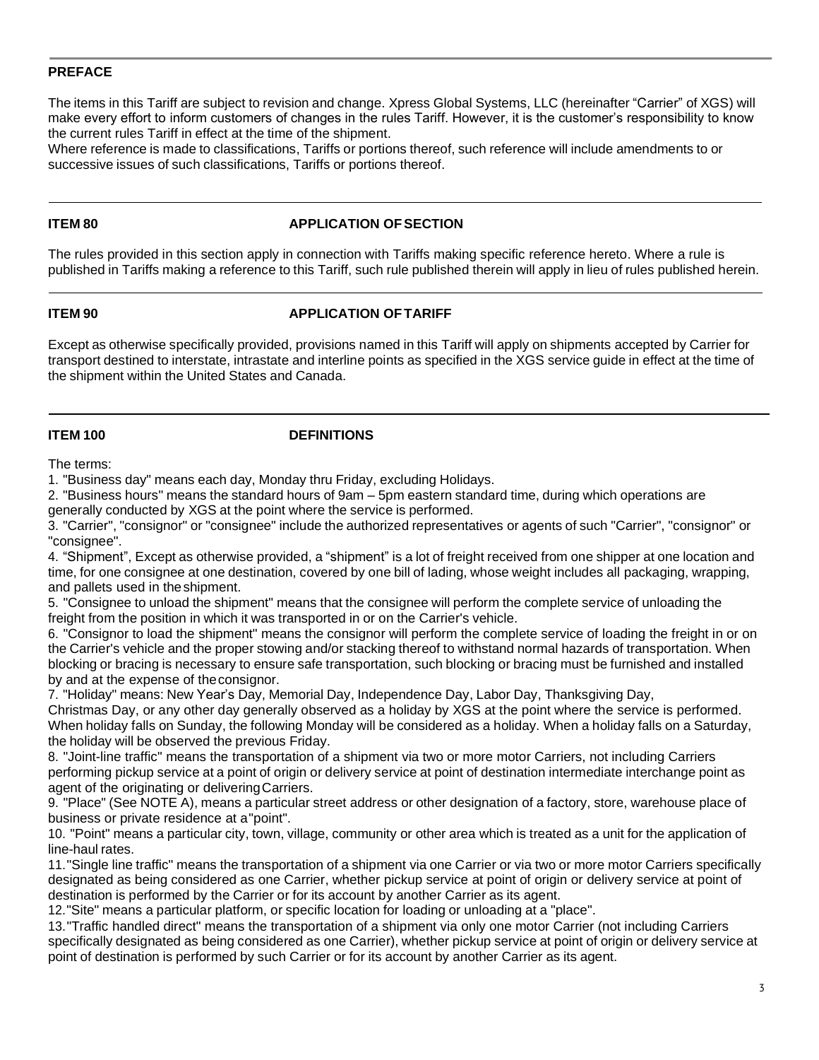## PREFACE

The items in this Tariff are subject to revision and change. Xpress Global Systems, LLC (hereinafter "Carrier" of XGS) will make every effort to inform customers of changes in the rules Tariff. However, it is the customer's responsibility to know the current rules Tariff in effect at the time of the shipment.
Where reference is made to classifications, Tariffs or portions thereof, such reference will include amendments to or successive issues of such classifications, Tariffs or portions thereof.

## ITEM 80 APPLICATION OF SECTION

The rules provided in this section apply in connection with Tariffs making specific reference hereto. Where a rule is published in Tariffs making a reference to this Tariff, such rule published therein will apply in lieu of rules published herein.

## ITEM 90 APPLICATION OF TARIFF

Except as otherwise specifically provided, provisions named in this Tariff will apply on shipments accepted by Carrier for transport destined to interstate, intrastate and interline points as specified in the XGS service guide in effect at the time of the shipment within the United States and Canada.

## ITEM 100 DEFINITIONS

The terms:

1. "Business day" means each day, Monday thru Friday, excluding Holidays.
2. "Business hours" means the standard hours of 9am – 5pm eastern standard time, during which operations are generally conducted by XGS at the point where the service is performed.
3. "Carrier", "consignor" or "consignee" include the authorized representatives or agents of such "Carrier", "consignor" or "consignee".
4. "Shipment", Except as otherwise provided, a "shipment" is a lot of freight received from one shipper at one location and time, for one consignee at one destination, covered by one bill of lading, whose weight includes all packaging, wrapping, and pallets used in the shipment.
5. "Consignee to unload the shipment" means that the consignee will perform the complete service of unloading the freight from the position in which it was transported in or on the Carrier's vehicle.
6. "Consignor to load the shipment" means the consignor will perform the complete service of loading the freight in or on the Carrier's vehicle and the proper stowing and/or stacking thereof to withstand normal hazards of transportation. When blocking or bracing is necessary to ensure safe transportation, such blocking or bracing must be furnished and installed by and at the expense of the consignor.
7. "Holiday" means: New Year's Day, Memorial Day, Independence Day, Labor Day, Thanksgiving Day, Christmas Day, or any other day generally observed as a holiday by XGS at the point where the service is performed. When holiday falls on Sunday, the following Monday will be considered as a holiday. When a holiday falls on a Saturday, the holiday will be observed the previous Friday.
8. "Joint-line traffic" means the transportation of a shipment via two or more motor Carriers, not including Carriers performing pickup service at a point of origin or delivery service at point of destination intermediate interchange point as agent of the originating or delivering Carriers.
9. "Place" (See NOTE A), means a particular street address or other designation of a factory, store, warehouse place of business or private residence at a "point".
10. "Point" means a particular city, town, village, community or other area which is treated as a unit for the application of line-haul rates.
11. "Single line traffic" means the transportation of a shipment via one Carrier or via two or more motor Carriers specifically designated as being considered as one Carrier, whether pickup service at point of origin or delivery service at point of destination is performed by the Carrier or for its account by another Carrier as its agent.
12. "Site" means a particular platform, or specific location for loading or unloading at a "place".
13. "Traffic handled direct" means the transportation of a shipment via only one motor Carrier (not including Carriers specifically designated as being considered as one Carrier), whether pickup service at point of origin or delivery service at point of destination is performed by such Carrier or for its account by another Carrier as its agent.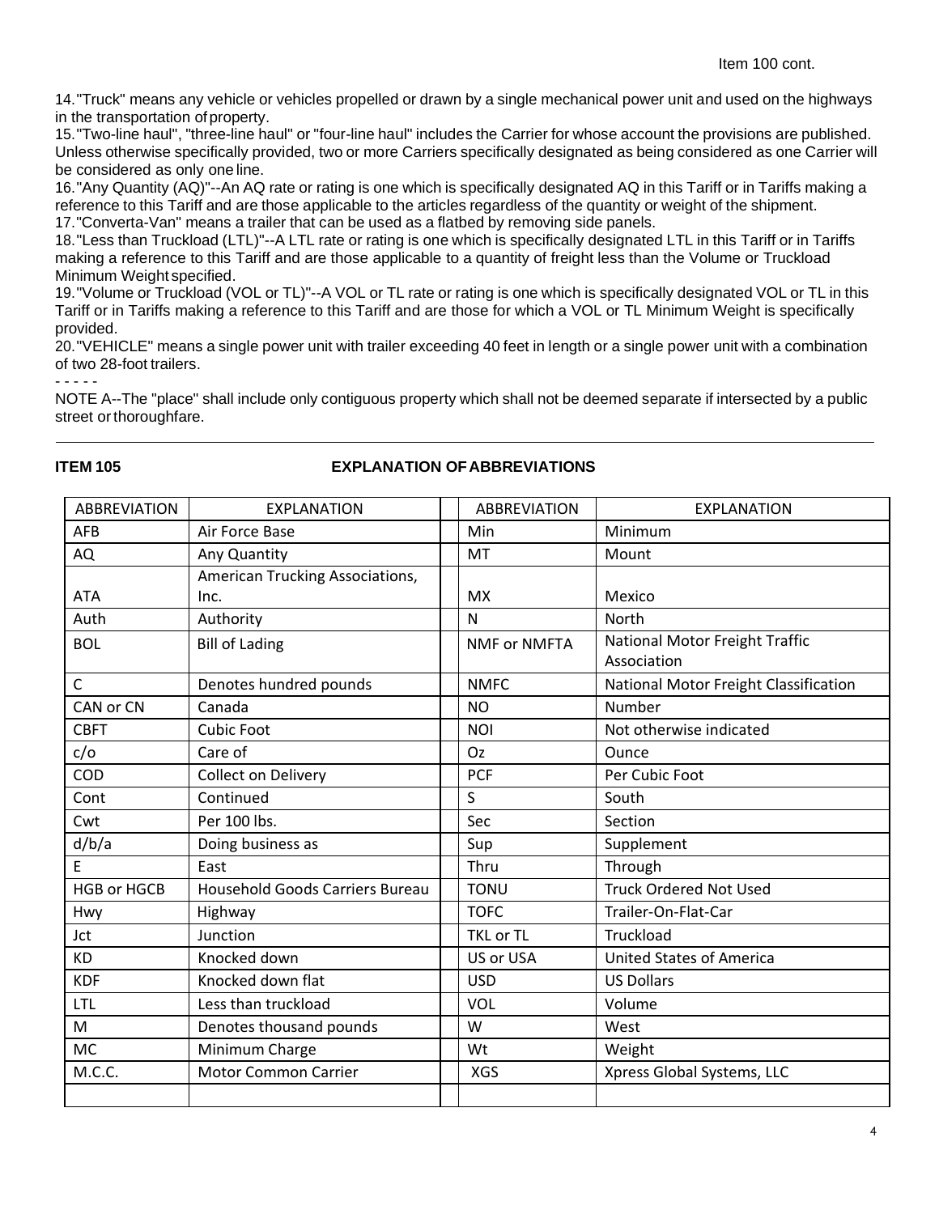Item 100 cont.

14."Truck" means any vehicle or vehicles propelled or drawn by a single mechanical power unit and used on the highways in the transportation of property.

15."Two-line haul", "three-line haul" or "four-line haul" includes the Carrier for whose account the provisions are published. Unless otherwise specifically provided, two or more Carriers specifically designated as being considered as one Carrier will be considered as only one line.

16."Any Quantity (AQ)"--An AQ rate or rating is one which is specifically designated AQ in this Tariff or in Tariffs making a reference to this Tariff and are those applicable to the articles regardless of the quantity or weight of the shipment.

17."Converta-Van" means a trailer that can be used as a flatbed by removing side panels.

18."Less than Truckload (LTL)"--A LTL rate or rating is one which is specifically designated LTL in this Tariff or in Tariffs making a reference to this Tariff and are those applicable to a quantity of freight less than the Volume or Truckload Minimum Weight specified.

19."Volume or Truckload (VOL or TL)"--A VOL or TL rate or rating is one which is specifically designated VOL or TL in this Tariff or in Tariffs making a reference to this Tariff and are those for which a VOL or TL Minimum Weight is specifically provided.

20."VEHICLE" means a single power unit with trailer exceeding 40 feet in length or a single power unit with a combination of two 28-foot trailers.

- - - - -

NOTE A--The "place" shall include only contiguous property which shall not be deemed separate if intersected by a public street or thoroughfare.

---

**ITEM 105** **EXPLANATION OF ABBREVIATIONS**

| ABBREVIATION | EXPLANATION | | ABBREVIATION | EXPLANATION |
|---|---|---|---|---|
| AFB | Air Force Base | | Min | Minimum |
| AQ | Any Quantity | | MT | Mount |
| ATA | American Trucking Associations, Inc. | | MX | Mexico |
| Auth | Authority | | N | North |
| BOL | Bill of Lading | | NMF or NMFTA | National Motor Freight Traffic Association |
| C | Denotes hundred pounds | | NMFC | National Motor Freight Classification |
| CAN or CN | Canada | | NO | Number |
| CBFT | Cubic Foot | | NOI | Not otherwise indicated |
| c/o | Care of | | Oz | Ounce |
| COD | Collect on Delivery | | PCF | Per Cubic Foot |
| Cont | Continued | | S | South |
| Cwt | Per 100 lbs. | | Sec | Section |
| d/b/a | Doing business as | | Sup | Supplement |
| E | East | | Thru | Through |
| HGB or HGCB | Household Goods Carriers Bureau | | TONU | Truck Ordered Not Used |
| Hwy | Highway | | TOFC | Trailer-On-Flat-Car |
| Jct | Junction | | TKL or TL | Truckload |
| KD | Knocked down | | US or USA | United States of America |
| KDF | Knocked down flat | | USD | US Dollars |
| LTL | Less than truckload | | VOL | Volume |
| M | Denotes thousand pounds | | W | West |
| MC | Minimum Charge | | Wt | Weight |
| M.C.C. | Motor Common Carrier | | XGS | Xpress Global Systems, LLC |
| | | | | |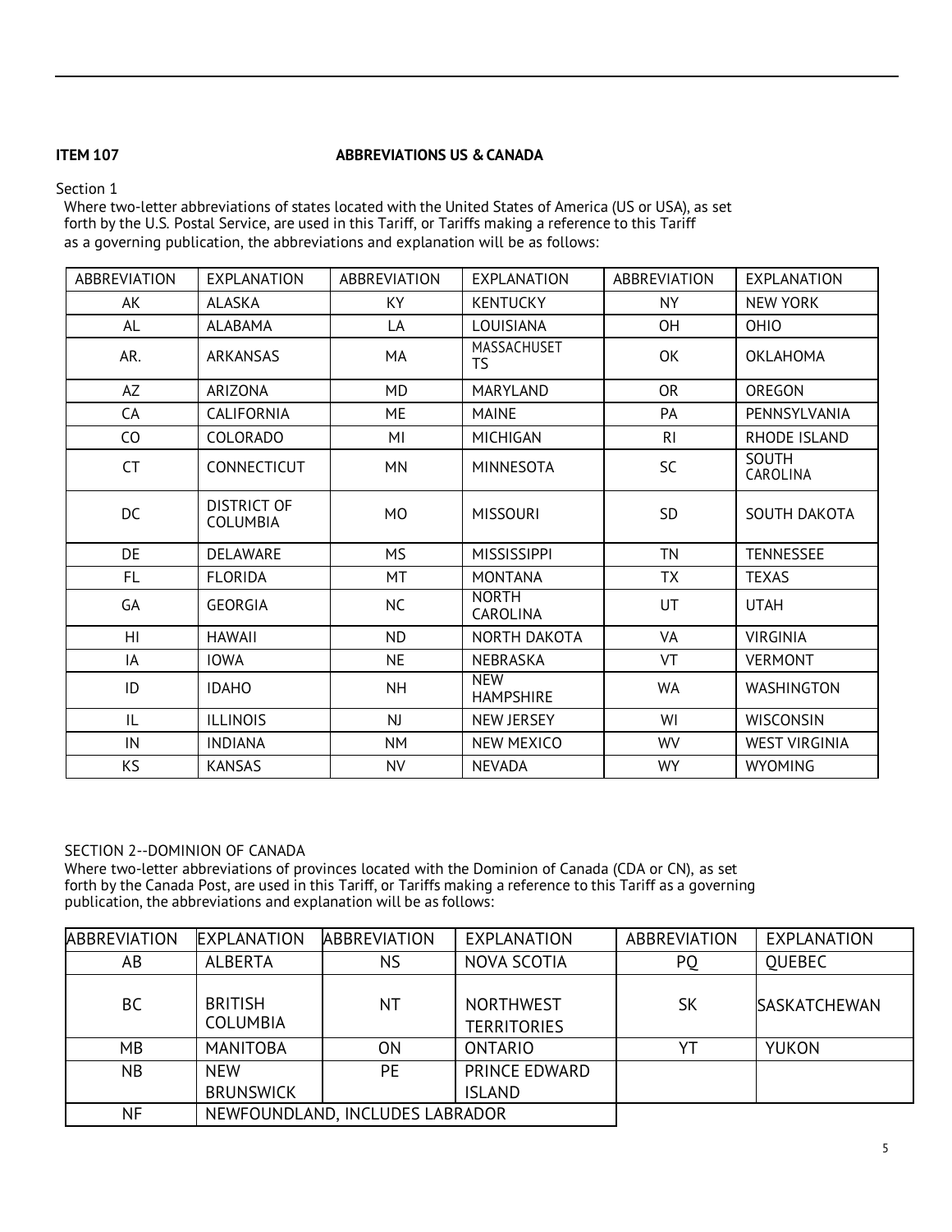**ITEM 107** **ABBREVIATIONS US & CANADA**

Section 1

Where two-letter abbreviations of states located with the United States of America (US or USA), as set forth by the U.S. Postal Service, are used in this Tariff, or Tariffs making a reference to this Tariff as a governing publication, the abbreviations and explanation will be as follows:

| ABBREVIATION | EXPLANATION | ABBREVIATION | EXPLANATION | ABBREVIATION | EXPLANATION |
|---|---|---|---|---|---|
| AK | ALASKA | KY | KENTUCKY | NY | NEW YORK |
| AL | ALABAMA | LA | LOUISIANA | OH | OHIO |
| AR. | ARKANSAS | MA | MASSACHUSET TS | OK | OKLAHOMA |
| AZ | ARIZONA | MD | MARYLAND | OR | OREGON |
| CA | CALIFORNIA | ME | MAINE | PA | PENNSYLVANIA |
| CO | COLORADO | MI | MICHIGAN | RI | RHODE ISLAND |
| CT | CONNECTICUT | MN | MINNESOTA | SC | SOUTH CAROLINA |
| DC | DISTRICT OF COLUMBIA | MO | MISSOURI | SD | SOUTH DAKOTA |
| DE | DELAWARE | MS | MISSISSIPPI | TN | TENNESSEE |
| FL | FLORIDA | MT | MONTANA | TX | TEXAS |
| GA | GEORGIA | NC | NORTH CAROLINA | UT | UTAH |
| HI | HAWAII | ND | NORTH DAKOTA | VA | VIRGINIA |
| IA | IOWA | NE | NEBRASKA | VT | VERMONT |
| ID | IDAHO | NH | NEW HAMPSHIRE | WA | WASHINGTON |
| IL | ILLINOIS | NJ | NEW JERSEY | WI | WISCONSIN |
| IN | INDIANA | NM | NEW MEXICO | WV | WEST VIRGINIA |
| KS | KANSAS | NV | NEVADA | WY | WYOMING |

SECTION 2--DOMINION OF CANADA

Where two-letter abbreviations of provinces located with the Dominion of Canada (CDA or CN), as set forth by the Canada Post, are used in this Tariff, or Tariffs making a reference to this Tariff as a governing publication, the abbreviations and explanation will be as follows:

| ABBREVIATION | EXPLANATION | ABBREVIATION | EXPLANATION | ABBREVIATION | EXPLANATION |
|---|---|---|---|---|---|
| AB | ALBERTA | NS | NOVA SCOTIA | PQ | QUEBEC |
| BC | BRITISH COLUMBIA | NT | NORTHWEST TERRITORIES | SK | SASKATCHEWAN |
| MB | MANITOBA | ON | ONTARIO | YT | YUKON |
| NB | NEW BRUNSWICK | PE | PRINCE EDWARD ISLAND | | |
| NF | NEWFOUNDLAND, INCLUDES LABRADOR | | | | |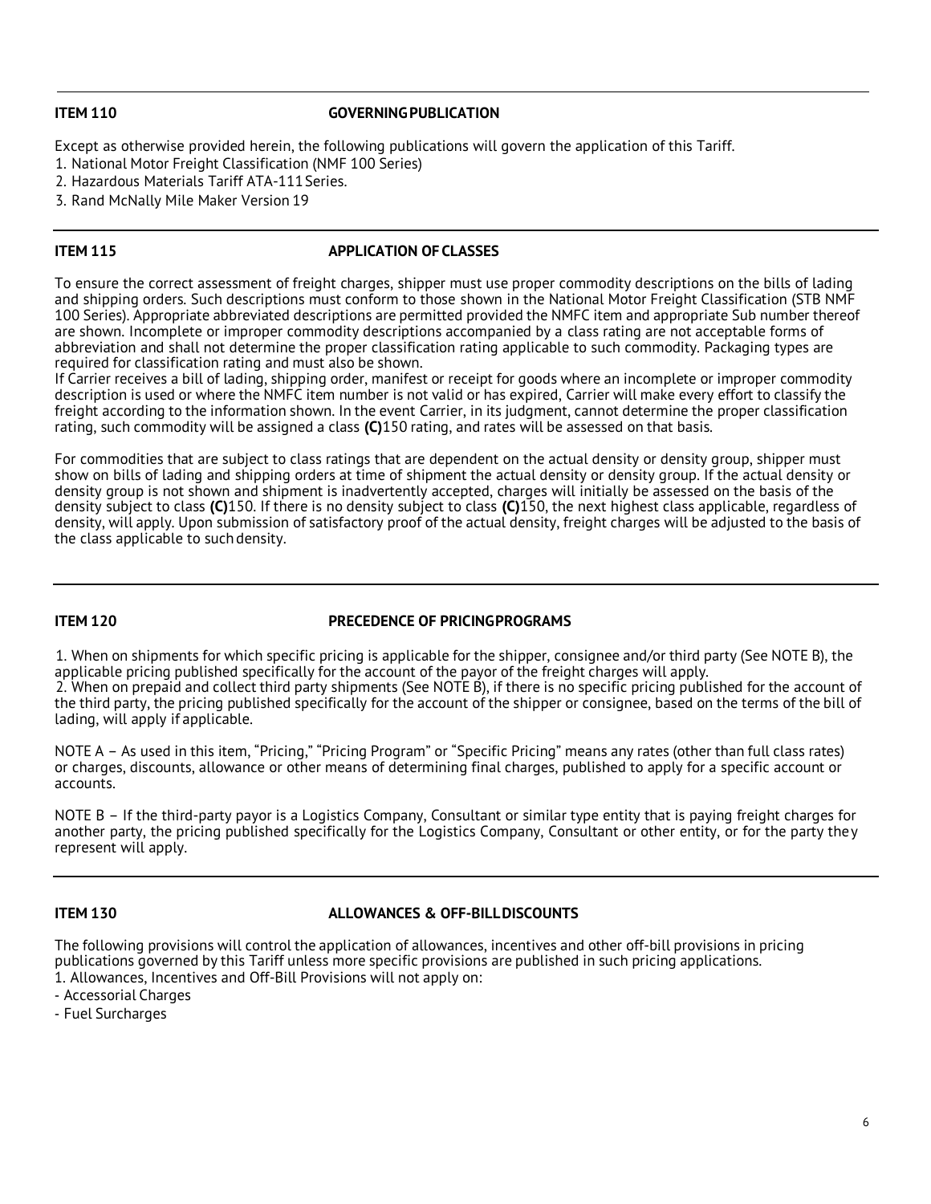## ITEM 110 GOVERNING PUBLICATION

Except as otherwise provided herein, the following publications will govern the application of this Tariff.

1. National Motor Freight Classification (NMF 100 Series)
2. Hazardous Materials Tariff ATA-111 Series.
3. Rand McNally Mile Maker Version 19

## ITEM 115 APPLICATION OF CLASSES

To ensure the correct assessment of freight charges, shipper must use proper commodity descriptions on the bills of lading and shipping orders. Such descriptions must conform to those shown in the National Motor Freight Classification (STB NMF 100 Series). Appropriate abbreviated descriptions are permitted provided the NMFC item and appropriate Sub number thereof are shown. Incomplete or improper commodity descriptions accompanied by a class rating are not acceptable forms of abbreviation and shall not determine the proper classification rating applicable to such commodity. Packaging types are required for classification rating and must also be shown.

If Carrier receives a bill of lading, shipping order, manifest or receipt for goods where an incomplete or improper commodity description is used or where the NMFC item number is not valid or has expired, Carrier will make every effort to classify the freight according to the information shown. In the event Carrier, in its judgment, cannot determine the proper classification rating, such commodity will be assigned a class **(C)**150 rating, and rates will be assessed on that basis.

For commodities that are subject to class ratings that are dependent on the actual density or density group, shipper must show on bills of lading and shipping orders at time of shipment the actual density or density group. If the actual density or density group is not shown and shipment is inadvertently accepted, charges will initially be assessed on the basis of the density subject to class **(C)**150. If there is no density subject to class **(C)**150, the next highest class applicable, regardless of density, will apply. Upon submission of satisfactory proof of the actual density, freight charges will be adjusted to the basis of the class applicable to such density.

## ITEM 120 PRECEDENCE OF PRICING PROGRAMS

1. When on shipments for which specific pricing is applicable for the shipper, consignee and/or third party (See NOTE B), the applicable pricing published specifically for the account of the payor of the freight charges will apply.
2. When on prepaid and collect third party shipments (See NOTE B), if there is no specific pricing published for the account of the third party, the pricing published specifically for the account of the shipper or consignee, based on the terms of the bill of lading, will apply if applicable.

NOTE A – As used in this item, "Pricing," "Pricing Program" or "Specific Pricing" means any rates (other than full class rates) or charges, discounts, allowance or other means of determining final charges, published to apply for a specific account or accounts.

NOTE B – If the third-party payor is a Logistics Company, Consultant or similar type entity that is paying freight charges for another party, the pricing published specifically for the Logistics Company, Consultant or other entity, or for the party they represent will apply.

## ITEM 130 ALLOWANCES & OFF-BILL DISCOUNTS

The following provisions will control the application of allowances, incentives and other off-bill provisions in pricing publications governed by this Tariff unless more specific provisions are published in such pricing applications.

1. Allowances, Incentives and Off-Bill Provisions will not apply on:

- Accessorial Charges
- Fuel Surcharges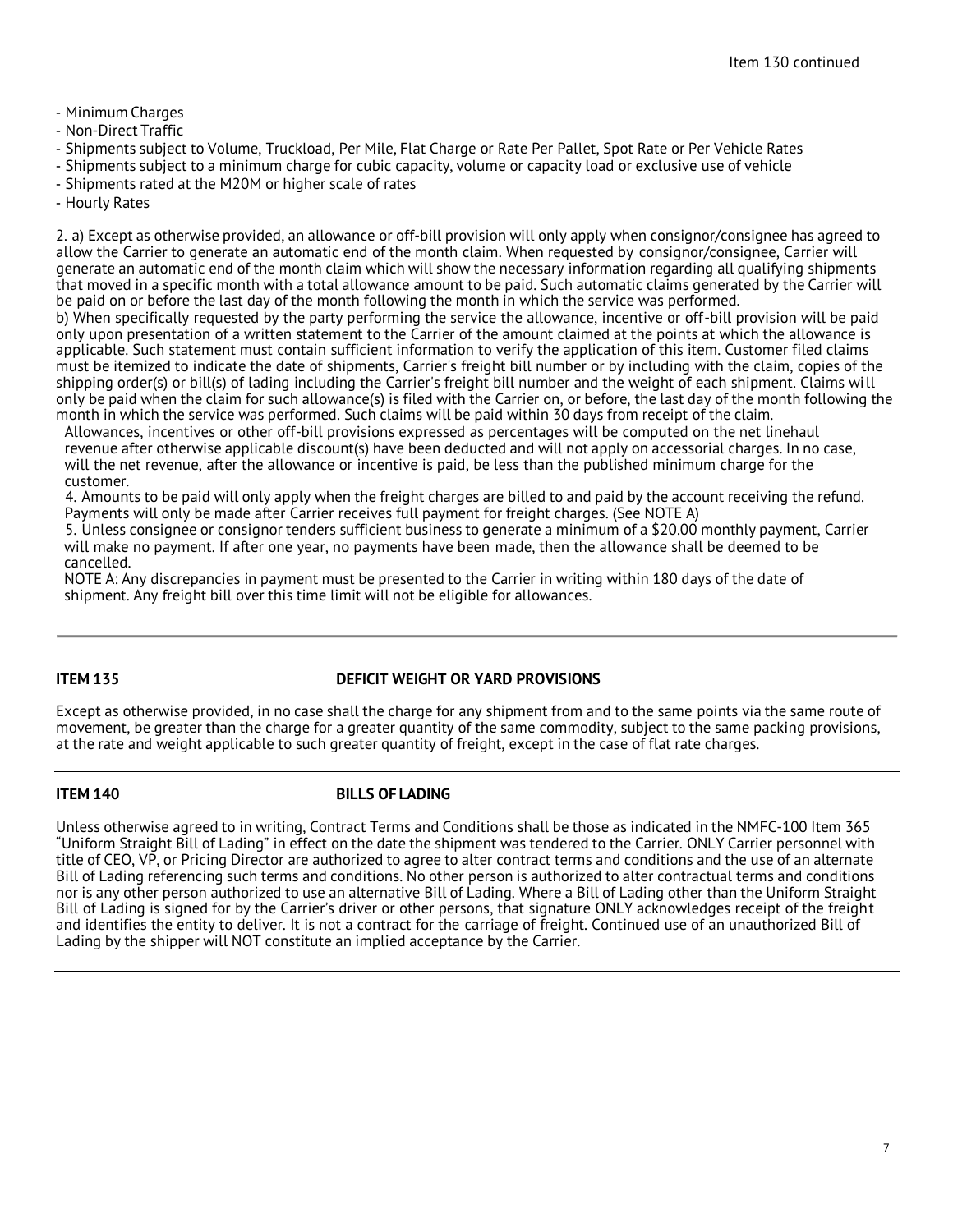Item 130 continued

- Minimum Charges
- Non-Direct Traffic
- Shipments subject to Volume, Truckload, Per Mile, Flat Charge or Rate Per Pallet, Spot Rate or Per Vehicle Rates
- Shipments subject to a minimum charge for cubic capacity, volume or capacity load or exclusive use of vehicle
- Shipments rated at the M20M or higher scale of rates
- Hourly Rates

2. a) Except as otherwise provided, an allowance or off-bill provision will only apply when consignor/consignee has agreed to allow the Carrier to generate an automatic end of the month claim. When requested by consignor/consignee, Carrier will generate an automatic end of the month claim which will show the necessary information regarding all qualifying shipments that moved in a specific month with a total allowance amount to be paid. Such automatic claims generated by the Carrier will be paid on or before the last day of the month following the month in which the service was performed.
b) When specifically requested by the party performing the service the allowance, incentive or off-bill provision will be paid only upon presentation of a written statement to the Carrier of the amount claimed at the points at which the allowance is applicable. Such statement must contain sufficient information to verify the application of this item. Customer filed claims must be itemized to indicate the date of shipments, Carrier's freight bill number or by including with the claim, copies of the shipping order(s) or bill(s) of lading including the Carrier's freight bill number and the weight of each shipment. Claims will only be paid when the claim for such allowance(s) is filed with the Carrier on, or before, the last day of the month following the month in which the service was performed. Such claims will be paid within 30 days from receipt of the claim.

Allowances, incentives or other off-bill provisions expressed as percentages will be computed on the net linehaul revenue after otherwise applicable discount(s) have been deducted and will not apply on accessorial charges. In no case, will the net revenue, after the allowance or incentive is paid, be less than the published minimum charge for the customer.

4. Amounts to be paid will only apply when the freight charges are billed to and paid by the account receiving the refund. Payments will only be made after Carrier receives full payment for freight charges. (See NOTE A)

5. Unless consignee or consignor tenders sufficient business to generate a minimum of a $20.00 monthly payment, Carrier will make no payment. If after one year, no payments have been made, then the allowance shall be deemed to be cancelled.

NOTE A: Any discrepancies in payment must be presented to the Carrier in writing within 180 days of the date of shipment. Any freight bill over this time limit will not be eligible for allowances.

---

## ITEM 135 — DEFICIT WEIGHT OR YARD PROVISIONS

Except as otherwise provided, in no case shall the charge for any shipment from and to the same points via the same route of movement, be greater than the charge for a greater quantity of the same commodity, subject to the same packing provisions, at the rate and weight applicable to such greater quantity of freight, except in the case of flat rate charges.

---

## ITEM 140 — BILLS OF LADING

Unless otherwise agreed to in writing, Contract Terms and Conditions shall be those as indicated in the NMFC-100 Item 365 "Uniform Straight Bill of Lading" in effect on the date the shipment was tendered to the Carrier. ONLY Carrier personnel with title of CEO, VP, or Pricing Director are authorized to agree to alter contract terms and conditions and the use of an alternate Bill of Lading referencing such terms and conditions. No other person is authorized to alter contractual terms and conditions nor is any other person authorized to use an alternative Bill of Lading. Where a Bill of Lading other than the Uniform Straight Bill of Lading is signed for by the Carrier's driver or other persons, that signature ONLY acknowledges receipt of the freight and identifies the entity to deliver. It is not a contract for the carriage of freight. Continued use of an unauthorized Bill of Lading by the shipper will NOT constitute an implied acceptance by the Carrier.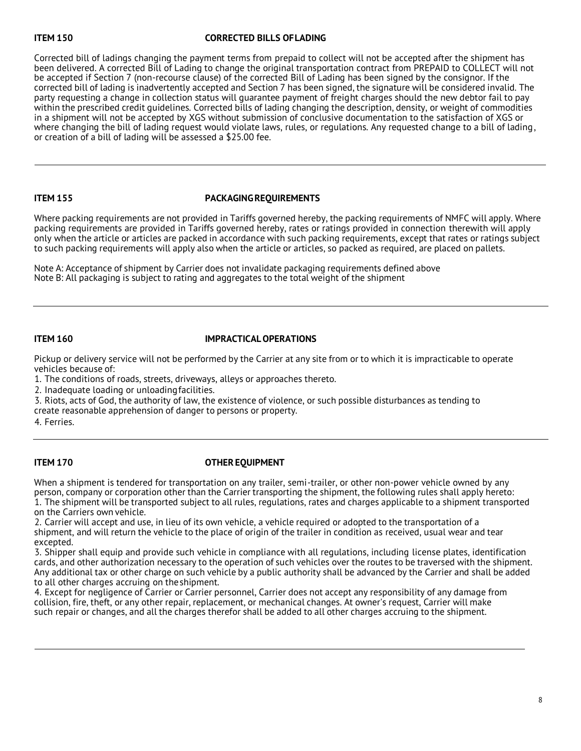## ITEM 150 CORRECTED BILLS OF LADING

Corrected bill of ladings changing the payment terms from prepaid to collect will not be accepted after the shipment has been delivered. A corrected Bill of Lading to change the original transportation contract from PREPAID to COLLECT will not be accepted if Section 7 (non-recourse clause) of the corrected Bill of Lading has been signed by the consignor. If the corrected bill of lading is inadvertently accepted and Section 7 has been signed, the signature will be considered invalid. The party requesting a change in collection status will guarantee payment of freight charges should the new debtor fail to pay within the prescribed credit guidelines. Corrected bills of lading changing the description, density, or weight of commodities in a shipment will not be accepted by XGS without submission of conclusive documentation to the satisfaction of XGS or where changing the bill of lading request would violate laws, rules, or regulations. Any requested change to a bill of lading, or creation of a bill of lading will be assessed a $25.00 fee.

---

## ITEM 155 PACKAGING REQUIREMENTS

Where packing requirements are not provided in Tariffs governed hereby, the packing requirements of NMFC will apply. Where packing requirements are provided in Tariffs governed hereby, rates or ratings provided in connection therewith will apply only when the article or articles are packed in accordance with such packing requirements, except that rates or ratings subject to such packing requirements will apply also when the article or articles, so packed as required, are placed on pallets.

Note A: Acceptance of shipment by Carrier does not invalidate packaging requirements defined above
Note B: All packaging is subject to rating and aggregates to the total weight of the shipment

---

## ITEM 160 IMPRACTICAL OPERATIONS

Pickup or delivery service will not be performed by the Carrier at any site from or to which it is impracticable to operate vehicles because of:

1. The conditions of roads, streets, driveways, alleys or approaches thereto.
2. Inadequate loading or unloading facilities.
3. Riots, acts of God, the authority of law, the existence of violence, or such possible disturbances as tending to create reasonable apprehension of danger to persons or property.
4. Ferries.

---

## ITEM 170 OTHER EQUIPMENT

When a shipment is tendered for transportation on any trailer, semi-trailer, or other non-power vehicle owned by any person, company or corporation other than the Carrier transporting the shipment, the following rules shall apply hereto:

1. The shipment will be transported subject to all rules, regulations, rates and charges applicable to a shipment transported on the Carriers own vehicle.
2. Carrier will accept and use, in lieu of its own vehicle, a vehicle required or adopted to the transportation of a shipment, and will return the vehicle to the place of origin of the trailer in condition as received, usual wear and tear excepted.
3. Shipper shall equip and provide such vehicle in compliance with all regulations, including license plates, identification cards, and other authorization necessary to the operation of such vehicles over the routes to be traversed with the shipment. Any additional tax or other charge on such vehicle by a public authority shall be advanced by the Carrier and shall be added to all other charges accruing on the shipment.
4. Except for negligence of Carrier or Carrier personnel, Carrier does not accept any responsibility of any damage from collision, fire, theft, or any other repair, replacement, or mechanical changes. At owner's request, Carrier will make such repair or changes, and all the charges therefor shall be added to all other charges accruing to the shipment.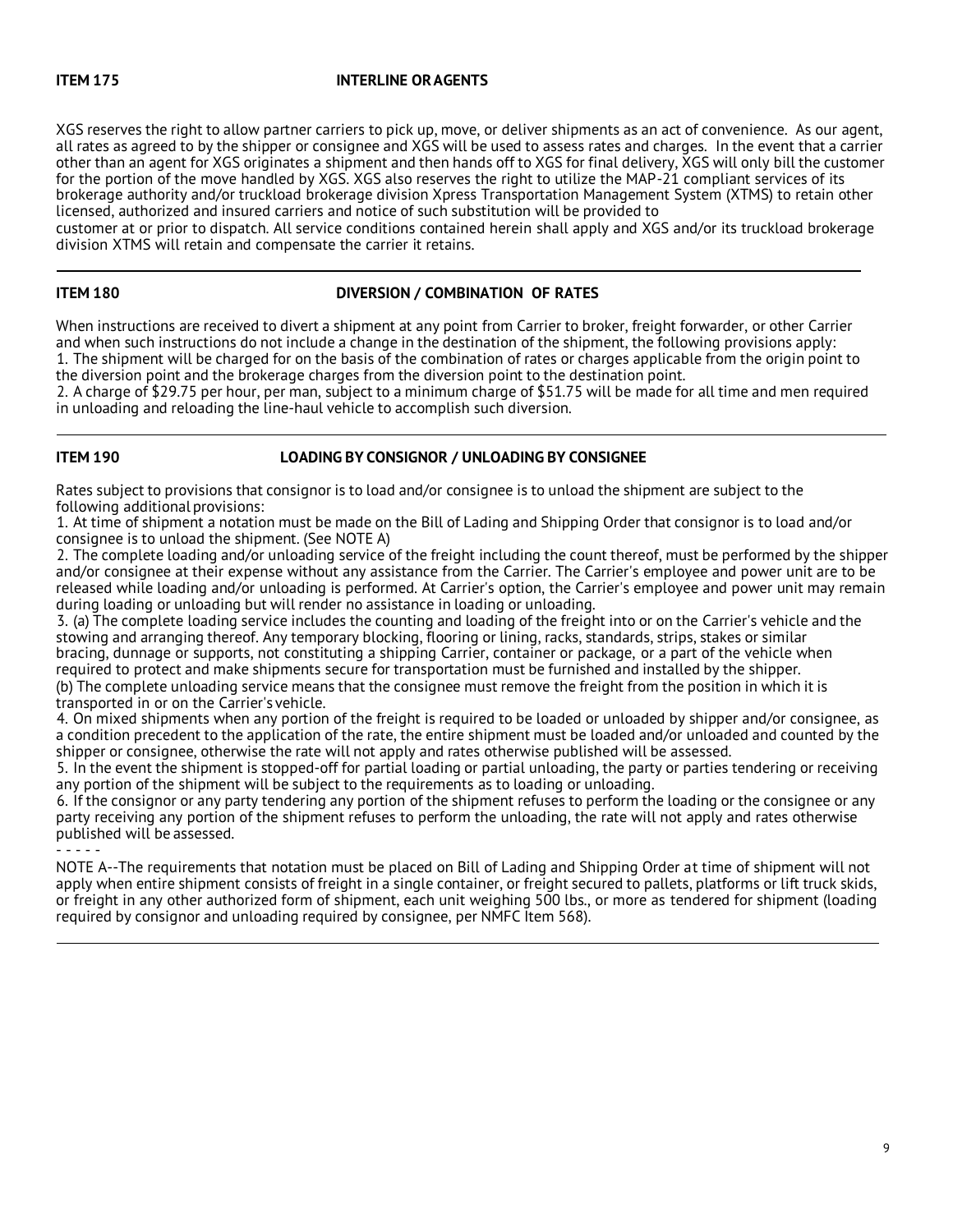## ITEM 175 INTERLINE OR AGENTS

XGS reserves the right to allow partner carriers to pick up, move, or deliver shipments as an act of convenience. As our agent, all rates as agreed to by the shipper or consignee and XGS will be used to assess rates and charges. In the event that a carrier other than an agent for XGS originates a shipment and then hands off to XGS for final delivery, XGS will only bill the customer for the portion of the move handled by XGS. XGS also reserves the right to utilize the MAP-21 compliant services of its brokerage authority and/or truckload brokerage division Xpress Transportation Management System (XTMS) to retain other licensed, authorized and insured carriers and notice of such substitution will be provided to customer at or prior to dispatch. All service conditions contained herein shall apply and XGS and/or its truckload brokerage division XTMS will retain and compensate the carrier it retains.

---

## ITEM 180 DIVERSION / COMBINATION OF RATES

When instructions are received to divert a shipment at any point from Carrier to broker, freight forwarder, or other Carrier and when such instructions do not include a change in the destination of the shipment, the following provisions apply:

1. The shipment will be charged for on the basis of the combination of rates or charges applicable from the origin point to the diversion point and the brokerage charges from the diversion point to the destination point.
2. A charge of $29.75 per hour, per man, subject to a minimum charge of $51.75 will be made for all time and men required in unloading and reloading the line-haul vehicle to accomplish such diversion.

---

## ITEM 190 LOADING BY CONSIGNOR / UNLOADING BY CONSIGNEE

Rates subject to provisions that consignor is to load and/or consignee is to unload the shipment are subject to the following additional provisions:

1. At time of shipment a notation must be made on the Bill of Lading and Shipping Order that consignor is to load and/or consignee is to unload the shipment. (See NOTE A)
2. The complete loading and/or unloading service of the freight including the count thereof, must be performed by the shipper and/or consignee at their expense without any assistance from the Carrier. The Carrier's employee and power unit are to be released while loading and/or unloading is performed. At Carrier's option, the Carrier's employee and power unit may remain during loading or unloading but will render no assistance in loading or unloading.
3. (a) The complete loading service includes the counting and loading of the freight into or on the Carrier's vehicle and the stowing and arranging thereof. Any temporary blocking, flooring or lining, racks, standards, strips, stakes or similar bracing, dunnage or supports, not constituting a shipping Carrier, container or package, or a part of the vehicle when required to protect and make shipments secure for transportation must be furnished and installed by the shipper.
   (b) The complete unloading service means that the consignee must remove the freight from the position in which it is transported in or on the Carrier's vehicle.
4. On mixed shipments when any portion of the freight is required to be loaded or unloaded by shipper and/or consignee, as a condition precedent to the application of the rate, the entire shipment must be loaded and/or unloaded and counted by the shipper or consignee, otherwise the rate will not apply and rates otherwise published will be assessed.
5. In the event the shipment is stopped-off for partial loading or partial unloading, the party or parties tendering or receiving any portion of the shipment will be subject to the requirements as to loading or unloading.
6. If the consignor or any party tendering any portion of the shipment refuses to perform the loading or the consignee or any party receiving any portion of the shipment refuses to perform the unloading, the rate will not apply and rates otherwise published will be assessed.

- - - - -

NOTE A--The requirements that notation must be placed on Bill of Lading and Shipping Order at time of shipment will not apply when entire shipment consists of freight in a single container, or freight secured to pallets, platforms or lift truck skids, or freight in any other authorized form of shipment, each unit weighing 500 lbs., or more as tendered for shipment (loading required by consignor and unloading required by consignee, per NMFC Item 568).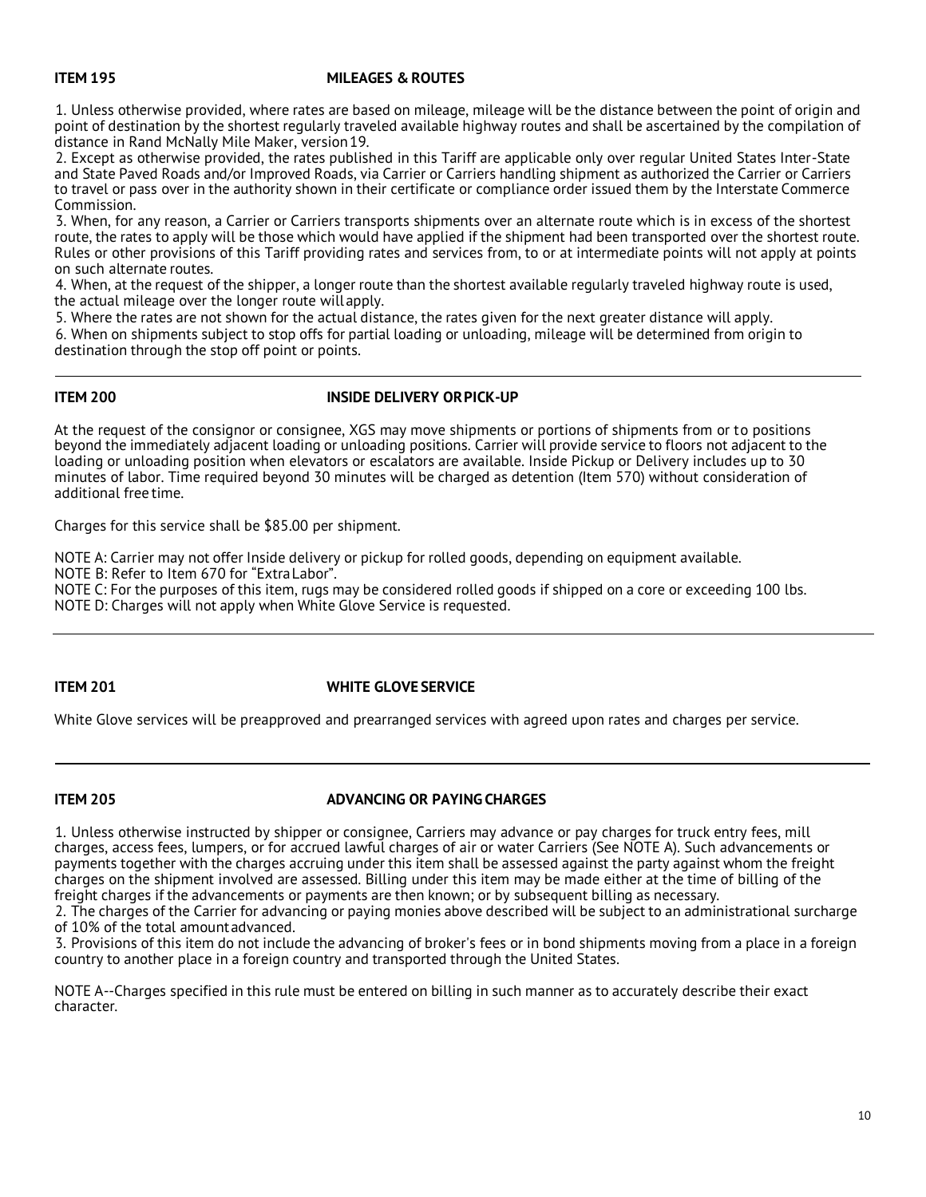## ITEM 195 MILEAGES & ROUTES

1. Unless otherwise provided, where rates are based on mileage, mileage will be the distance between the point of origin and point of destination by the shortest regularly traveled available highway routes and shall be ascertained by the compilation of distance in Rand McNally Mile Maker, version 19.
2. Except as otherwise provided, the rates published in this Tariff are applicable only over regular United States Inter-State and State Paved Roads and/or Improved Roads, via Carrier or Carriers handling shipment as authorized the Carrier or Carriers to travel or pass over in the authority shown in their certificate or compliance order issued them by the Interstate Commerce Commission.
3. When, for any reason, a Carrier or Carriers transports shipments over an alternate route which is in excess of the shortest route, the rates to apply will be those which would have applied if the shipment had been transported over the shortest route. Rules or other provisions of this Tariff providing rates and services from, to or at intermediate points will not apply at points on such alternate routes.
4. When, at the request of the shipper, a longer route than the shortest available regularly traveled highway route is used, the actual mileage over the longer route will apply.
5. Where the rates are not shown for the actual distance, the rates given for the next greater distance will apply.
6. When on shipments subject to stop offs for partial loading or unloading, mileage will be determined from origin to destination through the stop off point or points.

---

## ITEM 200 INSIDE DELIVERY OR PICK-UP

At the request of the consignor or consignee, XGS may move shipments or portions of shipments from or to positions beyond the immediately adjacent loading or unloading positions. Carrier will provide service to floors not adjacent to the loading or unloading position when elevators or escalators are available. Inside Pickup or Delivery includes up to 30 minutes of labor. Time required beyond 30 minutes will be charged as detention (Item 570) without consideration of additional free time.

Charges for this service shall be $85.00 per shipment.

NOTE A: Carrier may not offer Inside delivery or pickup for rolled goods, depending on equipment available.
NOTE B: Refer to Item 670 for "Extra Labor".
NOTE C: For the purposes of this item, rugs may be considered rolled goods if shipped on a core or exceeding 100 lbs.
NOTE D: Charges will not apply when White Glove Service is requested.

---

## ITEM 201 WHITE GLOVE SERVICE

White Glove services will be preapproved and prearranged services with agreed upon rates and charges per service.

---

## ITEM 205 ADVANCING OR PAYING CHARGES

1. Unless otherwise instructed by shipper or consignee, Carriers may advance or pay charges for truck entry fees, mill charges, access fees, lumpers, or for accrued lawful charges of air or water Carriers (See NOTE A). Such advancements or payments together with the charges accruing under this item shall be assessed against the party against whom the freight charges on the shipment involved are assessed. Billing under this item may be made either at the time of billing of the freight charges if the advancements or payments are then known; or by subsequent billing as necessary.
2. The charges of the Carrier for advancing or paying monies above described will be subject to an administrational surcharge of 10% of the total amount advanced.
3. Provisions of this item do not include the advancing of broker's fees or in bond shipments moving from a place in a foreign country to another place in a foreign country and transported through the United States.

NOTE A--Charges specified in this rule must be entered on billing in such manner as to accurately describe their exact character.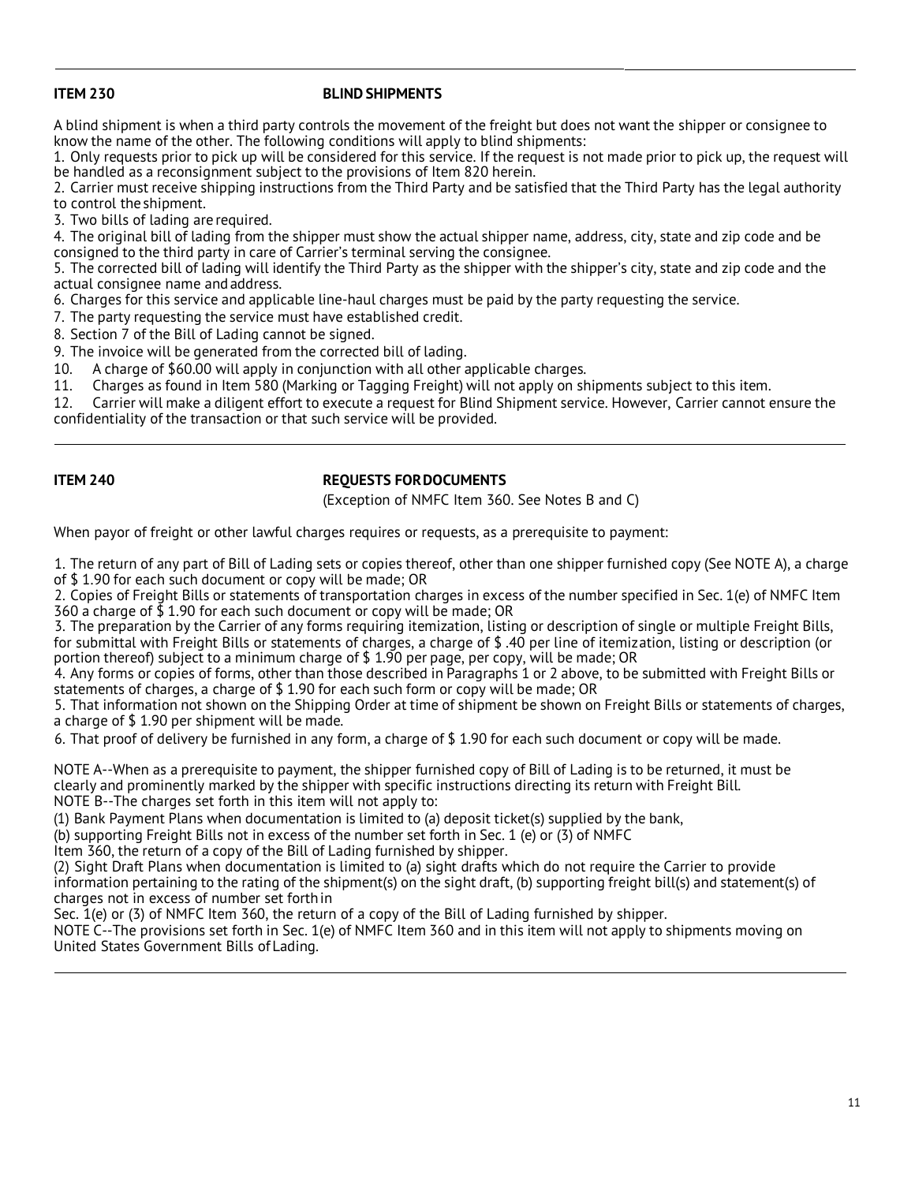**ITEM 230** **BLIND SHIPMENTS**

A blind shipment is when a third party controls the movement of the freight but does not want the shipper or consignee to know the name of the other. The following conditions will apply to blind shipments:

1. Only requests prior to pick up will be considered for this service. If the request is not made prior to pick up, the request will be handled as a reconsignment subject to the provisions of Item 820 herein.
2. Carrier must receive shipping instructions from the Third Party and be satisfied that the Third Party has the legal authority to control the shipment.
3. Two bills of lading are required.
4. The original bill of lading from the shipper must show the actual shipper name, address, city, state and zip code and be consigned to the third party in care of Carrier's terminal serving the consignee.
5. The corrected bill of lading will identify the Third Party as the shipper with the shipper's city, state and zip code and the actual consignee name and address.
6. Charges for this service and applicable line-haul charges must be paid by the party requesting the service.
7. The party requesting the service must have established credit.
8. Section 7 of the Bill of Lading cannot be signed.
9. The invoice will be generated from the corrected bill of lading.
10. A charge of $60.00 will apply in conjunction with all other applicable charges.
11. Charges as found in Item 580 (Marking or Tagging Freight) will not apply on shipments subject to this item.
12. Carrier will make a diligent effort to execute a request for Blind Shipment service. However, Carrier cannot ensure the confidentiality of the transaction or that such service will be provided.

---

**ITEM 240** **REQUESTS FOR DOCUMENTS**

(Exception of NMFC Item 360. See Notes B and C)

When payor of freight or other lawful charges requires or requests, as a prerequisite to payment:

1. The return of any part of Bill of Lading sets or copies thereof, other than one shipper furnished copy (See NOTE A), a charge of $ 1.90 for each such document or copy will be made; OR
2. Copies of Freight Bills or statements of transportation charges in excess of the number specified in Sec. 1(e) of NMFC Item 360 a charge of $ 1.90 for each such document or copy will be made; OR
3. The preparation by the Carrier of any forms requiring itemization, listing or description of single or multiple Freight Bills, for submittal with Freight Bills or statements of charges, a charge of $ .40 per line of itemization, listing or description (or portion thereof) subject to a minimum charge of $ 1.90 per page, per copy, will be made; OR
4. Any forms or copies of forms, other than those described in Paragraphs 1 or 2 above, to be submitted with Freight Bills or statements of charges, a charge of $ 1.90 for each such form or copy will be made; OR
5. That information not shown on the Shipping Order at time of shipment be shown on Freight Bills or statements of charges, a charge of $ 1.90 per shipment will be made.
6. That proof of delivery be furnished in any form, a charge of $ 1.90 for each such document or copy will be made.

NOTE A--When as a prerequisite to payment, the shipper furnished copy of Bill of Lading is to be returned, it must be clearly and prominently marked by the shipper with specific instructions directing its return with Freight Bill.

NOTE B--The charges set forth in this item will not apply to:

(1) Bank Payment Plans when documentation is limited to (a) deposit ticket(s) supplied by the bank,
(b) supporting Freight Bills not in excess of the number set forth in Sec. 1 (e) or (3) of NMFC Item 360, the return of a copy of the Bill of Lading furnished by shipper.

(2) Sight Draft Plans when documentation is limited to (a) sight drafts which do not require the Carrier to provide information pertaining to the rating of the shipment(s) on the sight draft, (b) supporting freight bill(s) and statement(s) of charges not in excess of number set forth in Sec. 1(e) or (3) of NMFC Item 360, the return of a copy of the Bill of Lading furnished by shipper.

NOTE C--The provisions set forth in Sec. 1(e) of NMFC Item 360 and in this item will not apply to shipments moving on United States Government Bills of Lading.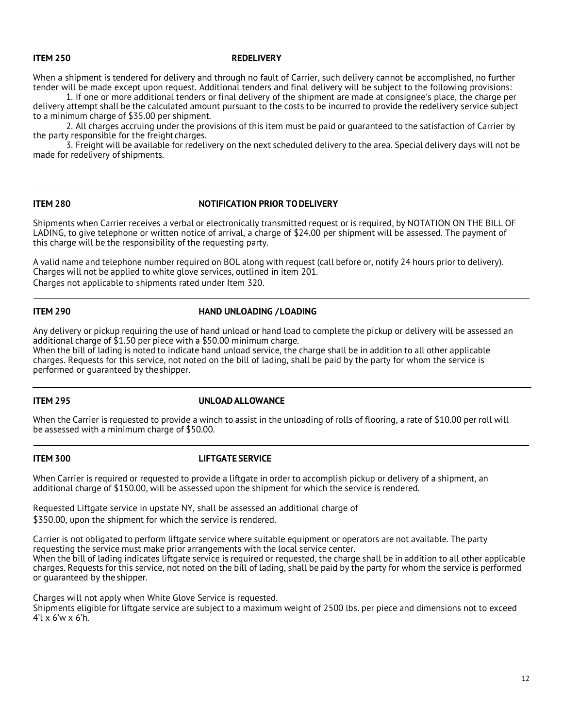## ITEM 250 REDELIVERY

When a shipment is tendered for delivery and through no fault of Carrier, such delivery cannot be accomplished, no further tender will be made except upon request. Additional tenders and final delivery will be subject to the following provisions:

1. If one or more additional tenders or final delivery of the shipment are made at consignee's place, the charge per delivery attempt shall be the calculated amount pursuant to the costs to be incurred to provide the redelivery service subject to a minimum charge of $35.00 per shipment.
2. All charges accruing under the provisions of this item must be paid or guaranteed to the satisfaction of Carrier by the party responsible for the freight charges.
3. Freight will be available for redelivery on the next scheduled delivery to the area. Special delivery days will not be made for redelivery of shipments.

---

## ITEM 280 NOTIFICATION PRIOR TO DELIVERY

Shipments when Carrier receives a verbal or electronically transmitted request or is required, by NOTATION ON THE BILL OF LADING, to give telephone or written notice of arrival, a charge of $24.00 per shipment will be assessed. The payment of this charge will be the responsibility of the requesting party.

A valid name and telephone number required on BOL along with request (call before or, notify 24 hours prior to delivery). Charges will not be applied to white glove services, outlined in item 201.
Charges not applicable to shipments rated under Item 320.

---

## ITEM 290 HAND UNLOADING / LOADING

Any delivery or pickup requiring the use of hand unload or hand load to complete the pickup or delivery will be assessed an additional charge of $1.50 per piece with a $50.00 minimum charge.
When the bill of lading is noted to indicate hand unload service, the charge shall be in addition to all other applicable charges. Requests for this service, not noted on the bill of lading, shall be paid by the party for whom the service is performed or guaranteed by the shipper.

---

## ITEM 295 UNLOAD ALLOWANCE

When the Carrier is requested to provide a winch to assist in the unloading of rolls of flooring, a rate of $10.00 per roll will be assessed with a minimum charge of $50.00.

---

## ITEM 300 LIFTGATE SERVICE

When Carrier is required or requested to provide a liftgate in order to accomplish pickup or delivery of a shipment, an additional charge of $150.00, will be assessed upon the shipment for which the service is rendered.

Requested Liftgate service in upstate NY, shall be assessed an additional charge of $350.00, upon the shipment for which the service is rendered.

Carrier is not obligated to perform liftgate service where suitable equipment or operators are not available. The party requesting the service must make prior arrangements with the local service center.
When the bill of lading indicates liftgate service is required or requested, the charge shall be in addition to all other applicable charges. Requests for this service, not noted on the bill of lading, shall be paid by the party for whom the service is performed or guaranteed by the shipper.

Charges will not apply when White Glove Service is requested.
Shipments eligible for liftgate service are subject to a maximum weight of 2500 lbs. per piece and dimensions not to exceed 4'l x 6'w x 6'h.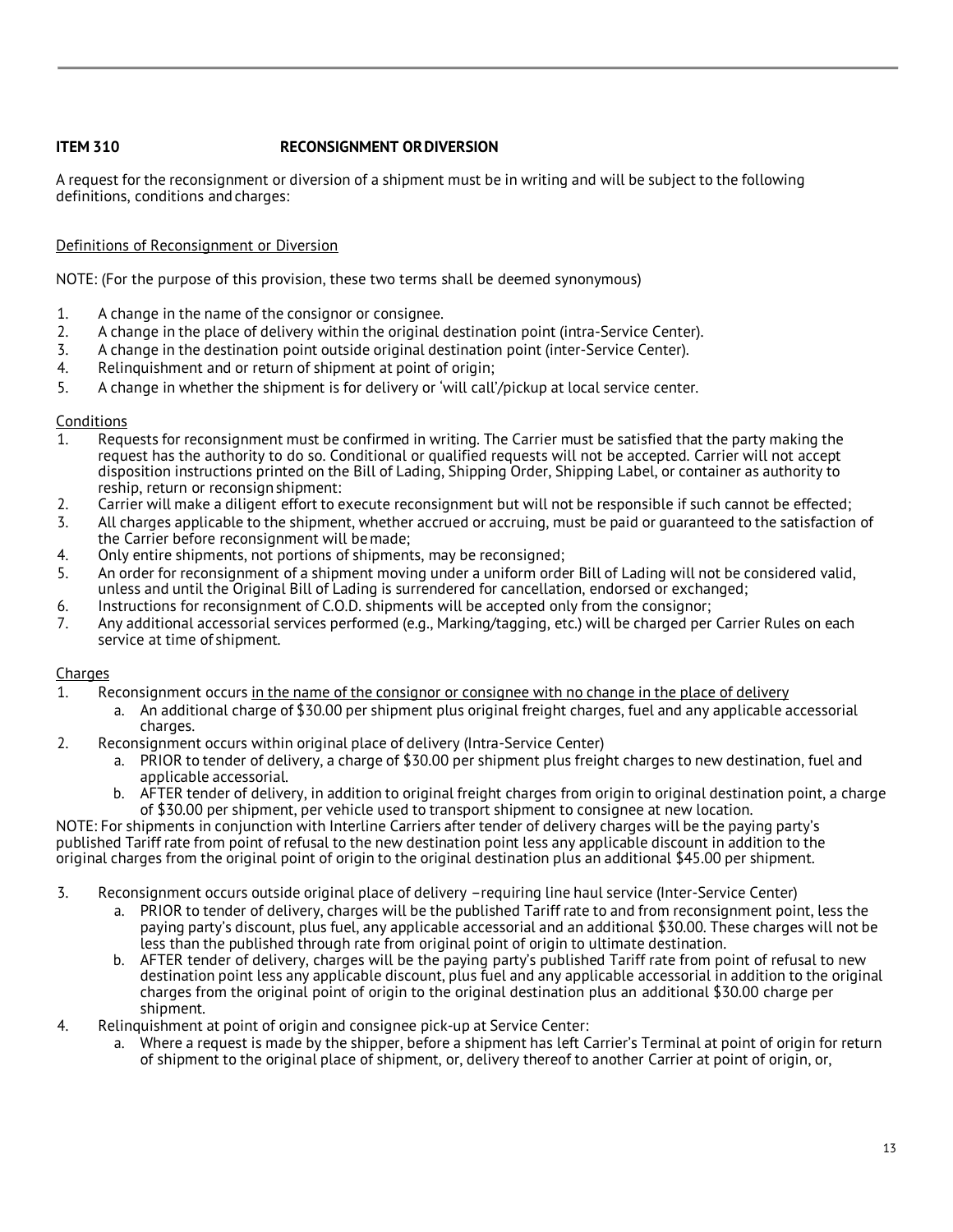**ITEM 310 RECONSIGNMENT OR DIVERSION**

A request for the reconsignment or diversion of a shipment must be in writing and will be subject to the following definitions, conditions and charges:

<u>Definitions of Reconsignment or Diversion</u>

NOTE: (For the purpose of this provision, these two terms shall be deemed synonymous)

1. A change in the name of the consignor or consignee.
2. A change in the place of delivery within the original destination point (intra-Service Center).
3. A change in the destination point outside original destination point (inter-Service Center).
4. Relinquishment and or return of shipment at point of origin;
5. A change in whether the shipment is for delivery or 'will call'/pickup at local service center.

<u>Conditions</u>

1. Requests for reconsignment must be confirmed in writing. The Carrier must be satisfied that the party making the request has the authority to do so. Conditional or qualified requests will not be accepted. Carrier will not accept disposition instructions printed on the Bill of Lading, Shipping Order, Shipping Label, or container as authority to reship, return or reconsign shipment:
2. Carrier will make a diligent effort to execute reconsignment but will not be responsible if such cannot be effected;
3. All charges applicable to the shipment, whether accrued or accruing, must be paid or guaranteed to the satisfaction of the Carrier before reconsignment will be made;
4. Only entire shipments, not portions of shipments, may be reconsigned;
5. An order for reconsignment of a shipment moving under a uniform order Bill of Lading will not be considered valid, unless and until the Original Bill of Lading is surrendered for cancellation, endorsed or exchanged;
6. Instructions for reconsignment of C.O.D. shipments will be accepted only from the consignor;
7. Any additional accessorial services performed (e.g., Marking/tagging, etc.) will be charged per Carrier Rules on each service at time of shipment.

<u>Charges</u>

1. Reconsignment occurs <u>in the name of the consignor or consignee with no change in the place of delivery</u>
   a. An additional charge of $30.00 per shipment plus original freight charges, fuel and any applicable accessorial charges.
2. Reconsignment occurs within original place of delivery (Intra-Service Center)
   a. PRIOR to tender of delivery, a charge of $30.00 per shipment plus freight charges to new destination, fuel and applicable accessorial.
   b. AFTER tender of delivery, in addition to original freight charges from origin to original destination point, a charge of $30.00 per shipment, per vehicle used to transport shipment to consignee at new location.

NOTE: For shipments in conjunction with Interline Carriers after tender of delivery charges will be the paying party's published Tariff rate from point of refusal to the new destination point less any applicable discount in addition to the original charges from the original point of origin to the original destination plus an additional $45.00 per shipment.

3. Reconsignment occurs outside original place of delivery – requiring line haul service (Inter-Service Center)
   a. PRIOR to tender of delivery, charges will be the published Tariff rate to and from reconsignment point, less the paying party's discount, plus fuel, any applicable accessorial and an additional $30.00. These charges will not be less than the published through rate from original point of origin to ultimate destination.
   b. AFTER tender of delivery, charges will be the paying party's published Tariff rate from point of refusal to new destination point less any applicable discount, plus fuel and any applicable accessorial in addition to the original charges from the original point of origin to the original destination plus an additional $30.00 charge per shipment.
4. Relinquishment at point of origin and consignee pick-up at Service Center:
   a. Where a request is made by the shipper, before a shipment has left Carrier's Terminal at point of origin for return of shipment to the original place of shipment, or, delivery thereof to another Carrier at point of origin, or,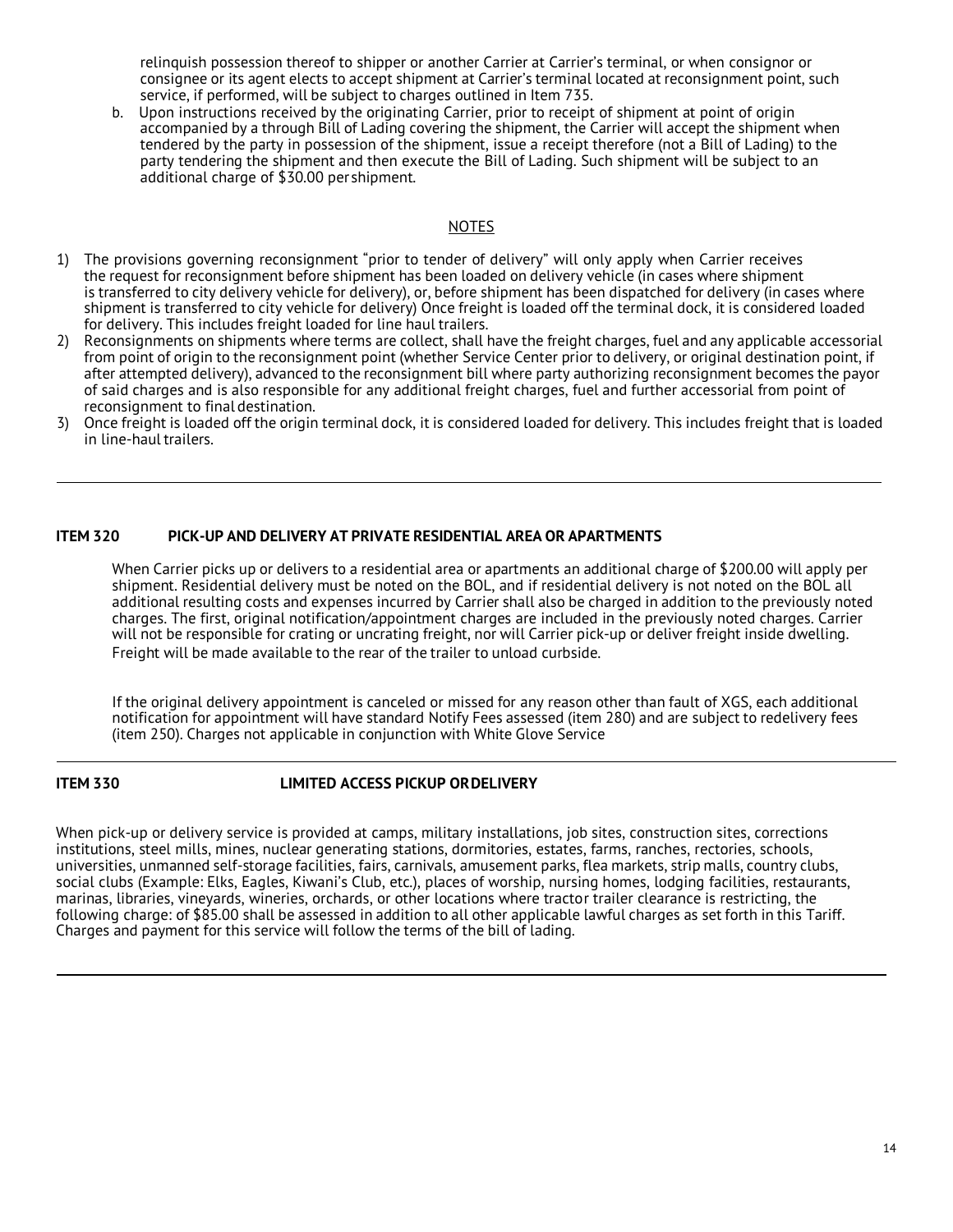relinquish possession thereof to shipper or another Carrier at Carrier's terminal, or when consignor or consignee or its agent elects to accept shipment at Carrier's terminal located at reconsignment point, such service, if performed, will be subject to charges outlined in Item 735.

b. Upon instructions received by the originating Carrier, prior to receipt of shipment at point of origin accompanied by a through Bill of Lading covering the shipment, the Carrier will accept the shipment when tendered by the party in possession of the shipment, issue a receipt therefore (not a Bill of Lading) to the party tendering the shipment and then execute the Bill of Lading. Such shipment will be subject to an additional charge of $30.00 per shipment.

NOTES

1) The provisions governing reconsignment "prior to tender of delivery" will only apply when Carrier receives the request for reconsignment before shipment has been loaded on delivery vehicle (in cases where shipment is transferred to city delivery vehicle for delivery), or, before shipment has been dispatched for delivery (in cases where shipment is transferred to city vehicle for delivery) Once freight is loaded off the terminal dock, it is considered loaded for delivery. This includes freight loaded for line haul trailers.
2) Reconsignments on shipments where terms are collect, shall have the freight charges, fuel and any applicable accessorial from point of origin to the reconsignment point (whether Service Center prior to delivery, or original destination point, if after attempted delivery), advanced to the reconsignment bill where party authorizing reconsignment becomes the payor of said charges and is also responsible for any additional freight charges, fuel and further accessorial from point of reconsignment to final destination.
3) Once freight is loaded off the origin terminal dock, it is considered loaded for delivery. This includes freight that is loaded in line-haul trailers.

---

**ITEM 320 PICK-UP AND DELIVERY AT PRIVATE RESIDENTIAL AREA OR APARTMENTS**

When Carrier picks up or delivers to a residential area or apartments an additional charge of $200.00 will apply per shipment. Residential delivery must be noted on the BOL, and if residential delivery is not noted on the BOL all additional resulting costs and expenses incurred by Carrier shall also be charged in addition to the previously noted charges. The first, original notification/appointment charges are included in the previously noted charges. Carrier will not be responsible for crating or uncrating freight, nor will Carrier pick-up or deliver freight inside dwelling. Freight will be made available to the rear of the trailer to unload curbside.

If the original delivery appointment is canceled or missed for any reason other than fault of XGS, each additional notification for appointment will have standard Notify Fees assessed (item 280) and are subject to redelivery fees (item 250). Charges not applicable in conjunction with White Glove Service

---

**ITEM 330 LIMITED ACCESS PICKUP OR DELIVERY**

When pick-up or delivery service is provided at camps, military installations, job sites, construction sites, corrections institutions, steel mills, mines, nuclear generating stations, dormitories, estates, farms, ranches, rectories, schools, universities, unmanned self-storage facilities, fairs, carnivals, amusement parks, flea markets, strip malls, country clubs, social clubs (Example: Elks, Eagles, Kiwani's Club, etc.), places of worship, nursing homes, lodging facilities, restaurants, marinas, libraries, vineyards, wineries, orchards, or other locations where tractor trailer clearance is restricting, the following charge: of $85.00 shall be assessed in addition to all other applicable lawful charges as set forth in this Tariff. Charges and payment for this service will follow the terms of the bill of lading.

---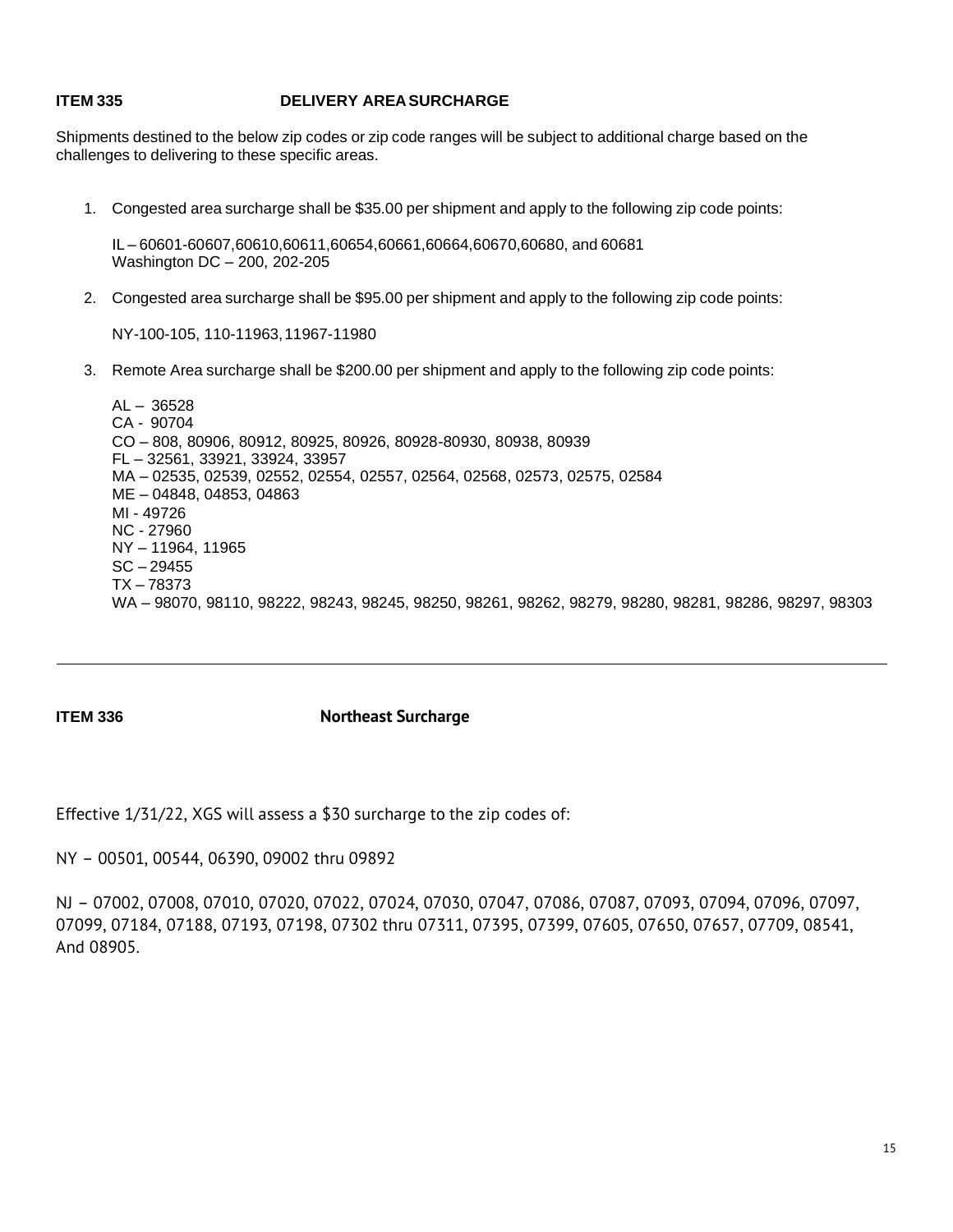**ITEM 335　　　　　　　　DELIVERY AREA SURCHARGE**

Shipments destined to the below zip codes or zip code ranges will be subject to additional charge based on the challenges to delivering to these specific areas.

1. Congested area surcharge shall be $35.00 per shipment and apply to the following zip code points:

   IL – 60601-60607,60610,60611,60654,60661,60664,60670,60680, and 60681
   Washington DC – 200, 202-205

2. Congested area surcharge shall be $95.00 per shipment and apply to the following zip code points:

   NY-100-105, 110-11963, 11967-11980

3. Remote Area surcharge shall be $200.00 per shipment and apply to the following zip code points:

   AL – 36528
   CA - 90704
   CO – 808, 80906, 80912, 80925, 80926, 80928-80930, 80938, 80939
   FL – 32561, 33921, 33924, 33957
   MA – 02535, 02539, 02552, 02554, 02557, 02564, 02568, 02573, 02575, 02584
   ME – 04848, 04853, 04863
   MI - 49726
   NC - 27960
   NY – 11964, 11965
   SC – 29455
   TX – 78373
   WA – 98070, 98110, 98222, 98243, 98245, 98250, 98261, 98262, 98279, 98280, 98281, 98286, 98297, 98303

---

**ITEM 336　　　　　　　　Northeast Surcharge**

Effective 1/31/22, XGS will assess a $30 surcharge to the zip codes of:

NY – 00501, 00544, 06390, 09002 thru 09892

NJ – 07002, 07008, 07010, 07020, 07022, 07024, 07030, 07047, 07086, 07087, 07093, 07094, 07096, 07097, 07099, 07184, 07188, 07193, 07198, 07302 thru 07311, 07395, 07399, 07605, 07650, 07657, 07709, 08541, And 08905.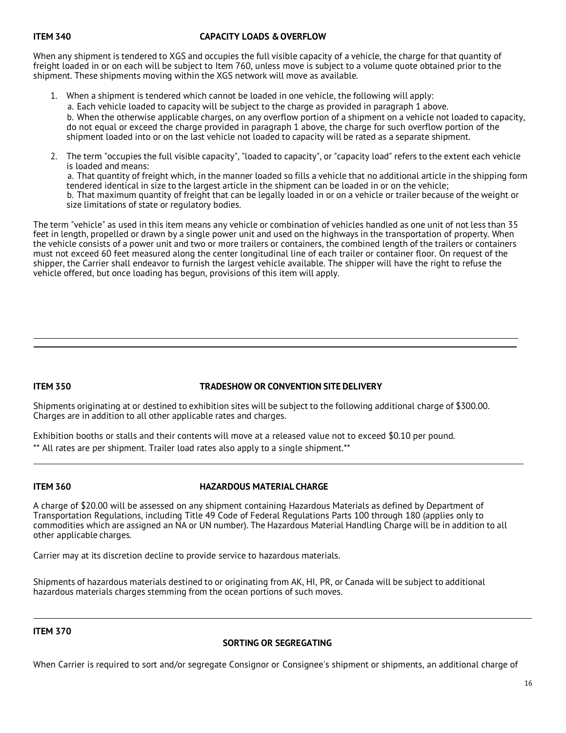**ITEM 340** **CAPACITY LOADS & OVERFLOW**

When any shipment is tendered to XGS and occupies the full visible capacity of a vehicle, the charge for that quantity of freight loaded in or on each will be subject to Item 760, unless move is subject to a volume quote obtained prior to the shipment. These shipments moving within the XGS network will move as available.

1. When a shipment is tendered which cannot be loaded in one vehicle, the following will apply:
   a. Each vehicle loaded to capacity will be subject to the charge as provided in paragraph 1 above.
   b. When the otherwise applicable charges, on any overflow portion of a shipment on a vehicle not loaded to capacity, do not equal or exceed the charge provided in paragraph 1 above, the charge for such overflow portion of the shipment loaded into or on the last vehicle not loaded to capacity will be rated as a separate shipment.

2. The term "occupies the full visible capacity", "loaded to capacity", or "capacity load" refers to the extent each vehicle is loaded and means:
   a. That quantity of freight which, in the manner loaded so fills a vehicle that no additional article in the shipping form tendered identical in size to the largest article in the shipment can be loaded in or on the vehicle;
   b. That maximum quantity of freight that can be legally loaded in or on a vehicle or trailer because of the weight or size limitations of state or regulatory bodies.

The term "vehicle" as used in this item means any vehicle or combination of vehicles handled as one unit of not less than 35 feet in length, propelled or drawn by a single power unit and used on the highways in the transportation of property. When the vehicle consists of a power unit and two or more trailers or containers, the combined length of the trailers or containers must not exceed 60 feet measured along the center longitudinal line of each trailer or container floor. On request of the shipper, the Carrier shall endeavor to furnish the largest vehicle available. The shipper will have the right to refuse the vehicle offered, but once loading has begun, provisions of this item will apply.

---

**ITEM 350** **TRADESHOW OR CONVENTION SITE DELIVERY**

Shipments originating at or destined to exhibition sites will be subject to the following additional charge of $300.00. Charges are in addition to all other applicable rates and charges.

Exhibition booths or stalls and their contents will move at a released value not to exceed $0.10 per pound.

** All rates are per shipment. Trailer load rates also apply to a single shipment.**

---

**ITEM 360** **HAZARDOUS MATERIAL CHARGE**

A charge of $20.00 will be assessed on any shipment containing Hazardous Materials as defined by Department of Transportation Regulations, including Title 49 Code of Federal Regulations Parts 100 through 180 (applies only to commodities which are assigned an NA or UN number). The Hazardous Material Handling Charge will be in addition to all other applicable charges.

Carrier may at its discretion decline to provide service to hazardous materials.

Shipments of hazardous materials destined to or originating from AK, HI, PR, or Canada will be subject to additional hazardous materials charges stemming from the ocean portions of such moves.

---

**ITEM 370**

**SORTING OR SEGREGATING**

When Carrier is required to sort and/or segregate Consignor or Consignee's shipment or shipments, an additional charge of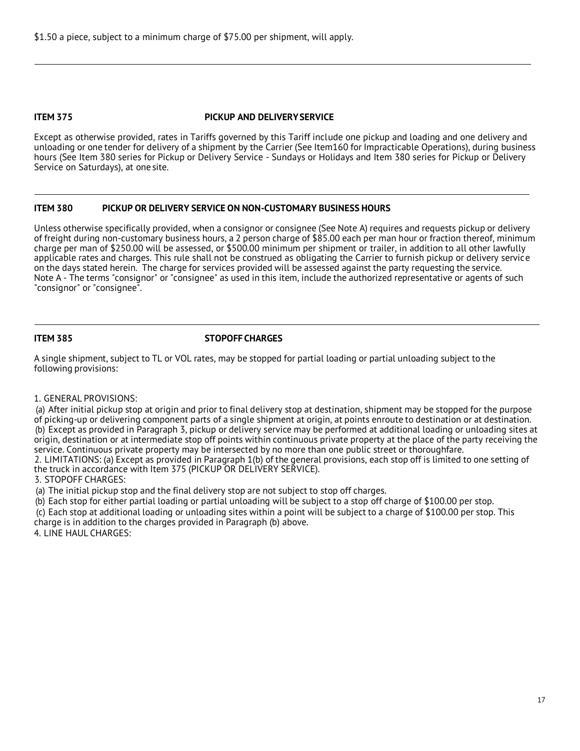$1.50 a piece, subject to a minimum charge of $75.00 per shipment, will apply.

---

**ITEM 375 PICKUP AND DELIVERY SERVICE**

Except as otherwise provided, rates in Tariffs governed by this Tariff include one pickup and loading and one delivery and unloading or one tender for delivery of a shipment by the Carrier (See Item160 for Impracticable Operations), during business hours (See Item 380 series for Pickup or Delivery Service - Sundays or Holidays and Item 380 series for Pickup or Delivery Service on Saturdays), at one site.

---

**ITEM 380 PICKUP OR DELIVERY SERVICE ON NON-CUSTOMARY BUSINESS HOURS**

Unless otherwise specifically provided, when a consignor or consignee (See Note A) requires and requests pickup or delivery of freight during non-customary business hours, a 2 person charge of $85.00 each per man hour or fraction thereof, minimum charge per man of $250.00 will be assessed, or $500.00 minimum per shipment or trailer, in addition to all other lawfully applicable rates and charges. This rule shall not be construed as obligating the Carrier to furnish pickup or delivery service on the days stated herein. The charge for services provided will be assessed against the party requesting the service.
Note A - The terms "consignor" or "consignee" as used in this item, include the authorized representative or agents of such "consignor" or "consignee".

---

**ITEM 385 STOPOFF CHARGES**

A single shipment, subject to TL or VOL rates, may be stopped for partial loading or partial unloading subject to the following provisions:

1. GENERAL PROVISIONS:
 (a) After initial pickup stop at origin and prior to final delivery stop at destination, shipment may be stopped for the purpose of picking-up or delivering component parts of a single shipment at origin, at points enroute to destination or at destination.
 (b) Except as provided in Paragraph 3, pickup or delivery service may be performed at additional loading or unloading sites at origin, destination or at intermediate stop off points within continuous private property at the place of the party receiving the service. Continuous private property may be intersected by no more than one public street or thoroughfare.
2. LIMITATIONS: (a) Except as provided in Paragraph 1(b) of the general provisions, each stop off is limited to one setting of the truck in accordance with Item 375 (PICKUP OR DELIVERY SERVICE).
3. STOPOFF CHARGES:
 (a) The initial pickup stop and the final delivery stop are not subject to stop off charges.
 (b) Each stop for either partial loading or partial unloading will be subject to a stop off charge of $100.00 per stop.
 (c) Each stop at additional loading or unloading sites within a point will be subject to a charge of $100.00 per stop. This charge is in addition to the charges provided in Paragraph (b) above.
4. LINE HAUL CHARGES: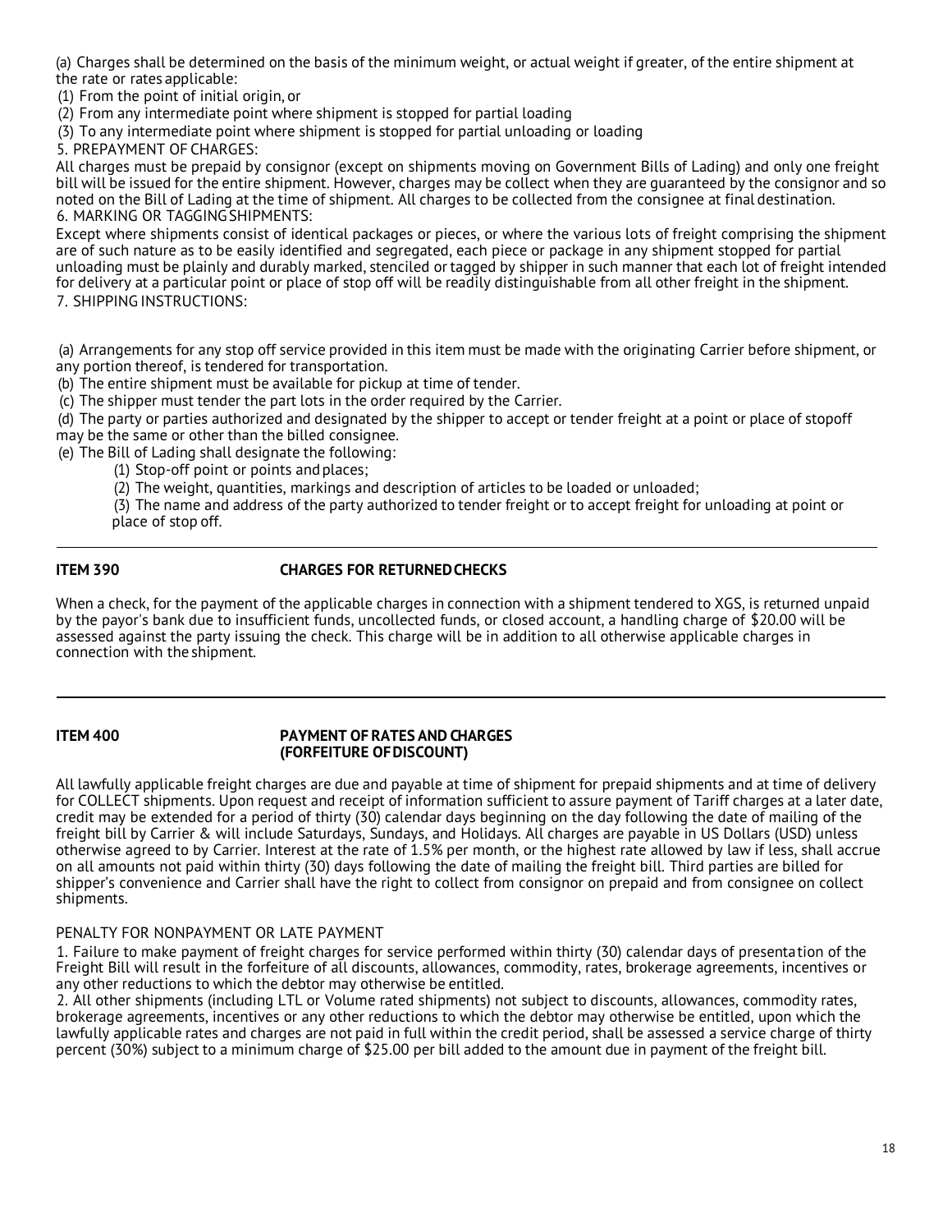(a) Charges shall be determined on the basis of the minimum weight, or actual weight if greater, of the entire shipment at the rate or rates applicable:

(1) From the point of initial origin, or

(2) From any intermediate point where shipment is stopped for partial loading

(3) To any intermediate point where shipment is stopped for partial unloading or loading

5. PREPAYMENT OF CHARGES:

All charges must be prepaid by consignor (except on shipments moving on Government Bills of Lading) and only one freight bill will be issued for the entire shipment. However, charges may be collect when they are guaranteed by the consignor and so noted on the Bill of Lading at the time of shipment. All charges to be collected from the consignee at final destination.

6. MARKING OR TAGGING SHIPMENTS:

Except where shipments consist of identical packages or pieces, or where the various lots of freight comprising the shipment are of such nature as to be easily identified and segregated, each piece or package in any shipment stopped for partial unloading must be plainly and durably marked, stenciled or tagged by shipper in such manner that each lot of freight intended for delivery at a particular point or place of stop off will be readily distinguishable from all other freight in the shipment.

7. SHIPPING INSTRUCTIONS:

(a) Arrangements for any stop off service provided in this item must be made with the originating Carrier before shipment, or any portion thereof, is tendered for transportation.

(b) The entire shipment must be available for pickup at time of tender.

(c) The shipper must tender the part lots in the order required by the Carrier.

(d) The party or parties authorized and designated by the shipper to accept or tender freight at a point or place of stopoff may be the same or other than the billed consignee.

(e) The Bill of Lading shall designate the following:

(1) Stop-off point or points and places;

(2) The weight, quantities, markings and description of articles to be loaded or unloaded;

(3) The name and address of the party authorized to tender freight or to accept freight for unloading at point or place of stop off.

---

## ITEM 390 CHARGES FOR RETURNED CHECKS

When a check, for the payment of the applicable charges in connection with a shipment tendered to XGS, is returned unpaid by the payor's bank due to insufficient funds, uncollected funds, or closed account, a handling charge of $20.00 will be assessed against the party issuing the check. This charge will be in addition to all otherwise applicable charges in connection with the shipment.

---

## ITEM 400 PAYMENT OF RATES AND CHARGES (FORFEITURE OF DISCOUNT)

All lawfully applicable freight charges are due and payable at time of shipment for prepaid shipments and at time of delivery for COLLECT shipments. Upon request and receipt of information sufficient to assure payment of Tariff charges at a later date, credit may be extended for a period of thirty (30) calendar days beginning on the day following the date of mailing of the freight bill by Carrier & will include Saturdays, Sundays, and Holidays. All charges are payable in US Dollars (USD) unless otherwise agreed to by Carrier. Interest at the rate of 1.5% per month, or the highest rate allowed by law if less, shall accrue on all amounts not paid within thirty (30) days following the date of mailing the freight bill. Third parties are billed for shipper's convenience and Carrier shall have the right to collect from consignor on prepaid and from consignee on collect shipments.

PENALTY FOR NONPAYMENT OR LATE PAYMENT

1. Failure to make payment of freight charges for service performed within thirty (30) calendar days of presentation of the Freight Bill will result in the forfeiture of all discounts, allowances, commodity, rates, brokerage agreements, incentives or any other reductions to which the debtor may otherwise be entitled.

2. All other shipments (including LTL or Volume rated shipments) not subject to discounts, allowances, commodity rates, brokerage agreements, incentives or any other reductions to which the debtor may otherwise be entitled, upon which the lawfully applicable rates and charges are not paid in full within the credit period, shall be assessed a service charge of thirty percent (30%) subject to a minimum charge of $25.00 per bill added to the amount due in payment of the freight bill.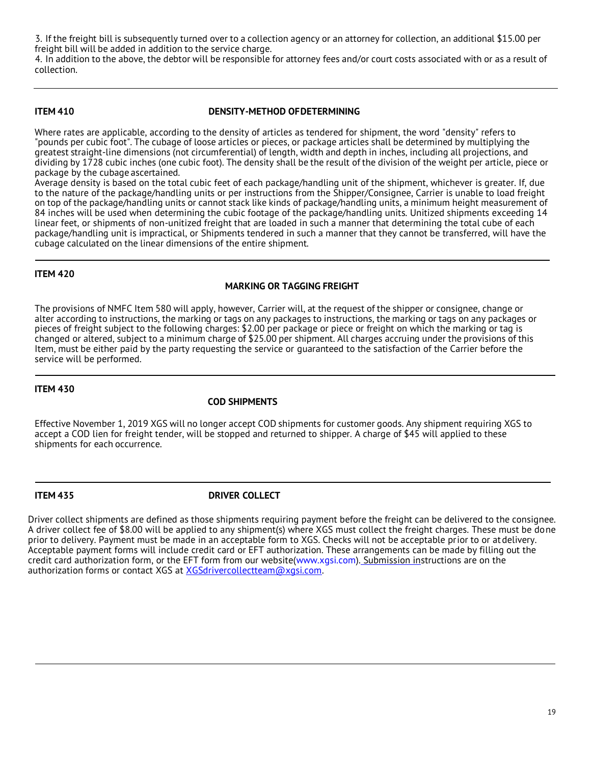3. If the freight bill is subsequently turned over to a collection agency or an attorney for collection, an additional $15.00 per freight bill will be added in addition to the service charge.
4. In addition to the above, the debtor will be responsible for attorney fees and/or court costs associated with or as a result of collection.

---

**ITEM 410** **DENSITY-METHOD OFDETERMINING**

Where rates are applicable, according to the density of articles as tendered for shipment, the word "density" refers to "pounds per cubic foot". The cubage of loose articles or pieces, or package articles shall be determined by multiplying the greatest straight-line dimensions (not circumferential) of length, width and depth in inches, including all projections, and dividing by 1728 cubic inches (one cubic foot). The density shall be the result of the division of the weight per article, piece or package by the cubage ascertained.
Average density is based on the total cubic feet of each package/handling unit of the shipment, whichever is greater. If, due to the nature of the package/handling units or per instructions from the Shipper/Consignee, Carrier is unable to load freight on top of the package/handling units or cannot stack like kinds of package/handling units, a minimum height measurement of 84 inches will be used when determining the cubic footage of the package/handling units. Unitized shipments exceeding 14 linear feet, or shipments of non-unitized freight that are loaded in such a manner that determining the total cube of each package/handling unit is impractical, or Shipments tendered in such a manner that they cannot be transferred, will have the cubage calculated on the linear dimensions of the entire shipment.

---

**ITEM 420**

**MARKING OR TAGGING FREIGHT**

The provisions of NMFC Item 580 will apply, however, Carrier will, at the request of the shipper or consignee, change or alter according to instructions, the marking or tags on any packages to instructions, the marking or tags on any packages or pieces of freight subject to the following charges: $2.00 per package or piece or freight on which the marking or tag is changed or altered, subject to a minimum charge of $25.00 per shipment. All charges accruing under the provisions of this Item, must be either paid by the party requesting the service or guaranteed to the satisfaction of the Carrier before the service will be performed.

---

**ITEM 430**

**COD SHIPMENTS**

Effective November 1, 2019 XGS will no longer accept COD shipments for customer goods. Any shipment requiring XGS to accept a COD lien for freight tender, will be stopped and returned to shipper. A charge of $45 will applied to these shipments for each occurrence.

---

**ITEM 435** **DRIVER COLLECT**

Driver collect shipments are defined as those shipments requiring payment before the freight can be delivered to the consignee. A driver collect fee of $8.00 will be applied to any shipment(s) where XGS must collect the freight charges. These must be done prior to delivery. Payment must be made in an acceptable form to XGS. Checks will not be acceptable prior to or at delivery. Acceptable payment forms will include credit card or EFT authorization. These arrangements can be made by filling out the credit card authorization form, or the EFT form from our website(www.xgsi.com). Submission instructions are on the authorization forms or contact XGS at XGSdrivercollectteam@xgsi.com.

---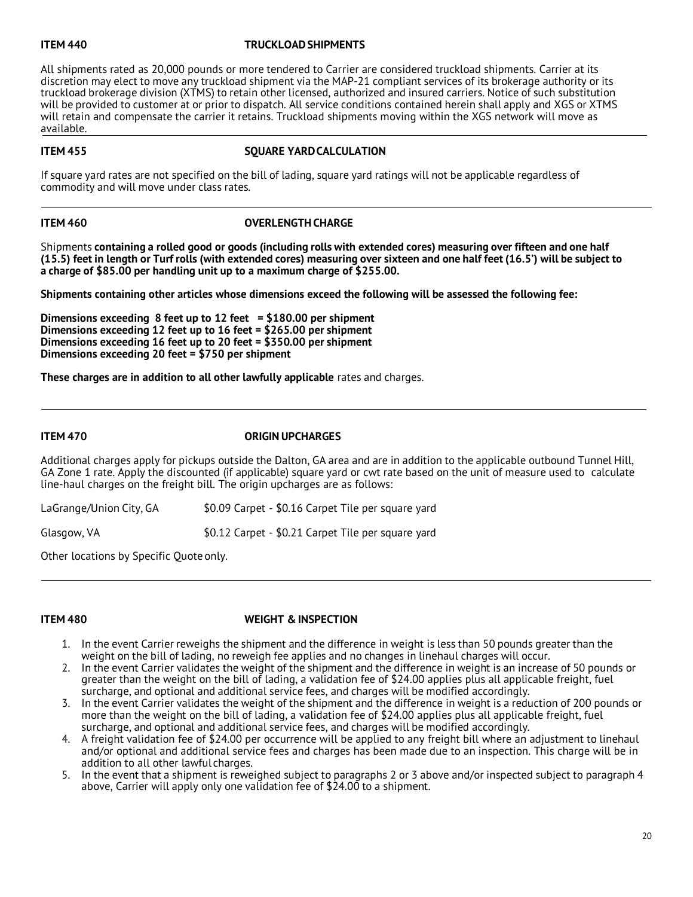**ITEM 440 TRUCKLOAD SHIPMENTS**

All shipments rated as 20,000 pounds or more tendered to Carrier are considered truckload shipments. Carrier at its discretion may elect to move any truckload shipment via the MAP-21 compliant services of its brokerage authority or its truckload brokerage division (XTMS) to retain other licensed, authorized and insured carriers. Notice of such substitution will be provided to customer at or prior to dispatch. All service conditions contained herein shall apply and XGS or XTMS will retain and compensate the carrier it retains. Truckload shipments moving within the XGS network will move as available.

---

**ITEM 455 SQUARE YARD CALCULATION**

If square yard rates are not specified on the bill of lading, square yard ratings will not be applicable regardless of commodity and will move under class rates.

---

**ITEM 460 OVERLENGTH CHARGE**

Shipments **containing a rolled good or goods (including rolls with extended cores) measuring over fifteen and one half (15.5) feet in length or Turf rolls (with extended cores) measuring over sixteen and one half feet (16.5') will be subject to a charge of $85.00 per handling unit up to a maximum charge of $255.00.**

**Shipments containing other articles whose dimensions exceed the following will be assessed the following fee:**

**Dimensions exceeding 8 feet up to 12 feet = $180.00 per shipment**
**Dimensions exceeding 12 feet up to 16 feet = $265.00 per shipment**
**Dimensions exceeding 16 feet up to 20 feet = $350.00 per shipment**
**Dimensions exceeding 20 feet = $750 per shipment**

**These charges are in addition to all other lawfully applicable** rates and charges.

---

**ITEM 470 ORIGIN UPCHARGES**

Additional charges apply for pickups outside the Dalton, GA area and are in addition to the applicable outbound Tunnel Hill, GA Zone 1 rate. Apply the discounted (if applicable) square yard or cwt rate based on the unit of measure used to calculate line-haul charges on the freight bill. The origin upcharges are as follows:

| | |
|---|---|
| LaGrange/Union City, GA | $0.09 Carpet - $0.16 Carpet Tile per square yard |
| Glasgow, VA | $0.12 Carpet - $0.21 Carpet Tile per square yard |

Other locations by Specific Quote only.

---

**ITEM 480 WEIGHT & INSPECTION**

1. In the event Carrier reweighs the shipment and the difference in weight is less than 50 pounds greater than the weight on the bill of lading, no reweigh fee applies and no changes in linehaul charges will occur.
2. In the event Carrier validates the weight of the shipment and the difference in weight is an increase of 50 pounds or greater than the weight on the bill of lading, a validation fee of $24.00 applies plus all applicable freight, fuel surcharge, and optional and additional service fees, and charges will be modified accordingly.
3. In the event Carrier validates the weight of the shipment and the difference in weight is a reduction of 200 pounds or more than the weight on the bill of lading, a validation fee of $24.00 applies plus all applicable freight, fuel surcharge, and optional and additional service fees, and charges will be modified accordingly.
4. A freight validation fee of $24.00 per occurrence will be applied to any freight bill where an adjustment to linehaul and/or optional and additional service fees and charges has been made due to an inspection. This charge will be in addition to all other lawful charges.
5. In the event that a shipment is reweighed subject to paragraphs 2 or 3 above and/or inspected subject to paragraph 4 above, Carrier will apply only one validation fee of $24.00 to a shipment.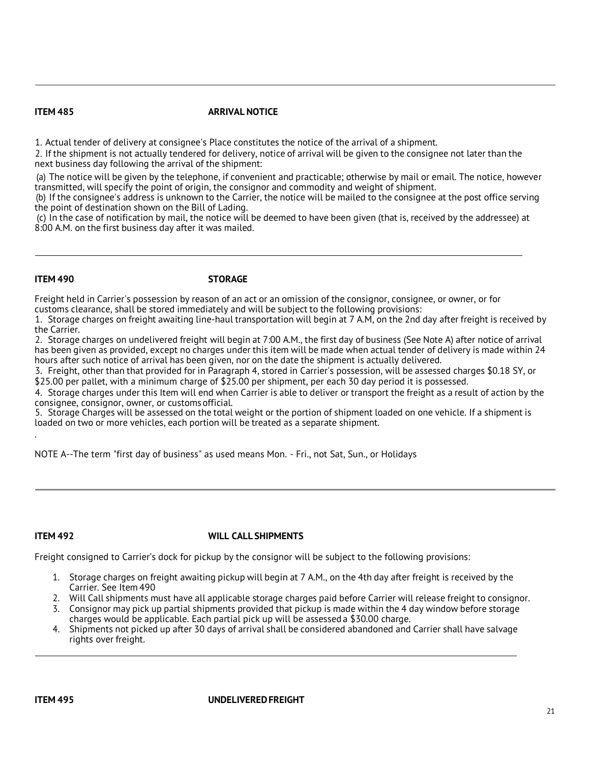**ITEM 485 ARRIVAL NOTICE**

1. Actual tender of delivery at consignee's Place constitutes the notice of the arrival of a shipment.
2. If the shipment is not actually tendered for delivery, notice of arrival will be given to the consignee not later than the next business day following the arrival of the shipment:

(a) The notice will be given by the telephone, if convenient and practicable; otherwise by mail or email. The notice, however transmitted, will specify the point of origin, the consignor and commodity and weight of shipment.
(b) If the consignee's address is unknown to the Carrier, the notice will be mailed to the consignee at the post office serving the point of destination shown on the Bill of Lading.
(c) In the case of notification by mail, the notice will be deemed to have been given (that is, received by the addressee) at 8:00 A.M. on the first business day after it was mailed.

---

**ITEM 490 STORAGE**

Freight held in Carrier's possession by reason of an act or an omission of the consignor, consignee, or owner, or for customs clearance, shall be stored immediately and will be subject to the following provisions:

1. Storage charges on freight awaiting line-haul transportation will begin at 7 A.M, on the 2nd day after freight is received by the Carrier.
2. Storage charges on undelivered freight will begin at 7:00 A.M., the first day of business (See Note A) after notice of arrival has been given as provided, except no charges under this item will be made when actual tender of delivery is made within 24 hours after such notice of arrival has been given, nor on the date the shipment is actually delivered.
3. Freight, other than that provided for in Paragraph 4, stored in Carrier's possession, will be assessed charges $0.18 SY, or $25.00 per pallet, with a minimum charge of $25.00 per shipment, per each 30 day period it is possessed.
4. Storage charges under this Item will end when Carrier is able to deliver or transport the freight as a result of action by the consignee, consignor, owner, or customs official.
5. Storage Charges will be assessed on the total weight or the portion of shipment loaded on one vehicle. If a shipment is loaded on two or more vehicles, each portion will be treated as a separate shipment.

.

NOTE A--The term "first day of business" as used means Mon. - Fri., not Sat, Sun., or Holidays

---

**ITEM 492 WILL CALL SHIPMENTS**

Freight consigned to Carrier's dock for pickup by the consignor will be subject to the following provisions:

1. Storage charges on freight awaiting pickup will begin at 7 A.M., on the 4th day after freight is received by the Carrier. See Item 490
2. Will Call shipments must have all applicable storage charges paid before Carrier will release freight to consignor.
3. Consignor may pick up partial shipments provided that pickup is made within the 4 day window before storage charges would be applicable. Each partial pick up will be assessed a $30.00 charge.
4. Shipments not picked up after 30 days of arrival shall be considered abandoned and Carrier shall have salvage rights over freight.

---

**ITEM 495 UNDELIVERED FREIGHT**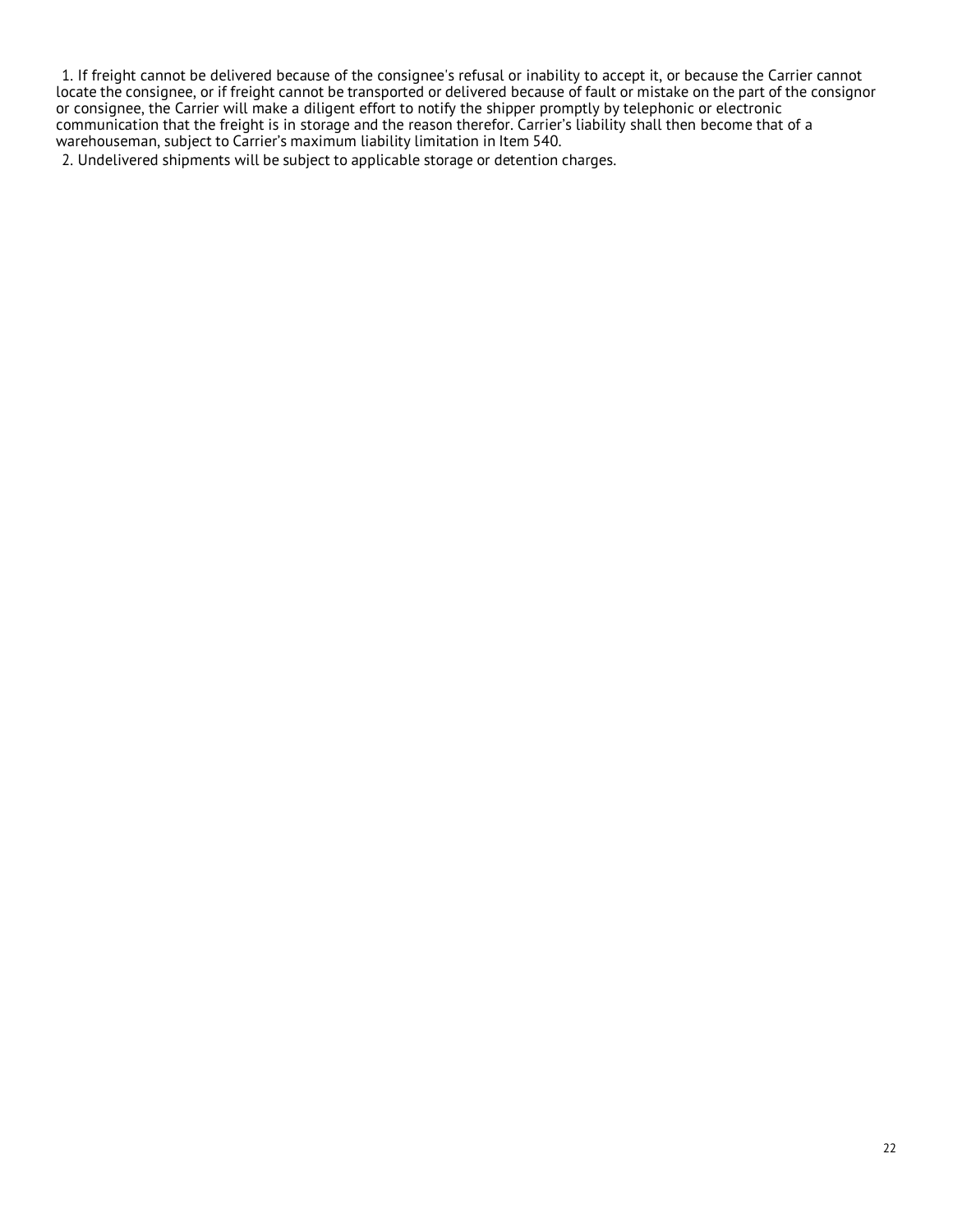1. If freight cannot be delivered because of the consignee's refusal or inability to accept it, or because the Carrier cannot locate the consignee, or if freight cannot be transported or delivered because of fault or mistake on the part of the consignor or consignee, the Carrier will make a diligent effort to notify the shipper promptly by telephonic or electronic communication that the freight is in storage and the reason therefor. Carrier's liability shall then become that of a warehouseman, subject to Carrier's maximum liability limitation in Item 540.
2. Undelivered shipments will be subject to applicable storage or detention charges.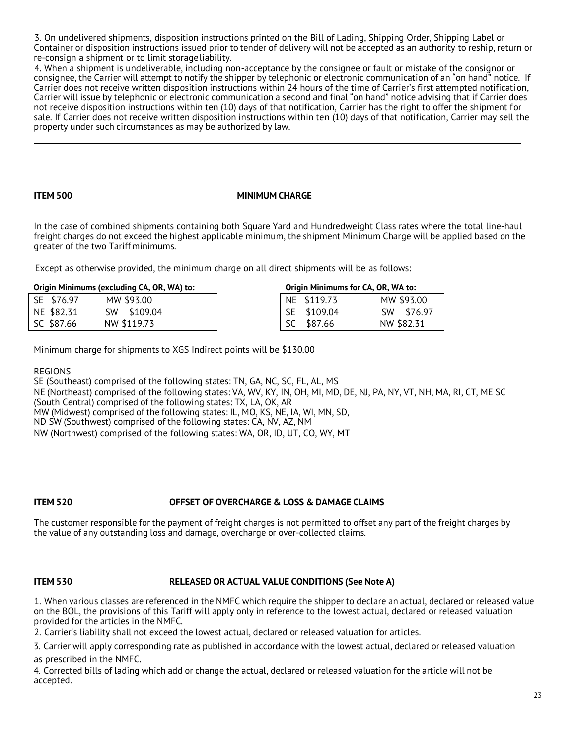3. On undelivered shipments, disposition instructions printed on the Bill of Lading, Shipping Order, Shipping Label or Container or disposition instructions issued prior to tender of delivery will not be accepted as an authority to reship, return or re-consign a shipment or to limit storage liability.

4. When a shipment is undeliverable, including non-acceptance by the consignee or fault or mistake of the consignor or consignee, the Carrier will attempt to notify the shipper by telephonic or electronic communication of an "on hand" notice. If Carrier does not receive written disposition instructions within 24 hours of the time of Carrier's first attempted notification, Carrier will issue by telephonic or electronic communication a second and final "on hand" notice advising that if Carrier does not receive disposition instructions within ten (10) days of that notification, Carrier has the right to offer the shipment for sale. If Carrier does not receive written disposition instructions within ten (10) days of that notification, Carrier may sell the property under such circumstances as may be authorized by law.

---

**ITEM 500** **MINIMUM CHARGE**

In the case of combined shipments containing both Square Yard and Hundredweight Class rates where the total line-haul freight charges do not exceed the highest applicable minimum, the shipment Minimum Charge will be applied based on the greater of the two Tariff minimums.

Except as otherwise provided, the minimum charge on all direct shipments will be as follows:

**Origin Minimums (excluding CA, OR, WA) to:**

| | |
|---|---|
| SE $76.97 | MW $93.00 |
| NE $82.31 | SW $109.04 |
| SC $87.66 | NW $119.73 |

**Origin Minimums for CA, OR, WA to:**

| | |
|---|---|
| NE $119.73 | MW $93.00 |
| SE $109.04 | SW $76.97 |
| SC $87.66 | NW $82.31 |

Minimum charge for shipments to XGS Indirect points will be $130.00

REGIONS

SE (Southeast) comprised of the following states: TN, GA, NC, SC, FL, AL, MS

NE (Northeast) comprised of the following states: VA, WV, KY, IN, OH, MI, MD, DE, NJ, PA, NY, VT, NH, MA, RI, CT, ME SC (South Central) comprised of the following states: TX, LA, OK, AR

MW (Midwest) comprised of the following states: IL, MO, KS, NE, IA, WI, MN, SD,

ND SW (Southwest) comprised of the following states: CA, NV, AZ, NM

NW (Northwest) comprised of the following states: WA, OR, ID, UT, CO, WY, MT

---

**ITEM 520** **OFFSET OF OVERCHARGE & LOSS & DAMAGE CLAIMS**

The customer responsible for the payment of freight charges is not permitted to offset any part of the freight charges by the value of any outstanding loss and damage, overcharge or over-collected claims.

---

**ITEM 530** **RELEASED OR ACTUAL VALUE CONDITIONS (See Note A)**

1. When various classes are referenced in the NMFC which require the shipper to declare an actual, declared or released value on the BOL, the provisions of this Tariff will apply only in reference to the lowest actual, declared or released valuation provided for the articles in the NMFC.

2. Carrier's liability shall not exceed the lowest actual, declared or released valuation for articles.

3. Carrier will apply corresponding rate as published in accordance with the lowest actual, declared or released valuation as prescribed in the NMFC.

4. Corrected bills of lading which add or change the actual, declared or released valuation for the article will not be accepted.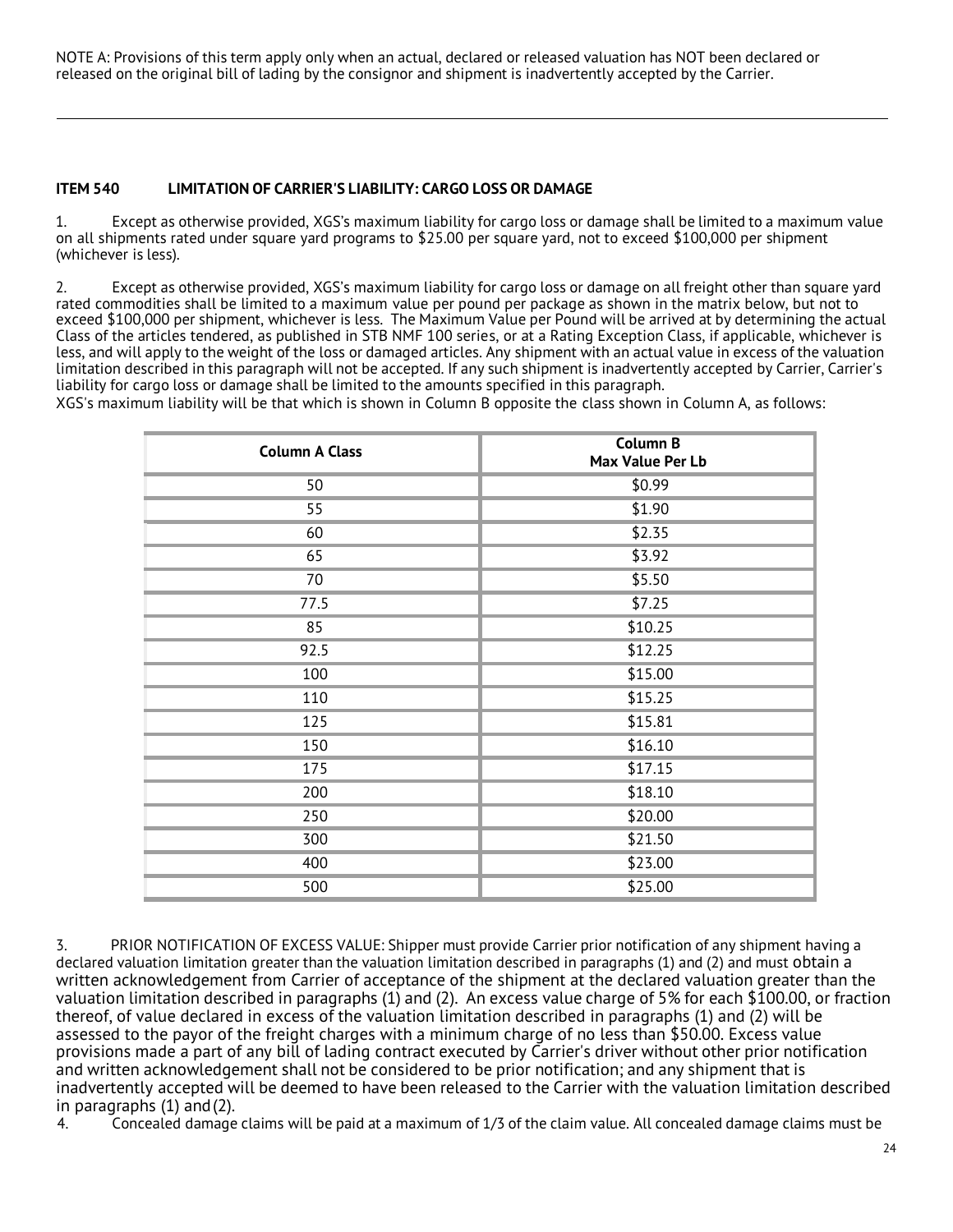NOTE A: Provisions of this term apply only when an actual, declared or released valuation has NOT been declared or released on the original bill of lading by the consignor and shipment is inadvertently accepted by the Carrier.

---

**ITEM 540 LIMITATION OF CARRIER'S LIABILITY: CARGO LOSS OR DAMAGE**

1. Except as otherwise provided, XGS's maximum liability for cargo loss or damage shall be limited to a maximum value on all shipments rated under square yard programs to $25.00 per square yard, not to exceed $100,000 per shipment (whichever is less).

2. Except as otherwise provided, XGS's maximum liability for cargo loss or damage on all freight other than square yard rated commodities shall be limited to a maximum value per pound per package as shown in the matrix below, but not to exceed $100,000 per shipment, whichever is less. The Maximum Value per Pound will be arrived at by determining the actual Class of the articles tendered, as published in STB NMF 100 series, or at a Rating Exception Class, if applicable, whichever is less, and will apply to the weight of the loss or damaged articles. Any shipment with an actual value in excess of the valuation limitation described in this paragraph will not be accepted. If any such shipment is inadvertently accepted by Carrier, Carrier's liability for cargo loss or damage shall be limited to the amounts specified in this paragraph.
XGS's maximum liability will be that which is shown in Column B opposite the class shown in Column A, as follows:

| Column A Class | Column B Max Value Per Lb |
|---|---|
| 50 | $0.99 |
| 55 | $1.90 |
| 60 | $2.35 |
| 65 | $3.92 |
| 70 | $5.50 |
| 77.5 | $7.25 |
| 85 | $10.25 |
| 92.5 | $12.25 |
| 100 | $15.00 |
| 110 | $15.25 |
| 125 | $15.81 |
| 150 | $16.10 |
| 175 | $17.15 |
| 200 | $18.10 |
| 250 | $20.00 |
| 300 | $21.50 |
| 400 | $23.00 |
| 500 | $25.00 |

3. PRIOR NOTIFICATION OF EXCESS VALUE: Shipper must provide Carrier prior notification of any shipment having a declared valuation limitation greater than the valuation limitation described in paragraphs (1) and (2) and must obtain a written acknowledgement from Carrier of acceptance of the shipment at the declared valuation greater than the valuation limitation described in paragraphs (1) and (2). An excess value charge of 5% for each $100.00, or fraction thereof, of value declared in excess of the valuation limitation described in paragraphs (1) and (2) will be assessed to the payor of the freight charges with a minimum charge of no less than $50.00. Excess value provisions made a part of any bill of lading contract executed by Carrier's driver without other prior notification and written acknowledgement shall not be considered to be prior notification; and any shipment that is inadvertently accepted will be deemed to have been released to the Carrier with the valuation limitation described in paragraphs (1) and (2).

4. Concealed damage claims will be paid at a maximum of 1/3 of the claim value. All concealed damage claims must be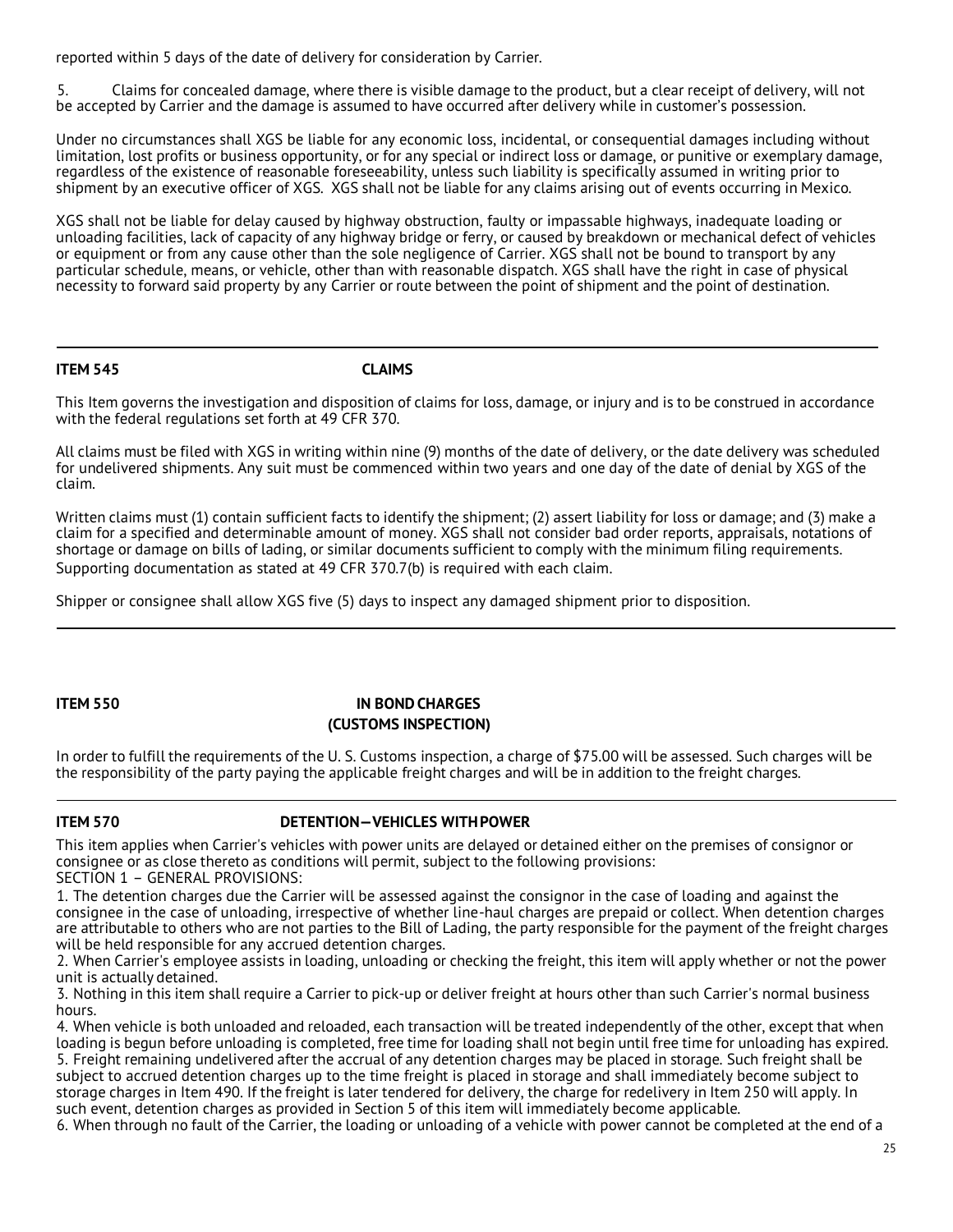reported within 5 days of the date of delivery for consideration by Carrier.

5. Claims for concealed damage, where there is visible damage to the product, but a clear receipt of delivery, will not be accepted by Carrier and the damage is assumed to have occurred after delivery while in customer's possession.

Under no circumstances shall XGS be liable for any economic loss, incidental, or consequential damages including without limitation, lost profits or business opportunity, or for any special or indirect loss or damage, or punitive or exemplary damage, regardless of the existence of reasonable foreseeability, unless such liability is specifically assumed in writing prior to shipment by an executive officer of XGS. XGS shall not be liable for any claims arising out of events occurring in Mexico.

XGS shall not be liable for delay caused by highway obstruction, faulty or impassable highways, inadequate loading or unloading facilities, lack of capacity of any highway bridge or ferry, or caused by breakdown or mechanical defect of vehicles or equipment or from any cause other than the sole negligence of Carrier. XGS shall not be bound to transport by any particular schedule, means, or vehicle, other than with reasonable dispatch. XGS shall have the right in case of physical necessity to forward said property by any Carrier or route between the point of shipment and the point of destination.

---

**ITEM 545 CLAIMS**

This Item governs the investigation and disposition of claims for loss, damage, or injury and is to be construed in accordance with the federal regulations set forth at 49 CFR 370.

All claims must be filed with XGS in writing within nine (9) months of the date of delivery, or the date delivery was scheduled for undelivered shipments. Any suit must be commenced within two years and one day of the date of denial by XGS of the claim.

Written claims must (1) contain sufficient facts to identify the shipment; (2) assert liability for loss or damage; and (3) make a claim for a specified and determinable amount of money. XGS shall not consider bad order reports, appraisals, notations of shortage or damage on bills of lading, or similar documents sufficient to comply with the minimum filing requirements. Supporting documentation as stated at 49 CFR 370.7(b) is required with each claim.

Shipper or consignee shall allow XGS five (5) days to inspect any damaged shipment prior to disposition.

---

**ITEM 550 IN BOND CHARGES (CUSTOMS INSPECTION)**

In order to fulfill the requirements of the U. S. Customs inspection, a charge of $75.00 will be assessed. Such charges will be the responsibility of the party paying the applicable freight charges and will be in addition to the freight charges.

---

**ITEM 570 DETENTION—VEHICLES WITH POWER**

This item applies when Carrier's vehicles with power units are delayed or detained either on the premises of consignor or consignee or as close thereto as conditions will permit, subject to the following provisions:

SECTION 1 – GENERAL PROVISIONS:

1. The detention charges due the Carrier will be assessed against the consignor in the case of loading and against the consignee in the case of unloading, irrespective of whether line-haul charges are prepaid or collect. When detention charges are attributable to others who are not parties to the Bill of Lading, the party responsible for the payment of the freight charges will be held responsible for any accrued detention charges.
2. When Carrier's employee assists in loading, unloading or checking the freight, this item will apply whether or not the power unit is actually detained.
3. Nothing in this item shall require a Carrier to pick-up or deliver freight at hours other than such Carrier's normal business hours.
4. When vehicle is both unloaded and reloaded, each transaction will be treated independently of the other, except that when loading is begun before unloading is completed, free time for loading shall not begin until free time for unloading has expired.
5. Freight remaining undelivered after the accrual of any detention charges may be placed in storage. Such freight shall be subject to accrued detention charges up to the time freight is placed in storage and shall immediately become subject to storage charges in Item 490. If the freight is later tendered for delivery, the charge for redelivery in Item 250 will apply. In such event, detention charges as provided in Section 5 of this item will immediately become applicable.
6. When through no fault of the Carrier, the loading or unloading of a vehicle with power cannot be completed at the end of a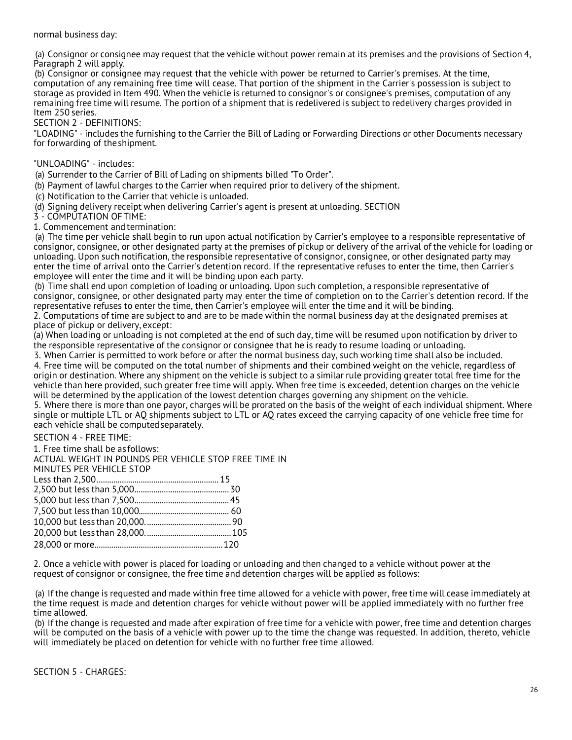normal business day:

(a) Consignor or consignee may request that the vehicle without power remain at its premises and the provisions of Section 4, Paragraph 2 will apply.

(b) Consignor or consignee may request that the vehicle with power be returned to Carrier's premises. At the time, computation of any remaining free time will cease. That portion of the shipment in the Carrier's possession is subject to storage as provided in Item 490. When the vehicle is returned to consignor's or consignee's premises, computation of any remaining free time will resume. The portion of a shipment that is redelivered is subject to redelivery charges provided in Item 250 series.

SECTION 2 - DEFINITIONS:

"LOADING" - includes the furnishing to the Carrier the Bill of Lading or Forwarding Directions or other Documents necessary for forwarding of the shipment.

"UNLOADING" - includes:

(a) Surrender to the Carrier of Bill of Lading on shipments billed "To Order".
(b) Payment of lawful charges to the Carrier when required prior to delivery of the shipment.
(c) Notification to the Carrier that vehicle is unloaded.
(d) Signing delivery receipt when delivering Carrier's agent is present at unloading.

SECTION 3 - COMPUTATION OF TIME:

1. Commencement and termination:

(a) The time per vehicle shall begin to run upon actual notification by Carrier's employee to a responsible representative of consignor, consignee, or other designated party at the premises of pickup or delivery of the arrival of the vehicle for loading or unloading. Upon such notification, the responsible representative of consignor, consignee, or other designated party may enter the time of arrival onto the Carrier's detention record. If the representative refuses to enter the time, then Carrier's employee will enter the time and it will be binding upon each party.

(b) Time shall end upon completion of loading or unloading. Upon such completion, a responsible representative of consignor, consignee, or other designated party may enter the time of completion on to the Carrier's detention record. If the representative refuses to enter the time, then Carrier's employee will enter the time and it will be binding.

2. Computations of time are subject to and are to be made within the normal business day at the designated premises at place of pickup or delivery, except:

(a) When loading or unloading is not completed at the end of such day, time will be resumed upon notification by driver to the responsible representative of the consignor or consignee that he is ready to resume loading or unloading.

3. When Carrier is permitted to work before or after the normal business day, such working time shall also be included.

4. Free time will be computed on the total number of shipments and their combined weight on the vehicle, regardless of origin or destination. Where any shipment on the vehicle is subject to a similar rule providing greater total free time for the vehicle than here provided, such greater free time will apply. When free time is exceeded, detention charges on the vehicle will be determined by the application of the lowest detention charges governing any shipment on the vehicle.

5. Where there is more than one payor, charges will be prorated on the basis of the weight of each individual shipment. Where single or multiple LTL or AQ shipments subject to LTL or AQ rates exceed the carrying capacity of one vehicle free time for each vehicle shall be computed separately.

SECTION 4 - FREE TIME:

1. Free time shall be as follows:

| ACTUAL WEIGHT IN POUNDS PER VEHICLE STOP | FREE TIME IN MINUTES PER VEHICLE STOP |
|---|---|
| Less than 2,500 | 15 |
| 2,500 but less than 5,000 | 30 |
| 5,000 but less than 7,500 | 45 |
| 7,500 but less than 10,000 | 60 |
| 10,000 but less than 20,000 | 90 |
| 20,000 but less than 28,000 | 105 |
| 28,000 or more | 120 |

2. Once a vehicle with power is placed for loading or unloading and then changed to a vehicle without power at the request of consignor or consignee, the free time and detention charges will be applied as follows:

(a) If the change is requested and made within free time allowed for a vehicle with power, free time will cease immediately at the time request is made and detention charges for vehicle without power will be applied immediately with no further free time allowed.

(b) If the change is requested and made after expiration of free time for a vehicle with power, free time and detention charges will be computed on the basis of a vehicle with power up to the time the change was requested. In addition, thereto, vehicle will immediately be placed on detention for vehicle with no further free time allowed.

SECTION 5 - CHARGES: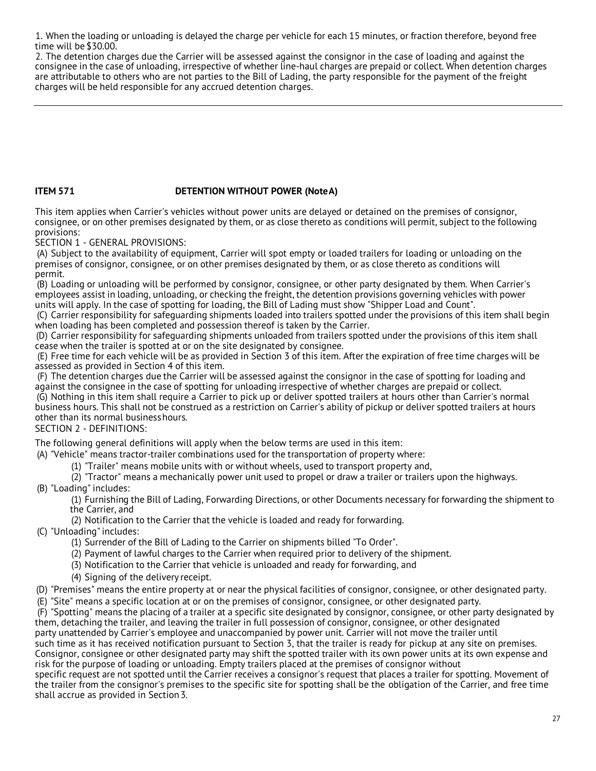1. When the loading or unloading is delayed the charge per vehicle for each 15 minutes, or fraction therefore, beyond free time will be $30.00.

2. The detention charges due the Carrier will be assessed against the consignor in the case of loading and against the consignee in the case of unloading, irrespective of whether line-haul charges are prepaid or collect. When detention charges are attributable to others who are not parties to the Bill of Lading, the party responsible for the payment of the freight charges will be held responsible for any accrued detention charges.

---

**ITEM 571 DETENTION WITHOUT POWER (Note A)**

This item applies when Carrier's vehicles without power units are delayed or detained on the premises of consignor, consignee, or on other premises designated by them, or as close thereto as conditions will permit, subject to the following provisions:

SECTION 1 - GENERAL PROVISIONS:

(A) Subject to the availability of equipment, Carrier will spot empty or loaded trailers for loading or unloading on the premises of consignor, consignee, or on other premises designated by them, or as close thereto as conditions will permit.

(B) Loading or unloading will be performed by consignor, consignee, or other party designated by them. When Carrier's employees assist in loading, unloading, or checking the freight, the detention provisions governing vehicles with power units will apply. In the case of spotting for loading, the Bill of Lading must show "Shipper Load and Count".

(C) Carrier responsibility for safeguarding shipments loaded into trailers spotted under the provisions of this item shall begin when loading has been completed and possession thereof is taken by the Carrier.

(D) Carrier responsibility for safeguarding shipments unloaded from trailers spotted under the provisions of this item shall cease when the trailer is spotted at or on the site designated by consignee.

(E) Free time for each vehicle will be as provided in Section 3 of this item. After the expiration of free time charges will be assessed as provided in Section 4 of this item.

(F) The detention charges due the Carrier will be assessed against the consignor in the case of spotting for loading and against the consignee in the case of spotting for unloading irrespective of whether charges are prepaid or collect.

(G) Nothing in this item shall require a Carrier to pick up or deliver spotted trailers at hours other than Carrier's normal business hours. This shall not be construed as a restriction on Carrier's ability of pickup or deliver spotted trailers at hours other than its normal business hours.

SECTION 2 - DEFINITIONS:

The following general definitions will apply when the below terms are used in this item:

(A) "Vehicle" means tractor-trailer combinations used for the transportation of property where:
  - (1) "Trailer" means mobile units with or without wheels, used to transport property and,
  - (2) "Tractor" means a mechanically power unit used to propel or draw a trailer or trailers upon the highways.

(B) "Loading" includes:
  - (1) Furnishing the Bill of Lading, Forwarding Directions, or other Documents necessary for forwarding the shipment to the Carrier, and
  - (2) Notification to the Carrier that the vehicle is loaded and ready for forwarding.

(C) "Unloading" includes:
  - (1) Surrender of the Bill of Lading to the Carrier on shipments billed "To Order".
  - (2) Payment of lawful charges to the Carrier when required prior to delivery of the shipment.
  - (3) Notification to the Carrier that vehicle is unloaded and ready for forwarding, and
  - (4) Signing of the delivery receipt.

(D) "Premises" means the entire property at or near the physical facilities of consignor, consignee, or other designated party.

(E) "Site" means a specific location at or on the premises of consignor, consignee, or other designated party.

(F) "Spotting" means the placing of a trailer at a specific site designated by consignor, consignee, or other party designated by them, detaching the trailer, and leaving the trailer in full possession of consignor, consignee, or other designated party unattended by Carrier's employee and unaccompanied by power unit. Carrier will not move the trailer until such time as it has received notification pursuant to Section 3, that the trailer is ready for pickup at any site on premises. Consignor, consignee or other designated party may shift the spotted trailer with its own power units at its own expense and risk for the purpose of loading or unloading. Empty trailers placed at the premises of consignor without specific request are not spotted until the Carrier receives a consignor's request that places a trailer for spotting. Movement of the trailer from the consignor's premises to the specific site for spotting shall be the obligation of the Carrier, and free time shall accrue as provided in Section 3.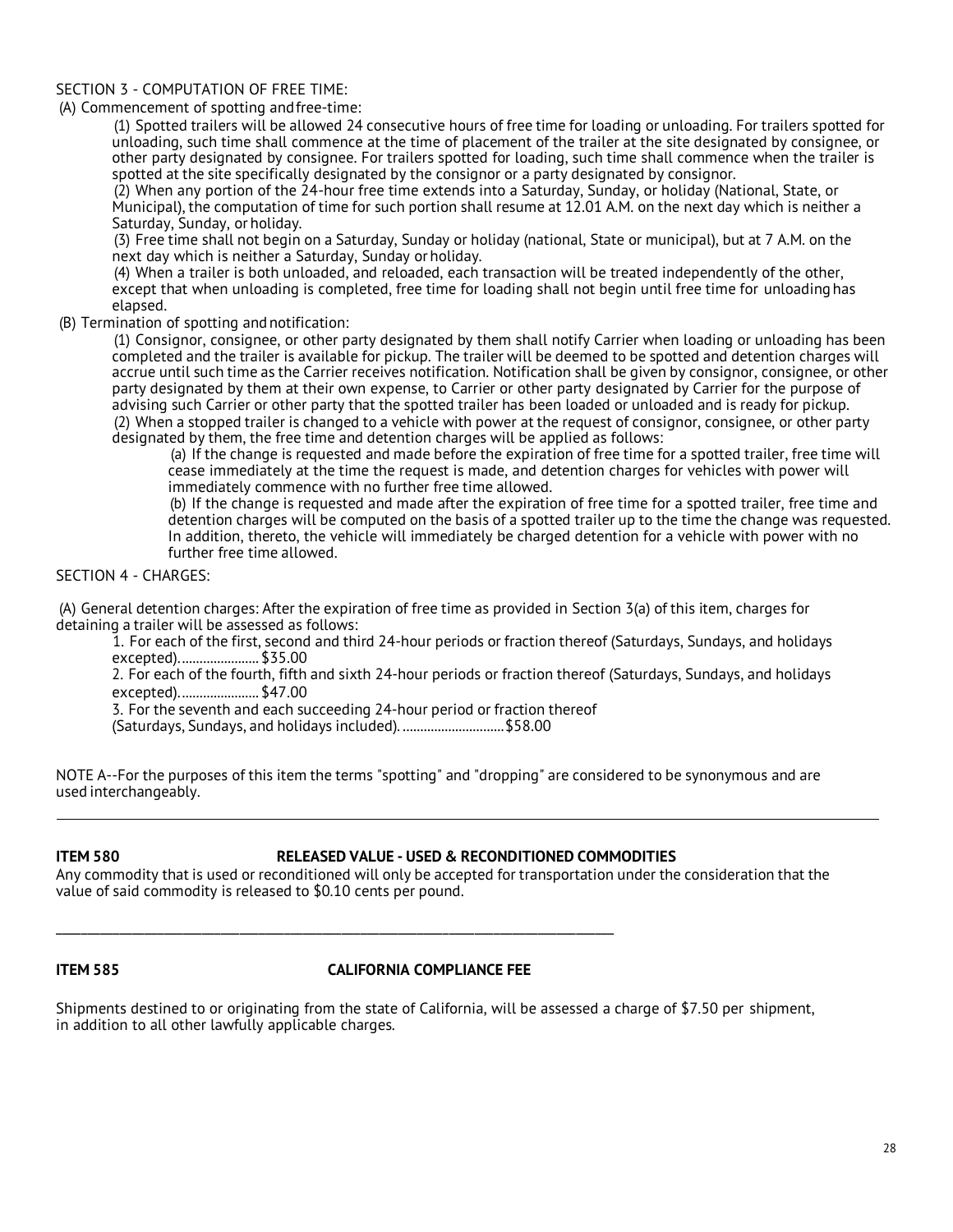SECTION 3 - COMPUTATION OF FREE TIME:

(A) Commencement of spotting and free-time:

(1) Spotted trailers will be allowed 24 consecutive hours of free time for loading or unloading. For trailers spotted for unloading, such time shall commence at the time of placement of the trailer at the site designated by consignee, or other party designated by consignee. For trailers spotted for loading, such time shall commence when the trailer is spotted at the site specifically designated by the consignor or a party designated by consignor.

(2) When any portion of the 24-hour free time extends into a Saturday, Sunday, or holiday (National, State, or Municipal), the computation of time for such portion shall resume at 12.01 A.M. on the next day which is neither a Saturday, Sunday, or holiday.

(3) Free time shall not begin on a Saturday, Sunday or holiday (national, State or municipal), but at 7 A.M. on the next day which is neither a Saturday, Sunday or holiday.

(4) When a trailer is both unloaded, and reloaded, each transaction will be treated independently of the other, except that when unloading is completed, free time for loading shall not begin until free time for unloading has elapsed.

(B) Termination of spotting and notification:

(1) Consignor, consignee, or other party designated by them shall notify Carrier when loading or unloading has been completed and the trailer is available for pickup. The trailer will be deemed to be spotted and detention charges will accrue until such time as the Carrier receives notification. Notification shall be given by consignor, consignee, or other party designated by them at their own expense, to Carrier or other party designated by Carrier for the purpose of advising such Carrier or other party that the spotted trailer has been loaded or unloaded and is ready for pickup.

(2) When a stopped trailer is changed to a vehicle with power at the request of consignor, consignee, or other party designated by them, the free time and detention charges will be applied as follows:

(a) If the change is requested and made before the expiration of free time for a spotted trailer, free time will cease immediately at the time the request is made, and detention charges for vehicles with power will immediately commence with no further free time allowed.

(b) If the change is requested and made after the expiration of free time for a spotted trailer, free time and detention charges will be computed on the basis of a spotted trailer up to the time the change was requested. In addition, thereto, the vehicle will immediately be charged detention for a vehicle with power with no further free time allowed.

SECTION 4 - CHARGES:

(A) General detention charges: After the expiration of free time as provided in Section 3(a) of this item, charges for detaining a trailer will be assessed as follows:

1. For each of the first, second and third 24-hour periods or fraction thereof (Saturdays, Sundays, and holidays excepted)...................... $35.00

2. For each of the fourth, fifth and sixth 24-hour periods or fraction thereof (Saturdays, Sundays, and holidays excepted)...................... $47.00

3. For the seventh and each succeeding 24-hour period or fraction thereof (Saturdays, Sundays, and holidays included). ............................ $58.00

NOTE A--For the purposes of this item the terms "spotting" and "dropping" are considered to be synonymous and are used interchangeably.

---

**ITEM 580 RELEASED VALUE - USED & RECONDITIONED COMMODITIES**

Any commodity that is used or reconditioned will only be accepted for transportation under the consideration that the value of said commodity is released to $0.10 cents per pound.

---

**ITEM 585 CALIFORNIA COMPLIANCE FEE**

Shipments destined to or originating from the state of California, will be assessed a charge of $7.50 per shipment, in addition to all other lawfully applicable charges.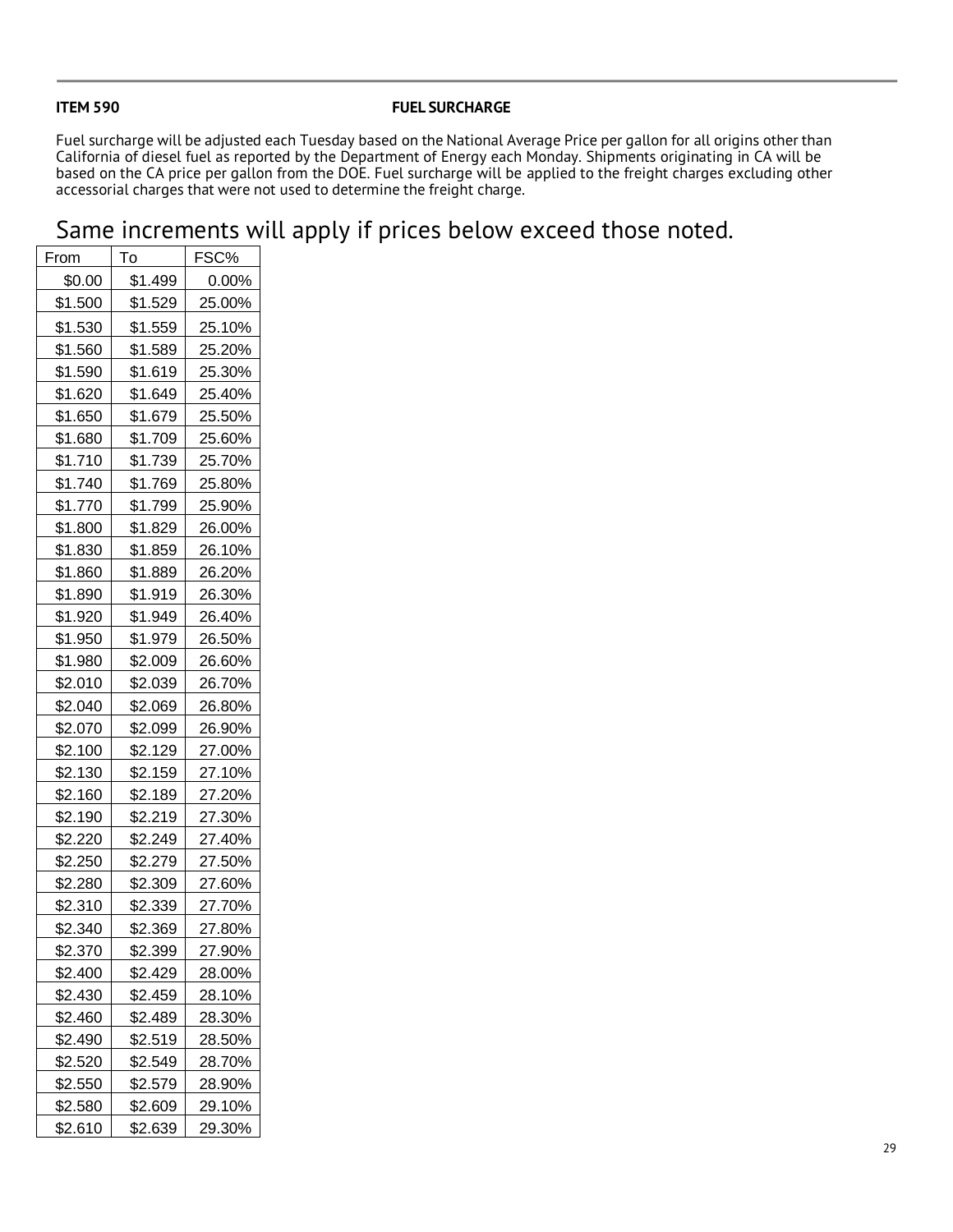**ITEM 590** **FUEL SURCHARGE**

Fuel surcharge will be adjusted each Tuesday based on the National Average Price per gallon for all origins other than California of diesel fuel as reported by the Department of Energy each Monday. Shipments originating in CA will be based on the CA price per gallon from the DOE. Fuel surcharge will be applied to the freight charges excluding other accessorial charges that were not used to determine the freight charge.

## Same increments will apply if prices below exceed those noted.

| From | To | FSC% |
|---|---|---|
| $0.00 | $1.499 | 0.00% |
| $1.500 | $1.529 | 25.00% |
| $1.530 | $1.559 | 25.10% |
| $1.560 | $1.589 | 25.20% |
| $1.590 | $1.619 | 25.30% |
| $1.620 | $1.649 | 25.40% |
| $1.650 | $1.679 | 25.50% |
| $1.680 | $1.709 | 25.60% |
| $1.710 | $1.739 | 25.70% |
| $1.740 | $1.769 | 25.80% |
| $1.770 | $1.799 | 25.90% |
| $1.800 | $1.829 | 26.00% |
| $1.830 | $1.859 | 26.10% |
| $1.860 | $1.889 | 26.20% |
| $1.890 | $1.919 | 26.30% |
| $1.920 | $1.949 | 26.40% |
| $1.950 | $1.979 | 26.50% |
| $1.980 | $2.009 | 26.60% |
| $2.010 | $2.039 | 26.70% |
| $2.040 | $2.069 | 26.80% |
| $2.070 | $2.099 | 26.90% |
| $2.100 | $2.129 | 27.00% |
| $2.130 | $2.159 | 27.10% |
| $2.160 | $2.189 | 27.20% |
| $2.190 | $2.219 | 27.30% |
| $2.220 | $2.249 | 27.40% |
| $2.250 | $2.279 | 27.50% |
| $2.280 | $2.309 | 27.60% |
| $2.310 | $2.339 | 27.70% |
| $2.340 | $2.369 | 27.80% |
| $2.370 | $2.399 | 27.90% |
| $2.400 | $2.429 | 28.00% |
| $2.430 | $2.459 | 28.10% |
| $2.460 | $2.489 | 28.30% |
| $2.490 | $2.519 | 28.50% |
| $2.520 | $2.549 | 28.70% |
| $2.550 | $2.579 | 28.90% |
| $2.580 | $2.609 | 29.10% |
| $2.610 | $2.639 | 29.30% |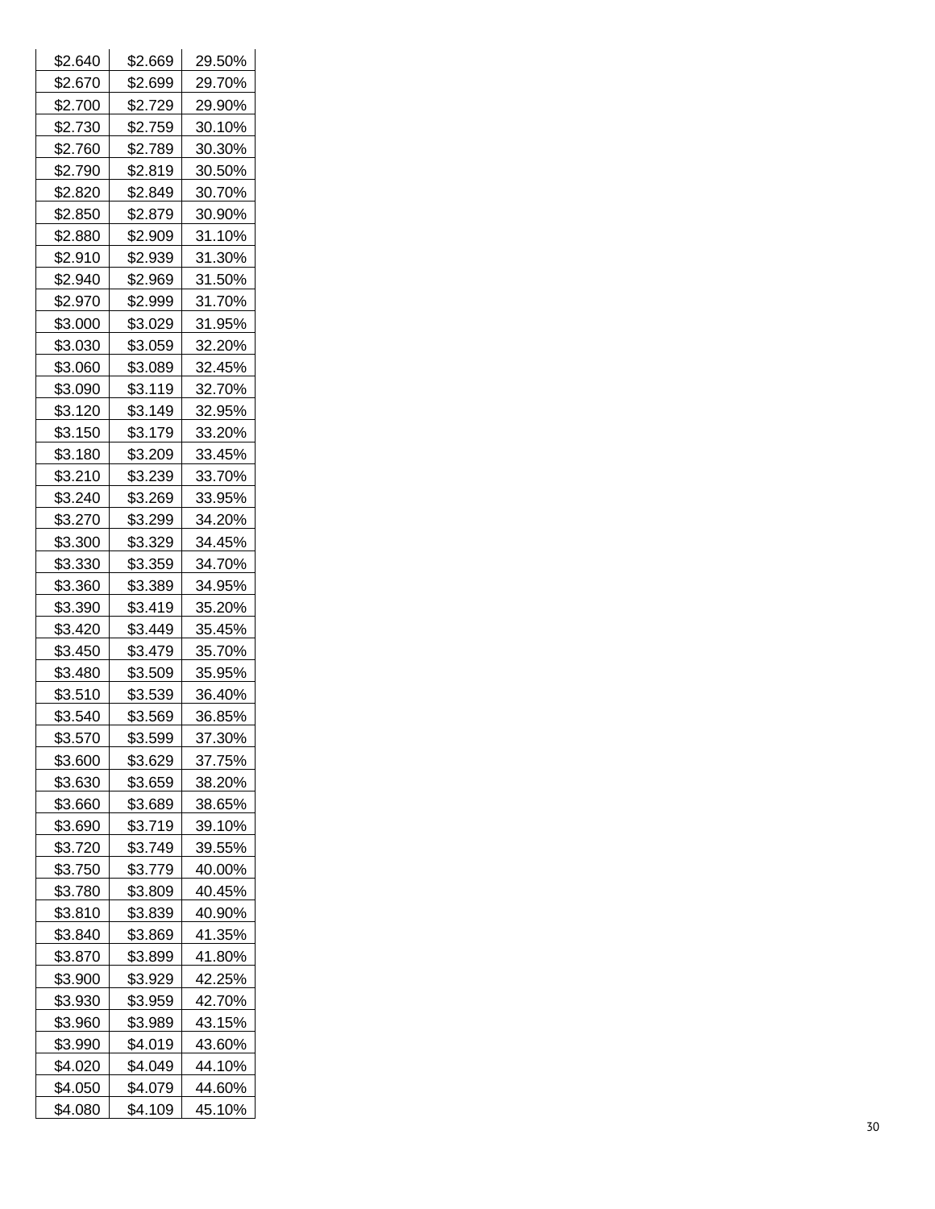| | | |
|---|---|---|
| $2.640 | $2.669 | 29.50% |
| $2.670 | $2.699 | 29.70% |
| $2.700 | $2.729 | 29.90% |
| $2.730 | $2.759 | 30.10% |
| $2.760 | $2.789 | 30.30% |
| $2.790 | $2.819 | 30.50% |
| $2.820 | $2.849 | 30.70% |
| $2.850 | $2.879 | 30.90% |
| $2.880 | $2.909 | 31.10% |
| $2.910 | $2.939 | 31.30% |
| $2.940 | $2.969 | 31.50% |
| $2.970 | $2.999 | 31.70% |
| $3.000 | $3.029 | 31.95% |
| $3.030 | $3.059 | 32.20% |
| $3.060 | $3.089 | 32.45% |
| $3.090 | $3.119 | 32.70% |
| $3.120 | $3.149 | 32.95% |
| $3.150 | $3.179 | 33.20% |
| $3.180 | $3.209 | 33.45% |
| $3.210 | $3.239 | 33.70% |
| $3.240 | $3.269 | 33.95% |
| $3.270 | $3.299 | 34.20% |
| $3.300 | $3.329 | 34.45% |
| $3.330 | $3.359 | 34.70% |
| $3.360 | $3.389 | 34.95% |
| $3.390 | $3.419 | 35.20% |
| $3.420 | $3.449 | 35.45% |
| $3.450 | $3.479 | 35.70% |
| $3.480 | $3.509 | 35.95% |
| $3.510 | $3.539 | 36.40% |
| $3.540 | $3.569 | 36.85% |
| $3.570 | $3.599 | 37.30% |
| $3.600 | $3.629 | 37.75% |
| $3.630 | $3.659 | 38.20% |
| $3.660 | $3.689 | 38.65% |
| $3.690 | $3.719 | 39.10% |
| $3.720 | $3.749 | 39.55% |
| $3.750 | $3.779 | 40.00% |
| $3.780 | $3.809 | 40.45% |
| $3.810 | $3.839 | 40.90% |
| $3.840 | $3.869 | 41.35% |
| $3.870 | $3.899 | 41.80% |
| $3.900 | $3.929 | 42.25% |
| $3.930 | $3.959 | 42.70% |
| $3.960 | $3.989 | 43.15% |
| $3.990 | $4.019 | 43.60% |
| $4.020 | $4.049 | 44.10% |
| $4.050 | $4.079 | 44.60% |
| $4.080 | $4.109 | 45.10% |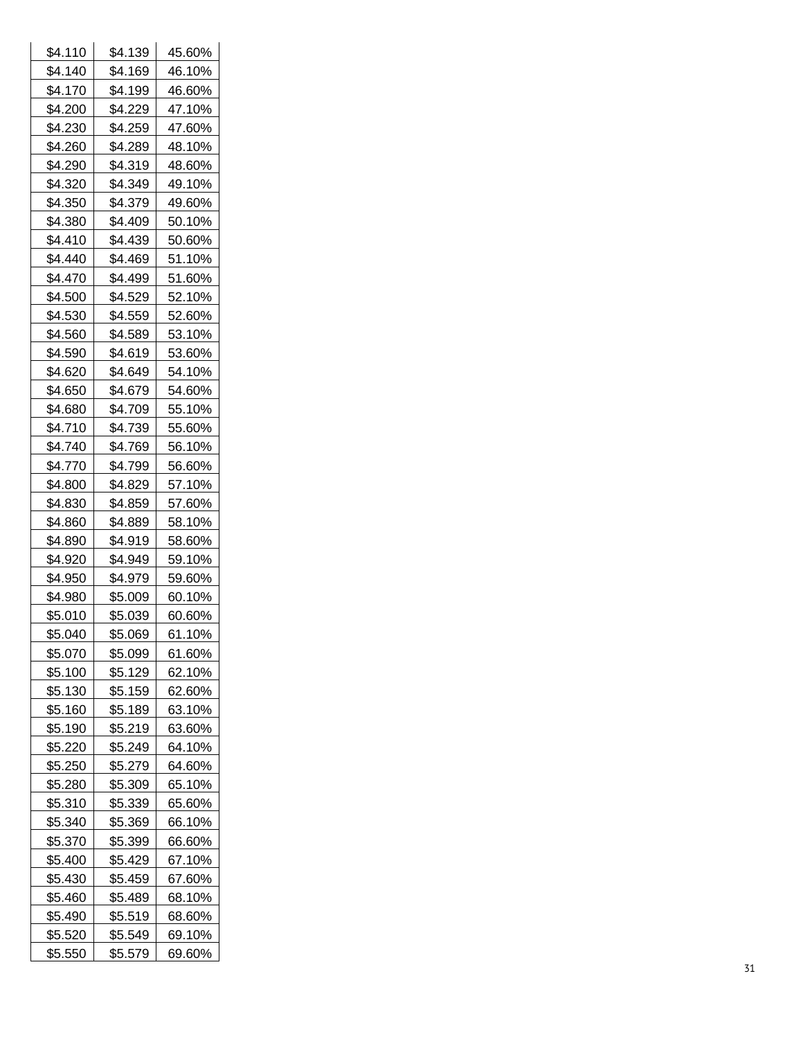| | | |
|---|---|---|
| $4.110 | $4.139 | 45.60% |
| $4.140 | $4.169 | 46.10% |
| $4.170 | $4.199 | 46.60% |
| $4.200 | $4.229 | 47.10% |
| $4.230 | $4.259 | 47.60% |
| $4.260 | $4.289 | 48.10% |
| $4.290 | $4.319 | 48.60% |
| $4.320 | $4.349 | 49.10% |
| $4.350 | $4.379 | 49.60% |
| $4.380 | $4.409 | 50.10% |
| $4.410 | $4.439 | 50.60% |
| $4.440 | $4.469 | 51.10% |
| $4.470 | $4.499 | 51.60% |
| $4.500 | $4.529 | 52.10% |
| $4.530 | $4.559 | 52.60% |
| $4.560 | $4.589 | 53.10% |
| $4.590 | $4.619 | 53.60% |
| $4.620 | $4.649 | 54.10% |
| $4.650 | $4.679 | 54.60% |
| $4.680 | $4.709 | 55.10% |
| $4.710 | $4.739 | 55.60% |
| $4.740 | $4.769 | 56.10% |
| $4.770 | $4.799 | 56.60% |
| $4.800 | $4.829 | 57.10% |
| $4.830 | $4.859 | 57.60% |
| $4.860 | $4.889 | 58.10% |
| $4.890 | $4.919 | 58.60% |
| $4.920 | $4.949 | 59.10% |
| $4.950 | $4.979 | 59.60% |
| $4.980 | $5.009 | 60.10% |
| $5.010 | $5.039 | 60.60% |
| $5.040 | $5.069 | 61.10% |
| $5.070 | $5.099 | 61.60% |
| $5.100 | $5.129 | 62.10% |
| $5.130 | $5.159 | 62.60% |
| $5.160 | $5.189 | 63.10% |
| $5.190 | $5.219 | 63.60% |
| $5.220 | $5.249 | 64.10% |
| $5.250 | $5.279 | 64.60% |
| $5.280 | $5.309 | 65.10% |
| $5.310 | $5.339 | 65.60% |
| $5.340 | $5.369 | 66.10% |
| $5.370 | $5.399 | 66.60% |
| $5.400 | $5.429 | 67.10% |
| $5.430 | $5.459 | 67.60% |
| $5.460 | $5.489 | 68.10% |
| $5.490 | $5.519 | 68.60% |
| $5.520 | $5.549 | 69.10% |
| $5.550 | $5.579 | 69.60% |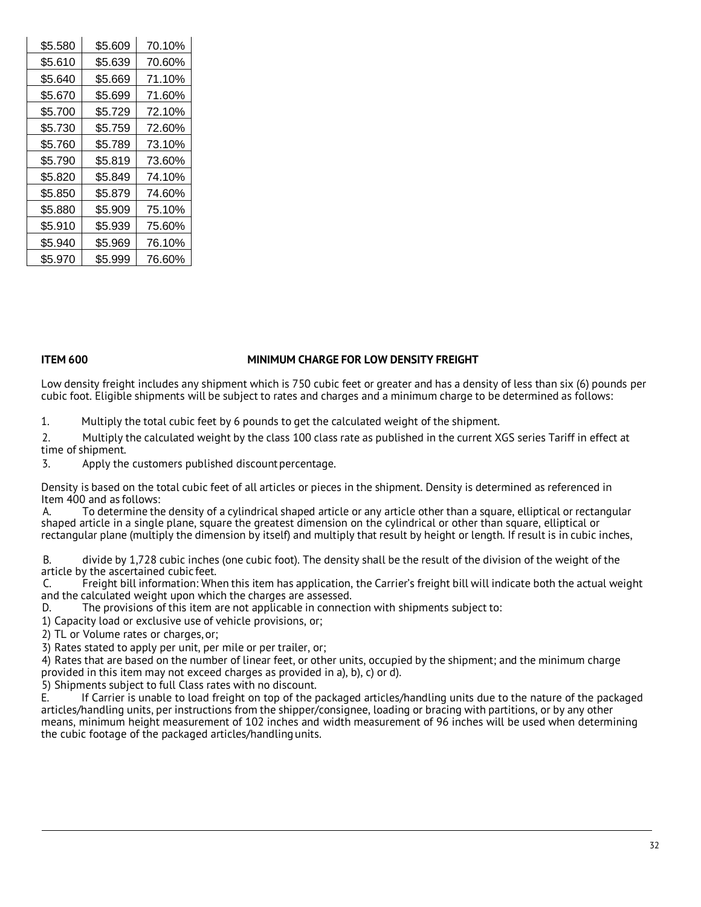| | | |
|---|---|---|
| $5.580 | $5.609 | 70.10% |
| $5.610 | $5.639 | 70.60% |
| $5.640 | $5.669 | 71.10% |
| $5.670 | $5.699 | 71.60% |
| $5.700 | $5.729 | 72.10% |
| $5.730 | $5.759 | 72.60% |
| $5.760 | $5.789 | 73.10% |
| $5.790 | $5.819 | 73.60% |
| $5.820 | $5.849 | 74.10% |
| $5.850 | $5.879 | 74.60% |
| $5.880 | $5.909 | 75.10% |
| $5.910 | $5.939 | 75.60% |
| $5.940 | $5.969 | 76.10% |
| $5.970 | $5.999 | 76.60% |

**ITEM 600 MINIMUM CHARGE FOR LOW DENSITY FREIGHT**

Low density freight includes any shipment which is 750 cubic feet or greater and has a density of less than six (6) pounds per cubic foot. Eligible shipments will be subject to rates and charges and a minimum charge to be determined as follows:

1. Multiply the total cubic feet by 6 pounds to get the calculated weight of the shipment.
2. Multiply the calculated weight by the class 100 class rate as published in the current XGS series Tariff in effect at time of shipment.
3. Apply the customers published discount percentage.

Density is based on the total cubic feet of all articles or pieces in the shipment. Density is determined as referenced in Item 400 and as follows:

A. To determine the density of a cylindrical shaped article or any article other than a square, elliptical or rectangular shaped article in a single plane, square the greatest dimension on the cylindrical or other than square, elliptical or rectangular plane (multiply the dimension by itself) and multiply that result by height or length. If result is in cubic inches,

B. divide by 1,728 cubic inches (one cubic foot). The density shall be the result of the division of the weight of the article by the ascertained cubic feet.

C. Freight bill information: When this item has application, the Carrier's freight bill will indicate both the actual weight and the calculated weight upon which the charges are assessed.

D. The provisions of this item are not applicable in connection with shipments subject to:

1) Capacity load or exclusive use of vehicle provisions, or;
2) TL or Volume rates or charges, or;
3) Rates stated to apply per unit, per mile or per trailer, or;
4) Rates that are based on the number of linear feet, or other units, occupied by the shipment; and the minimum charge provided in this item may not exceed charges as provided in a), b), c) or d).
5) Shipments subject to full Class rates with no discount.

E. If Carrier is unable to load freight on top of the packaged articles/handling units due to the nature of the packaged articles/handling units, per instructions from the shipper/consignee, loading or bracing with partitions, or by any other means, minimum height measurement of 102 inches and width measurement of 96 inches will be used when determining the cubic footage of the packaged articles/handling units.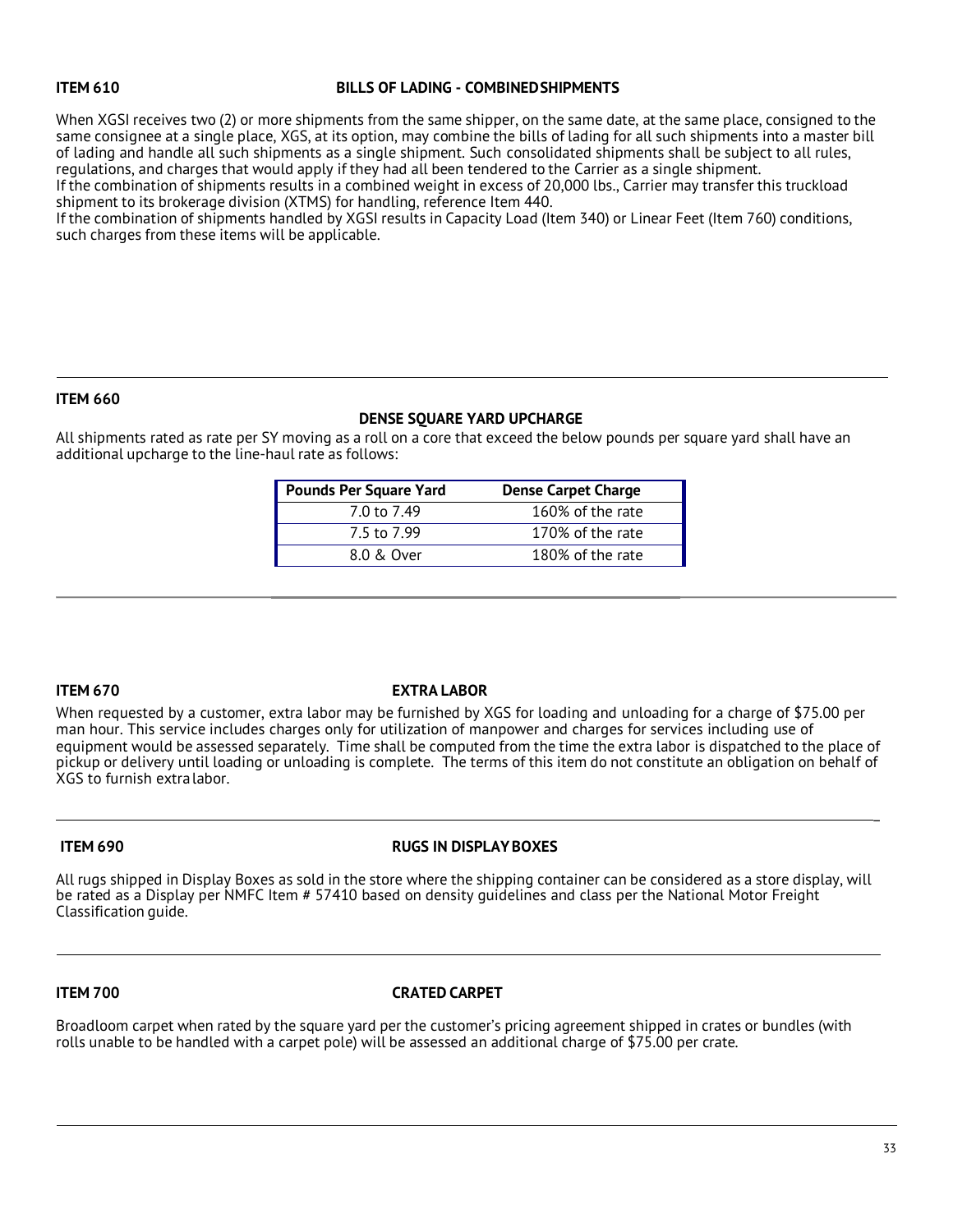**ITEM 610** **BILLS OF LADING - COMBINED SHIPMENTS**

When XGSI receives two (2) or more shipments from the same shipper, on the same date, at the same place, consigned to the same consignee at a single place, XGS, at its option, may combine the bills of lading for all such shipments into a master bill of lading and handle all such shipments as a single shipment. Such consolidated shipments shall be subject to all rules, regulations, and charges that would apply if they had all been tendered to the Carrier as a single shipment.
If the combination of shipments results in a combined weight in excess of 20,000 lbs., Carrier may transfer this truckload shipment to its brokerage division (XTMS) for handling, reference Item 440.
If the combination of shipments handled by XGSI results in Capacity Load (Item 340) or Linear Feet (Item 760) conditions, such charges from these items will be applicable.

---

**ITEM 660**

**DENSE SQUARE YARD UPCHARGE**

All shipments rated as rate per SY moving as a roll on a core that exceed the below pounds per square yard shall have an additional upcharge to the line-haul rate as follows:

| Pounds Per Square Yard | Dense Carpet Charge |
|---|---|
| 7.0 to 7.49 | 160% of the rate |
| 7.5 to 7.99 | 170% of the rate |
| 8.0 & Over | 180% of the rate |

---

**ITEM 670** **EXTRA LABOR**

When requested by a customer, extra labor may be furnished by XGS for loading and unloading for a charge of $75.00 per man hour. This service includes charges only for utilization of manpower and charges for services including use of equipment would be assessed separately. Time shall be computed from the time the extra labor is dispatched to the place of pickup or delivery until loading or unloading is complete. The terms of this item do not constitute an obligation on behalf of XGS to furnish extra labor.

---

**ITEM 690** **RUGS IN DISPLAY BOXES**

All rugs shipped in Display Boxes as sold in the store where the shipping container can be considered as a store display, will be rated as a Display per NMFC Item # 57410 based on density guidelines and class per the National Motor Freight Classification guide.

---

**ITEM 700** **CRATED CARPET**

Broadloom carpet when rated by the square yard per the customer's pricing agreement shipped in crates or bundles (with rolls unable to be handled with a carpet pole) will be assessed an additional charge of $75.00 per crate.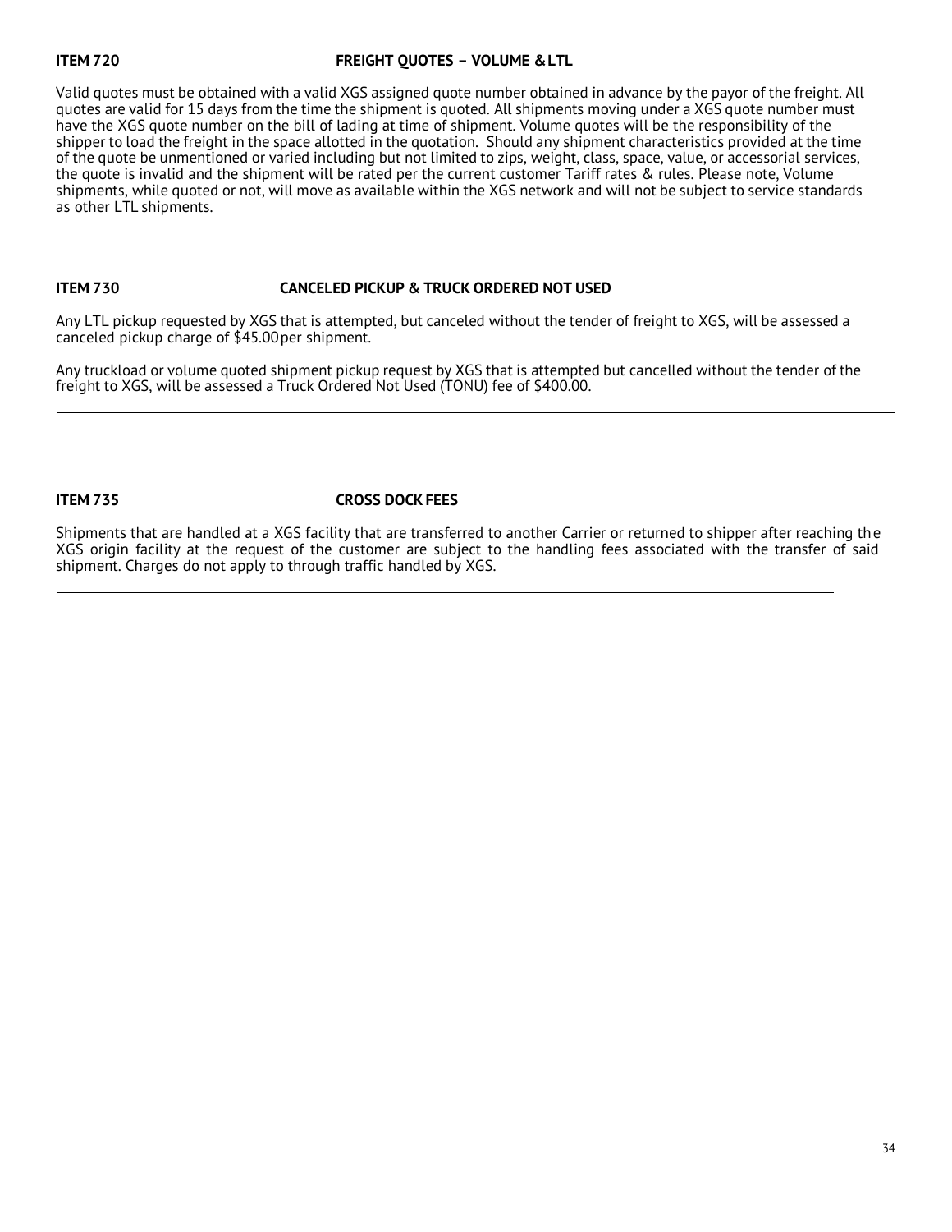## ITEM 720 FREIGHT QUOTES – VOLUME & LTL

Valid quotes must be obtained with a valid XGS assigned quote number obtained in advance by the payor of the freight. All quotes are valid for 15 days from the time the shipment is quoted. All shipments moving under a XGS quote number must have the XGS quote number on the bill of lading at time of shipment. Volume quotes will be the responsibility of the shipper to load the freight in the space allotted in the quotation. Should any shipment characteristics provided at the time of the quote be unmentioned or varied including but not limited to zips, weight, class, space, value, or accessorial services, the quote is invalid and the shipment will be rated per the current customer Tariff rates & rules. Please note, Volume shipments, while quoted or not, will move as available within the XGS network and will not be subject to service standards as other LTL shipments.

---

## ITEM 730 CANCELED PICKUP & TRUCK ORDERED NOT USED

Any LTL pickup requested by XGS that is attempted, but canceled without the tender of freight to XGS, will be assessed a canceled pickup charge of $45.00 per shipment.

Any truckload or volume quoted shipment pickup request by XGS that is attempted but cancelled without the tender of the freight to XGS, will be assessed a Truck Ordered Not Used (TONU) fee of $400.00.

---

## ITEM 735 CROSS DOCK FEES

Shipments that are handled at a XGS facility that are transferred to another Carrier or returned to shipper after reaching the XGS origin facility at the request of the customer are subject to the handling fees associated with the transfer of said shipment. Charges do not apply to through traffic handled by XGS.

---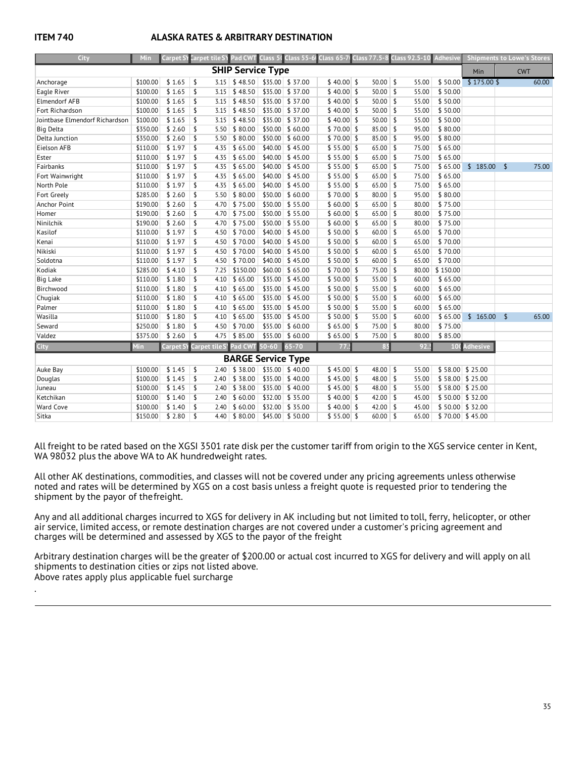**ITEM 740** **ALASKA RATES & ARBITRARY DESTINATION**

| City | Min | Carpet SY | Carpet tile SY | Pad CWT | Class 50 | Class 55-60 | Class 65-70 | Class 77.5-85 | Class 92.5-100 | Adhesive | Shipments to Lowe's Stores | |
|---|---|---|---|---|---|---|---|---|---|---|---|---|
| **SHIP Service Type** | | | | | | | | | | | Min | CWT |
| Anchorage | $100.00 | $ 1.65 | $ 3.15 | $ 48.50 | $35.00 | $ 37.00 | $ 40.00 | $ 50.00 | $ 55.00 | $ 50.00 | $ 175.00 | $ 60.00 |
| Eagle River | $100.00 | $ 1.65 | $ 3.15 | $ 48.50 | $35.00 | $ 37.00 | $ 40.00 | $ 50.00 | $ 55.00 | $ 50.00 | | |
| Elmendorf AFB | $100.00 | $ 1.65 | $ 3.15 | $ 48.50 | $35.00 | $ 37.00 | $ 40.00 | $ 50.00 | $ 55.00 | $ 50.00 | | |
| Fort Richardson | $100.00 | $ 1.65 | $ 3.15 | $ 48.50 | $35.00 | $ 37.00 | $ 40.00 | $ 50.00 | $ 55.00 | $ 50.00 | | |
| Jointbase Elmendorf Richardson | $100.00 | $ 1.65 | $ 3.15 | $ 48.50 | $35.00 | $ 37.00 | $ 40.00 | $ 50.00 | $ 55.00 | $ 50.00 | | |
| Big Delta | $350.00 | $ 2.60 | $ 5.50 | $ 80.00 | $50.00 | $ 60.00 | $ 70.00 | $ 85.00 | $ 95.00 | $ 80.00 | | |
| Delta Junction | $350.00 | $ 2.60 | $ 5.50 | $ 80.00 | $50.00 | $ 60.00 | $ 70.00 | $ 85.00 | $ 95.00 | $ 80.00 | | |
| Eielson AFB | $110.00 | $ 1.97 | $ 4.35 | $ 65.00 | $40.00 | $ 45.00 | $ 55.00 | $ 65.00 | $ 75.00 | $ 65.00 | | |
| Ester | $110.00 | $ 1.97 | $ 4.35 | $ 65.00 | $40.00 | $ 45.00 | $ 55.00 | $ 65.00 | $ 75.00 | $ 65.00 | | |
| Fairbanks | $110.00 | $ 1.97 | $ 4.35 | $ 65.00 | $40.00 | $ 45.00 | $ 55.00 | $ 65.00 | $ 75.00 | $ 65.00 | $ 185.00 | $ 75.00 |
| Fort Wainwright | $110.00 | $ 1.97 | $ 4.35 | $ 65.00 | $40.00 | $ 45.00 | $ 55.00 | $ 65.00 | $ 75.00 | $ 65.00 | | |
| North Pole | $110.00 | $ 1.97 | $ 4.35 | $ 65.00 | $40.00 | $ 45.00 | $ 55.00 | $ 65.00 | $ 75.00 | $ 65.00 | | |
| Fort Greely | $285.00 | $ 2.60 | $ 5.50 | $ 80.00 | $50.00 | $ 60.00 | $ 70.00 | $ 80.00 | $ 95.00 | $ 80.00 | | |
| Anchor Point | $190.00 | $ 2.60 | $ 4.70 | $ 75.00 | $50.00 | $ 55.00 | $ 60.00 | $ 65.00 | $ 80.00 | $ 75.00 | | |
| Homer | $190.00 | $ 2.60 | $ 4.70 | $ 75.00 | $50.00 | $ 55.00 | $ 60.00 | $ 65.00 | $ 80.00 | $ 75.00 | | |
| Ninilchik | $190.00 | $ 2.60 | $ 4.70 | $ 75.00 | $50.00 | $ 55.00 | $ 60.00 | $ 65.00 | $ 80.00 | $ 75.00 | | |
| Kasilof | $110.00 | $ 1.97 | $ 4.50 | $ 70.00 | $40.00 | $ 45.00 | $ 50.00 | $ 60.00 | $ 65.00 | $ 70.00 | | |
| Kenai | $110.00 | $ 1.97 | $ 4.50 | $ 70.00 | $40.00 | $ 45.00 | $ 50.00 | $ 60.00 | $ 65.00 | $ 70.00 | | |
| Nikiski | $110.00 | $ 1.97 | $ 4.50 | $ 70.00 | $40.00 | $ 45.00 | $ 50.00 | $ 60.00 | $ 65.00 | $ 70.00 | | |
| Soldotna | $110.00 | $ 1.97 | $ 4.50 | $ 70.00 | $40.00 | $ 45.00 | $ 50.00 | $ 60.00 | $ 65.00 | $ 70.00 | | |
| Kodiak | $285.00 | $ 4.10 | $ 7.25 | $150.00 | $60.00 | $ 65.00 | $ 70.00 | $ 75.00 | $ 80.00 | $ 150.00 | | |
| Big Lake | $110.00 | $ 1.80 | $ 4.10 | $ 65.00 | $35.00 | $ 45.00 | $ 50.00 | $ 55.00 | $ 60.00 | $ 65.00 | | |
| Birchwood | $110.00 | $ 1.80 | $ 4.10 | $ 65.00 | $35.00 | $ 45.00 | $ 50.00 | $ 55.00 | $ 60.00 | $ 65.00 | | |
| Chugiak | $110.00 | $ 1.80 | $ 4.10 | $ 65.00 | $35.00 | $ 45.00 | $ 50.00 | $ 55.00 | $ 60.00 | $ 65.00 | | |
| Palmer | $110.00 | $ 1.80 | $ 4.10 | $ 65.00 | $35.00 | $ 45.00 | $ 50.00 | $ 55.00 | $ 60.00 | $ 65.00 | | |
| Wasilla | $110.00 | $ 1.80 | $ 4.10 | $ 65.00 | $35.00 | $ 45.00 | $ 50.00 | $ 55.00 | $ 60.00 | $ 65.00 | $ 165.00 | $ 65.00 |
| Seward | $250.00 | $ 1.80 | $ 4.50 | $ 70.00 | $55.00 | $ 60.00 | $ 65.00 | $ 75.00 | $ 80.00 | $ 75.00 | | |
| Valdez | $375.00 | $ 2.60 | $ 4.75 | $ 85.00 | $55.00 | $ 60.00 | $ 65.00 | $ 75.00 | $ 80.00 | $ 85.00 | | |
| **City** | **Min** | **Carpet SY** | **Carpet tile SY** | **Pad CWT** | **50-60** | **65-70** | **77.5** | **85** | **92.5** | **100** | **Adhesive** | |
| **BARGE Service Type** | | | | | | | | | | | | |
| Auke Bay | $100.00 | $ 1.45 | $ 2.40 | $ 38.00 | $35.00 | $ 40.00 | $ 45.00 | $ 48.00 | $ 55.00 | $ 58.00 | $ 25.00 | |
| Douglas | $100.00 | $ 1.45 | $ 2.40 | $ 38.00 | $35.00 | $ 40.00 | $ 45.00 | $ 48.00 | $ 55.00 | $ 58.00 | $ 25.00 | |
| Juneau | $100.00 | $ 1.45 | $ 2.40 | $ 38.00 | $35.00 | $ 40.00 | $ 45.00 | $ 48.00 | $ 55.00 | $ 58.00 | $ 25.00 | |
| Ketchikan | $100.00 | $ 1.40 | $ 2.40 | $ 60.00 | $32.00 | $ 35.00 | $ 40.00 | $ 42.00 | $ 45.00 | $ 50.00 | $ 32.00 | |
| Ward Cove | $100.00 | $ 1.40 | $ 2.40 | $ 60.00 | $32.00 | $ 35.00 | $ 40.00 | $ 42.00 | $ 45.00 | $ 50.00 | $ 32.00 | |
| Sitka | $150.00 | $ 2.80 | $ 4.40 | $ 80.00 | $45.00 | $ 50.00 | $ 55.00 | $ 60.00 | $ 65.00 | $ 70.00 | $ 45.00 | |

All freight to be rated based on the XGSI 3501 rate disk per the customer tariff from origin to the XGS service center in Kent, WA 98032 plus the above WA to AK hundredweight rates.

All other AK destinations, commodities, and classes will not be covered under any pricing agreements unless otherwise noted and rates will be determined by XGS on a cost basis unless a freight quote is requested prior to tendering the shipment by the payor of thefreight.

Any and all additional charges incurred to XGS for delivery in AK including but not limited to toll, ferry, helicopter, or other air service, limited access, or remote destination charges are not covered under a customer's pricing agreement and charges will be determined and assessed by XGS to the payor of the freight

Arbitrary destination charges will be the greater of $200.00 or actual cost incurred to XGS for delivery and will apply on all shipments to destination cities or zips not listed above.
Above rates apply plus applicable fuel surcharge

.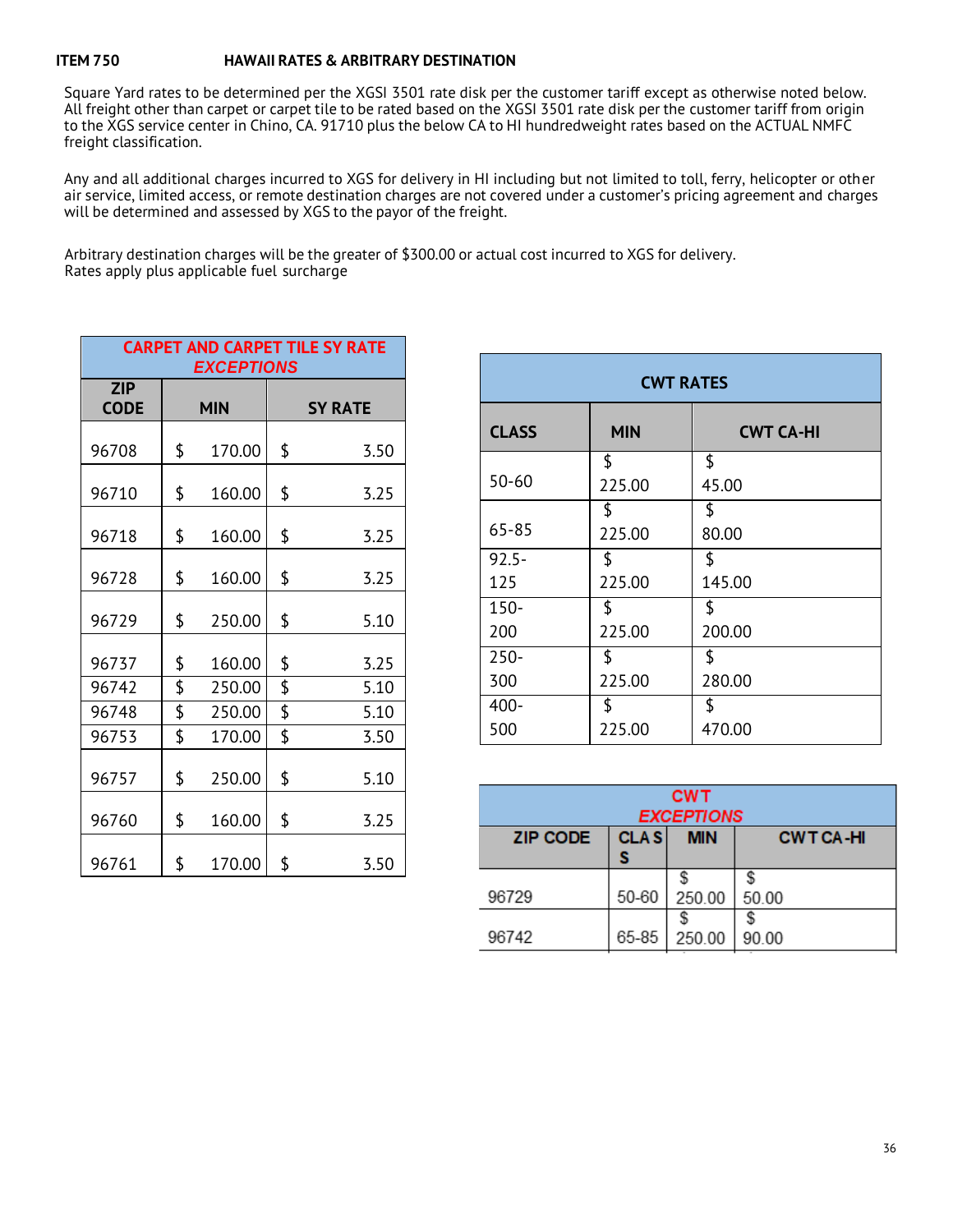**ITEM 750** **HAWAII RATES & ARBITRARY DESTINATION**

Square Yard rates to be determined per the XGSI 3501 rate disk per the customer tariff except as otherwise noted below. All freight other than carpet or carpet tile to be rated based on the XGSI 3501 rate disk per the customer tariff from origin to the XGS service center in Chino, CA. 91710 plus the below CA to HI hundredweight rates based on the ACTUAL NMFC freight classification.

Any and all additional charges incurred to XGS for delivery in HI including but not limited to toll, ferry, helicopter or other air service, limited access, or remote destination charges are not covered under a customer's pricing agreement and charges will be determined and assessed by XGS to the payor of the freight.

Arbitrary destination charges will be the greater of $300.00 or actual cost incurred to XGS for delivery.
Rates apply plus applicable fuel surcharge

| CARPET AND CARPET TILE SY RATE *EXCEPTIONS* | | |
|---|---|---|
| ZIP CODE | MIN | SY RATE |
| 96708 | $ 170.00 | $ 3.50 |
| 96710 | $ 160.00 | $ 3.25 |
| 96718 | $ 160.00 | $ 3.25 |
| 96728 | $ 160.00 | $ 3.25 |
| 96729 | $ 250.00 | $ 5.10 |
| 96737 | $ 160.00 | $ 3.25 |
| 96742 | $ 250.00 | $ 5.10 |
| 96748 | $ 250.00 | $ 5.10 |
| 96753 | $ 170.00 | $ 3.50 |
| 96757 | $ 250.00 | $ 5.10 |
| 96760 | $ 160.00 | $ 3.25 |
| 96761 | $ 170.00 | $ 3.50 |

| CWT RATES | | |
|---|---|---|
| CLASS | MIN | CWT CA-HI |
| 50-60 | $ 225.00 | $ 45.00 |
| 65-85 | $ 225.00 | $ 80.00 |
| 92.5-125 | $ 225.00 | $ 145.00 |
| 150-200 | $ 225.00 | $ 200.00 |
| 250-300 | $ 225.00 | $ 280.00 |
| 400-500 | $ 225.00 | $ 470.00 |

| CWT *EXCEPTIONS* | | | |
|---|---|---|---|
| ZIP CODE | CLASS | MIN | CWT CA-HI |
| 96729 | 50-60 | $ 250.00 | $ 50.00 |
| 96742 | 65-85 | $ 250.00 | $ 90.00 |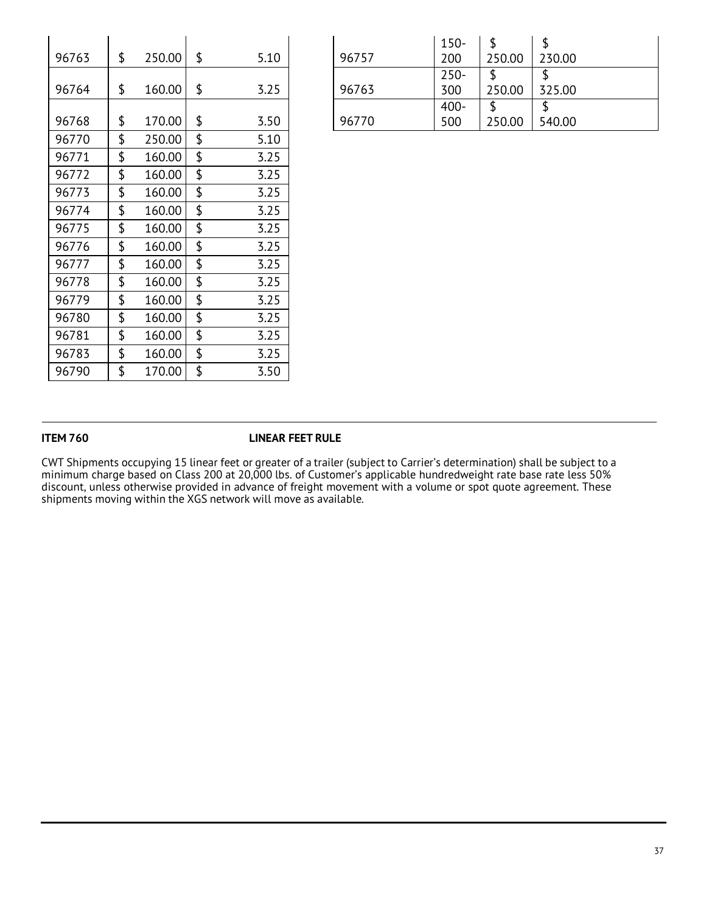| | | |
|---|---|---|
| 96763 | $ 250.00 | $ 5.10 |
| 96764 | $ 160.00 | $ 3.25 |
| 96768 | $ 170.00 | $ 3.50 |
| 96770 | $ 250.00 | $ 5.10 |
| 96771 | $ 160.00 | $ 3.25 |
| 96772 | $ 160.00 | $ 3.25 |
| 96773 | $ 160.00 | $ 3.25 |
| 96774 | $ 160.00 | $ 3.25 |
| 96775 | $ 160.00 | $ 3.25 |
| 96776 | $ 160.00 | $ 3.25 |
| 96777 | $ 160.00 | $ 3.25 |
| 96778 | $ 160.00 | $ 3.25 |
| 96779 | $ 160.00 | $ 3.25 |
| 96780 | $ 160.00 | $ 3.25 |
| 96781 | $ 160.00 | $ 3.25 |
| 96783 | $ 160.00 | $ 3.25 |
| 96790 | $ 170.00 | $ 3.50 |

| | | | |
|---|---|---|---|
| 96757 | 150-200 | $ 250.00 | $ 230.00 |
| 96763 | 250-300 | $ 250.00 | $ 325.00 |
| 96770 | 400-500 | $ 250.00 | $ 540.00 |

**ITEM 760** **LINEAR FEET RULE**

CWT Shipments occupying 15 linear feet or greater of a trailer (subject to Carrier's determination) shall be subject to a minimum charge based on Class 200 at 20,000 lbs. of Customer's applicable hundredweight rate base rate less 50% discount, unless otherwise provided in advance of freight movement with a volume or spot quote agreement. These shipments moving within the XGS network will move as available.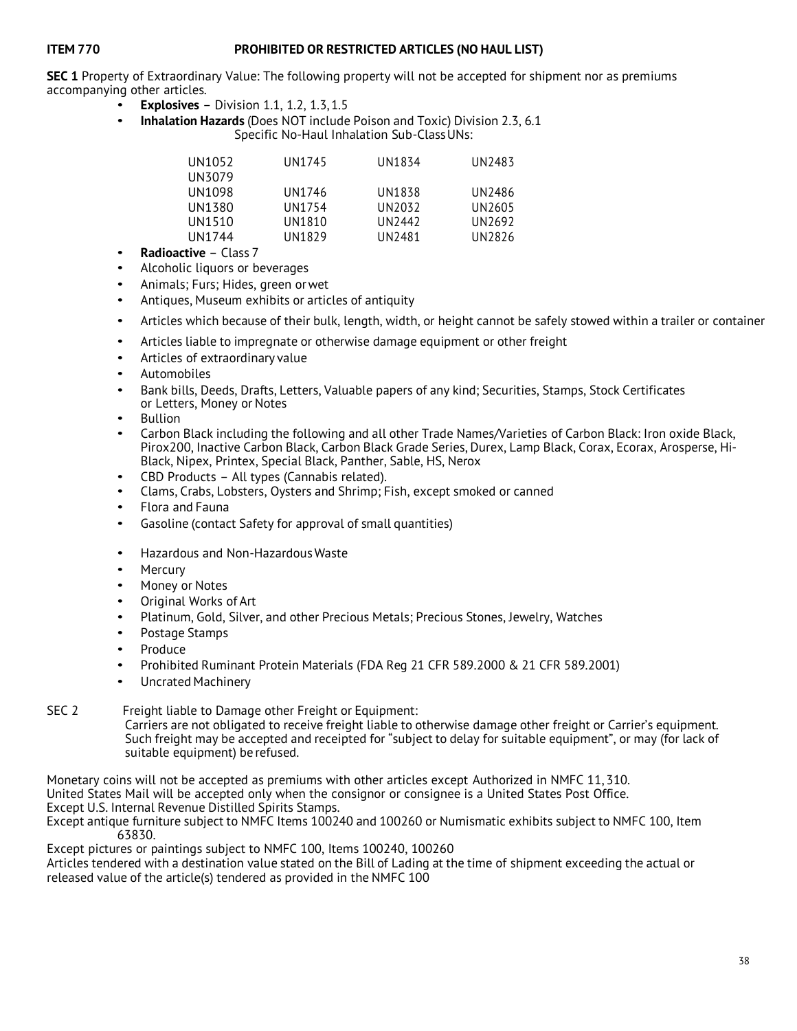## ITEM 770 PROHIBITED OR RESTRICTED ARTICLES (NO HAUL LIST)

**SEC 1** Property of Extraordinary Value: The following property will not be accepted for shipment nor as premiums accompanying other articles.

- **Explosives** – Division 1.1, 1.2, 1.3, 1.5
- **Inhalation Hazards** (Does NOT include Poison and Toxic) Division 2.3, 6.1
  Specific No-Haul Inhalation Sub-Class UNs:

| | | | |
|---|---|---|---|
| UN1052 | UN1745 | UN1834 | UN2483 |
| UN3079 | | | |
| UN1098 | UN1746 | UN1838 | UN2486 |
| UN1380 | UN1754 | UN2032 | UN2605 |
| UN1510 | UN1810 | UN2442 | UN2692 |
| UN1744 | UN1829 | UN2481 | UN2826 |

- **Radioactive** – Class 7
- Alcoholic liquors or beverages
- Animals; Furs; Hides, green or wet
- Antiques, Museum exhibits or articles of antiquity
- Articles which because of their bulk, length, width, or height cannot be safely stowed within a trailer or container
- Articles liable to impregnate or otherwise damage equipment or other freight
- Articles of extraordinary value
- Automobiles
- Bank bills, Deeds, Drafts, Letters, Valuable papers of any kind; Securities, Stamps, Stock Certificates or Letters, Money or Notes
- Bullion
- Carbon Black including the following and all other Trade Names/Varieties of Carbon Black: Iron oxide Black, Pirox200, Inactive Carbon Black, Carbon Black Grade Series, Durex, Lamp Black, Corax, Ecorax, Arosperse, Hi-Black, Nipex, Printex, Special Black, Panther, Sable, HS, Nerox
- CBD Products – All types (Cannabis related).
- Clams, Crabs, Lobsters, Oysters and Shrimp; Fish, except smoked or canned
- Flora and Fauna
- Gasoline (contact Safety for approval of small quantities)
- Hazardous and Non-Hazardous Waste
- Mercury
- Money or Notes
- Original Works of Art
- Platinum, Gold, Silver, and other Precious Metals; Precious Stones, Jewelry, Watches
- Postage Stamps
- Produce
- Prohibited Ruminant Protein Materials (FDA Reg 21 CFR 589.2000 & 21 CFR 589.2001)
- Uncrated Machinery

SEC 2 Freight liable to Damage other Freight or Equipment:
Carriers are not obligated to receive freight liable to otherwise damage other freight or Carrier's equipment. Such freight may be accepted and receipted for "subject to delay for suitable equipment", or may (for lack of suitable equipment) be refused.

Monetary coins will not be accepted as premiums with other articles except Authorized in NMFC 11, 310.
United States Mail will be accepted only when the consignor or consignee is a United States Post Office.
Except U.S. Internal Revenue Distilled Spirits Stamps.
Except antique furniture subject to NMFC Items 100240 and 100260 or Numismatic exhibits subject to NMFC 100, Item 63830.
Except pictures or paintings subject to NMFC 100, Items 100240, 100260
Articles tendered with a destination value stated on the Bill of Lading at the time of shipment exceeding the actual or released value of the article(s) tendered as provided in the NMFC 100